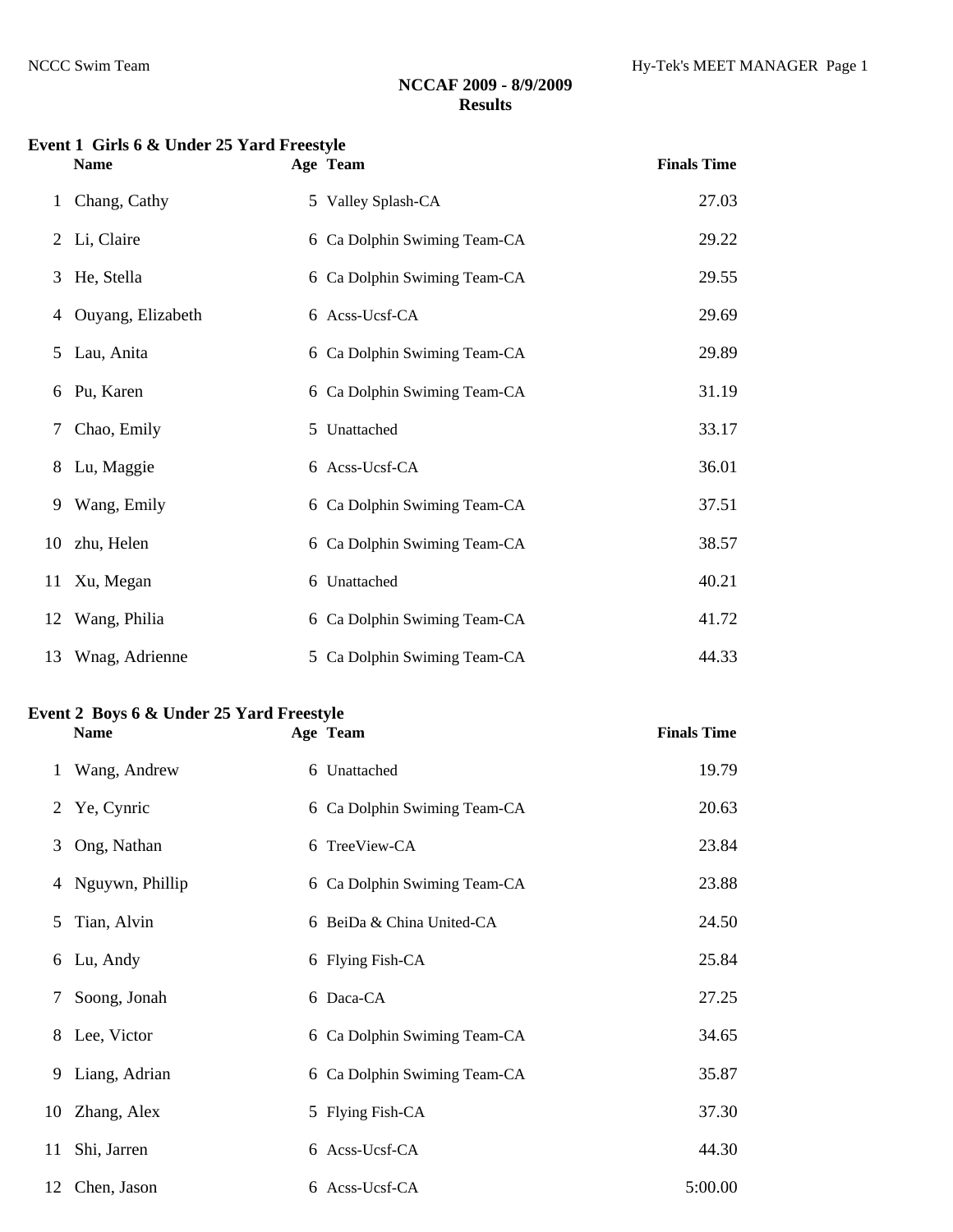**NCCAF 2009 - 8/9/2009**
**Results**

### Event 1 Girls 6 & Under 25 Yard Freestyle

| | Name | Age | Team | Finals Time |
|---|---|---|---|---|
| 1 | Chang, Cathy | 5 | Valley Splash-CA | 27.03 |
| 2 | Li, Claire | 6 | Ca Dolphin Swiming Team-CA | 29.22 |
| 3 | He, Stella | 6 | Ca Dolphin Swiming Team-CA | 29.55 |
| 4 | Ouyang, Elizabeth | 6 | Acss-Ucsf-CA | 29.69 |
| 5 | Lau, Anita | 6 | Ca Dolphin Swiming Team-CA | 29.89 |
| 6 | Pu, Karen | 6 | Ca Dolphin Swiming Team-CA | 31.19 |
| 7 | Chao, Emily | 5 | Unattached | 33.17 |
| 8 | Lu, Maggie | 6 | Acss-Ucsf-CA | 36.01 |
| 9 | Wang, Emily | 6 | Ca Dolphin Swiming Team-CA | 37.51 |
| 10 | zhu, Helen | 6 | Ca Dolphin Swiming Team-CA | 38.57 |
| 11 | Xu, Megan | 6 | Unattached | 40.21 |
| 12 | Wang, Philia | 6 | Ca Dolphin Swiming Team-CA | 41.72 |
| 13 | Wnag, Adrienne | 5 | Ca Dolphin Swiming Team-CA | 44.33 |

### Event 2 Boys 6 & Under 25 Yard Freestyle

| | Name | Age | Team | Finals Time |
|---|---|---|---|---|
| 1 | Wang, Andrew | 6 | Unattached | 19.79 |
| 2 | Ye, Cynric | 6 | Ca Dolphin Swiming Team-CA | 20.63 |
| 3 | Ong, Nathan | 6 | TreeView-CA | 23.84 |
| 4 | Nguywn, Phillip | 6 | Ca Dolphin Swiming Team-CA | 23.88 |
| 5 | Tian, Alvin | 6 | BeiDa & China United-CA | 24.50 |
| 6 | Lu, Andy | 6 | Flying Fish-CA | 25.84 |
| 7 | Soong, Jonah | 6 | Daca-CA | 27.25 |
| 8 | Lee, Victor | 6 | Ca Dolphin Swiming Team-CA | 34.65 |
| 9 | Liang, Adrian | 6 | Ca Dolphin Swiming Team-CA | 35.87 |
| 10 | Zhang, Alex | 5 | Flying Fish-CA | 37.30 |
| 11 | Shi, Jarren | 6 | Acss-Ucsf-CA | 44.30 |
| 12 | Chen, Jason | 6 | Acss-Ucsf-CA | 5:00.00 |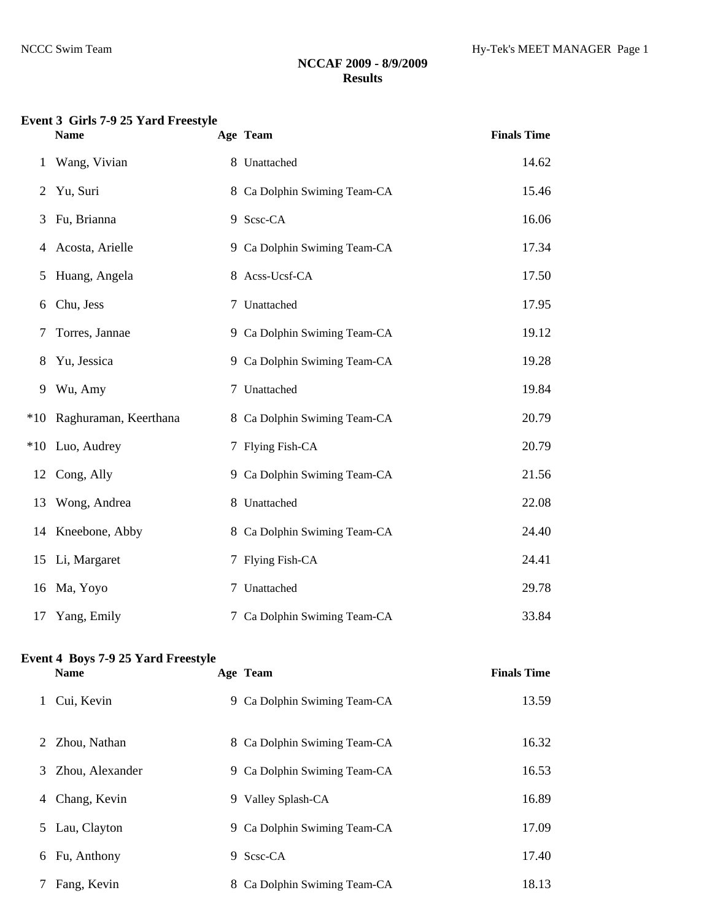**NCCAF 2009 - 8/9/2009**
**Results**

### Event 3 Girls 7-9 25 Yard Freestyle

| | Name | Age | Team | Finals Time |
|---|---|---|---|---|
| 1 | Wang, Vivian | 8 | Unattached | 14.62 |
| 2 | Yu, Suri | 8 | Ca Dolphin Swiming Team-CA | 15.46 |
| 3 | Fu, Brianna | 9 | Scsc-CA | 16.06 |
| 4 | Acosta, Arielle | 9 | Ca Dolphin Swiming Team-CA | 17.34 |
| 5 | Huang, Angela | 8 | Acss-Ucsf-CA | 17.50 |
| 6 | Chu, Jess | 7 | Unattached | 17.95 |
| 7 | Torres, Jannae | 9 | Ca Dolphin Swiming Team-CA | 19.12 |
| 8 | Yu, Jessica | 9 | Ca Dolphin Swiming Team-CA | 19.28 |
| 9 | Wu, Amy | 7 | Unattached | 19.84 |
| *10 | Raghuraman, Keerthana | 8 | Ca Dolphin Swiming Team-CA | 20.79 |
| *10 | Luo, Audrey | 7 | Flying Fish-CA | 20.79 |
| 12 | Cong, Ally | 9 | Ca Dolphin Swiming Team-CA | 21.56 |
| 13 | Wong, Andrea | 8 | Unattached | 22.08 |
| 14 | Kneebone, Abby | 8 | Ca Dolphin Swiming Team-CA | 24.40 |
| 15 | Li, Margaret | 7 | Flying Fish-CA | 24.41 |
| 16 | Ma, Yoyo | 7 | Unattached | 29.78 |
| 17 | Yang, Emily | 7 | Ca Dolphin Swiming Team-CA | 33.84 |

### Event 4 Boys 7-9 25 Yard Freestyle

| | Name | Age | Team | Finals Time |
|---|---|---|---|---|
| 1 | Cui, Kevin | 9 | Ca Dolphin Swiming Team-CA | 13.59 |
| 2 | Zhou, Nathan | 8 | Ca Dolphin Swiming Team-CA | 16.32 |
| 3 | Zhou, Alexander | 9 | Ca Dolphin Swiming Team-CA | 16.53 |
| 4 | Chang, Kevin | 9 | Valley Splash-CA | 16.89 |
| 5 | Lau, Clayton | 9 | Ca Dolphin Swiming Team-CA | 17.09 |
| 6 | Fu, Anthony | 9 | Scsc-CA | 17.40 |
| 7 | Fang, Kevin | 8 | Ca Dolphin Swiming Team-CA | 18.13 |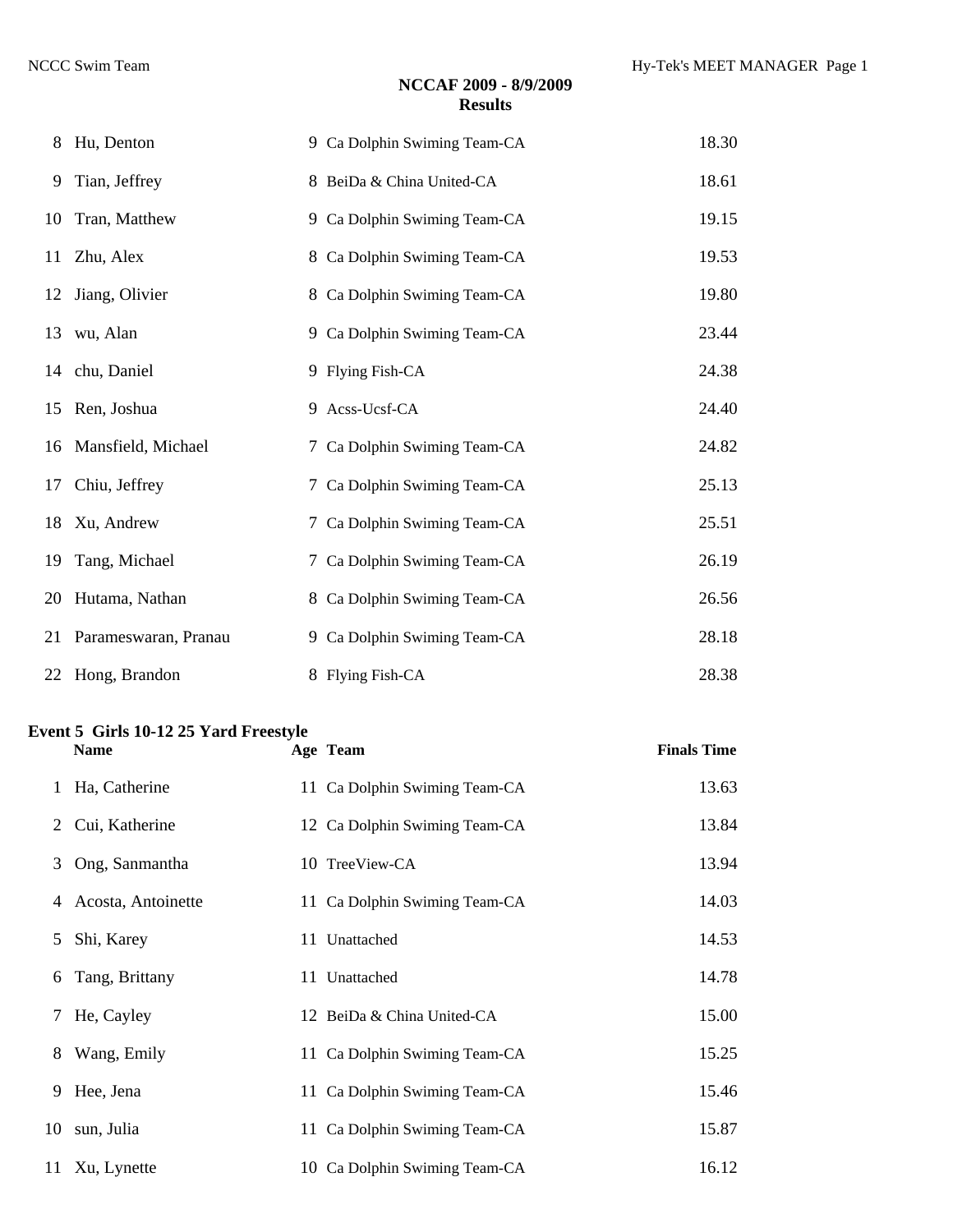## NCCAF 2009 - 8/9/2009
### Results

| | Name | Age | Team | Finals Time |
|---|---|---|---|---|
| 8 | Hu, Denton | 9 | Ca Dolphin Swiming Team-CA | 18.30 |
| 9 | Tian, Jeffrey | 8 | BeiDa & China United-CA | 18.61 |
| 10 | Tran, Matthew | 9 | Ca Dolphin Swiming Team-CA | 19.15 |
| 11 | Zhu, Alex | 8 | Ca Dolphin Swiming Team-CA | 19.53 |
| 12 | Jiang, Olivier | 8 | Ca Dolphin Swiming Team-CA | 19.80 |
| 13 | wu, Alan | 9 | Ca Dolphin Swiming Team-CA | 23.44 |
| 14 | chu, Daniel | 9 | Flying Fish-CA | 24.38 |
| 15 | Ren, Joshua | 9 | Acss-Ucsf-CA | 24.40 |
| 16 | Mansfield, Michael | 7 | Ca Dolphin Swiming Team-CA | 24.82 |
| 17 | Chiu, Jeffrey | 7 | Ca Dolphin Swiming Team-CA | 25.13 |
| 18 | Xu, Andrew | 7 | Ca Dolphin Swiming Team-CA | 25.51 |
| 19 | Tang, Michael | 7 | Ca Dolphin Swiming Team-CA | 26.19 |
| 20 | Hutama, Nathan | 8 | Ca Dolphin Swiming Team-CA | 26.56 |
| 21 | Parameswaran, Pranau | 9 | Ca Dolphin Swiming Team-CA | 28.18 |
| 22 | Hong, Brandon | 8 | Flying Fish-CA | 28.38 |

**Event 5 Girls 10-12 25 Yard Freestyle**

| | Name | Age | Team | Finals Time |
|---|---|---|---|---|
| 1 | Ha, Catherine | 11 | Ca Dolphin Swiming Team-CA | 13.63 |
| 2 | Cui, Katherine | 12 | Ca Dolphin Swiming Team-CA | 13.84 |
| 3 | Ong, Sanmantha | 10 | TreeView-CA | 13.94 |
| 4 | Acosta, Antoinette | 11 | Ca Dolphin Swiming Team-CA | 14.03 |
| 5 | Shi, Karey | 11 | Unattached | 14.53 |
| 6 | Tang, Brittany | 11 | Unattached | 14.78 |
| 7 | He, Cayley | 12 | BeiDa & China United-CA | 15.00 |
| 8 | Wang, Emily | 11 | Ca Dolphin Swiming Team-CA | 15.25 |
| 9 | Hee, Jena | 11 | Ca Dolphin Swiming Team-CA | 15.46 |
| 10 | sun, Julia | 11 | Ca Dolphin Swiming Team-CA | 15.87 |
| 11 | Xu, Lynette | 10 | Ca Dolphin Swiming Team-CA | 16.12 |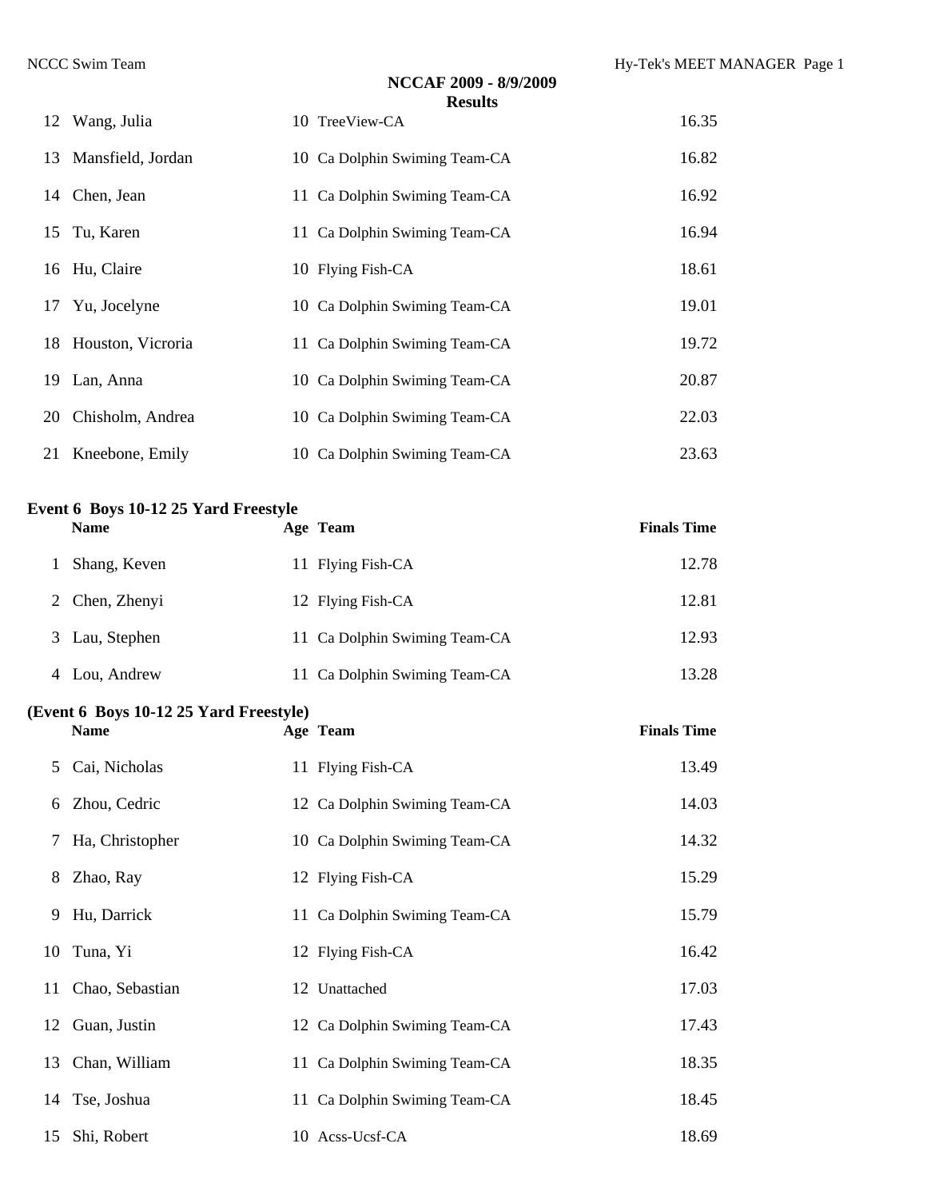**NCCAF 2009 - 8/9/2009**
**Results**

| | | | | |
|---|---|---|---|---|
| 12 | Wang, Julia | 10 | TreeView-CA | 16.35 |
| 13 | Mansfield, Jordan | 10 | Ca Dolphin Swiming Team-CA | 16.82 |
| 14 | Chen, Jean | 11 | Ca Dolphin Swiming Team-CA | 16.92 |
| 15 | Tu, Karen | 11 | Ca Dolphin Swiming Team-CA | 16.94 |
| 16 | Hu, Claire | 10 | Flying Fish-CA | 18.61 |
| 17 | Yu, Jocelyne | 10 | Ca Dolphin Swiming Team-CA | 19.01 |
| 18 | Houston, Vicroria | 11 | Ca Dolphin Swiming Team-CA | 19.72 |
| 19 | Lan, Anna | 10 | Ca Dolphin Swiming Team-CA | 20.87 |
| 20 | Chisholm, Andrea | 10 | Ca Dolphin Swiming Team-CA | 22.03 |
| 21 | Kneebone, Emily | 10 | Ca Dolphin Swiming Team-CA | 23.63 |

**Event 6 Boys 10-12 25 Yard Freestyle**

| | Name | Age | Team | Finals Time |
|---|---|---|---|---|
| 1 | Shang, Keven | 11 | Flying Fish-CA | 12.78 |
| 2 | Chen, Zhenyi | 12 | Flying Fish-CA | 12.81 |
| 3 | Lau, Stephen | 11 | Ca Dolphin Swiming Team-CA | 12.93 |
| 4 | Lou, Andrew | 11 | Ca Dolphin Swiming Team-CA | 13.28 |
| 5 | Cai, Nicholas | 11 | Flying Fish-CA | 13.49 |
| 6 | Zhou, Cedric | 12 | Ca Dolphin Swiming Team-CA | 14.03 |
| 7 | Ha, Christopher | 10 | Ca Dolphin Swiming Team-CA | 14.32 |
| 8 | Zhao, Ray | 12 | Flying Fish-CA | 15.29 |
| 9 | Hu, Darrick | 11 | Ca Dolphin Swiming Team-CA | 15.79 |
| 10 | Tuna, Yi | 12 | Flying Fish-CA | 16.42 |
| 11 | Chao, Sebastian | 12 | Unattached | 17.03 |
| 12 | Guan, Justin | 12 | Ca Dolphin Swiming Team-CA | 17.43 |
| 13 | Chan, William | 11 | Ca Dolphin Swiming Team-CA | 18.35 |
| 14 | Tse, Joshua | 11 | Ca Dolphin Swiming Team-CA | 18.45 |
| 15 | Shi, Robert | 10 | Acss-Ucsf-CA | 18.69 |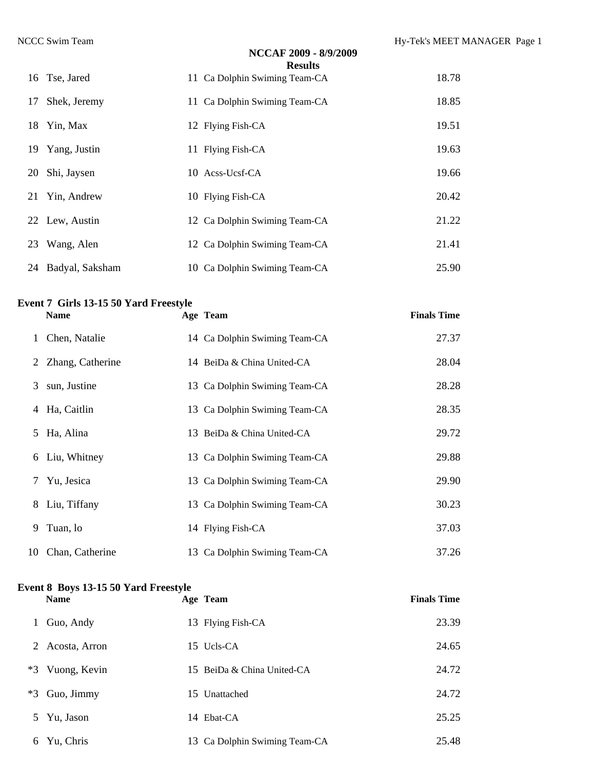## NCCAF 2009 - 8/9/2009

### Results

| | Name | Age | Team | Finals Time |
|---|---|---|---|---|
| 16 | Tse, Jared | 11 | Ca Dolphin Swiming Team-CA | 18.78 |
| 17 | Shek, Jeremy | 11 | Ca Dolphin Swiming Team-CA | 18.85 |
| 18 | Yin, Max | 12 | Flying Fish-CA | 19.51 |
| 19 | Yang, Justin | 11 | Flying Fish-CA | 19.63 |
| 20 | Shi, Jaysen | 10 | Acss-Ucsf-CA | 19.66 |
| 21 | Yin, Andrew | 10 | Flying Fish-CA | 20.42 |
| 22 | Lew, Austin | 12 | Ca Dolphin Swiming Team-CA | 21.22 |
| 23 | Wang, Alen | 12 | Ca Dolphin Swiming Team-CA | 21.41 |
| 24 | Badyal, Saksham | 10 | Ca Dolphin Swiming Team-CA | 25.90 |

### Event 7 Girls 13-15 50 Yard Freestyle

| | Name | Age | Team | Finals Time |
|---|---|---|---|---|
| 1 | Chen, Natalie | 14 | Ca Dolphin Swiming Team-CA | 27.37 |
| 2 | Zhang, Catherine | 14 | BeiDa & China United-CA | 28.04 |
| 3 | sun, Justine | 13 | Ca Dolphin Swiming Team-CA | 28.28 |
| 4 | Ha, Caitlin | 13 | Ca Dolphin Swiming Team-CA | 28.35 |
| 5 | Ha, Alina | 13 | BeiDa & China United-CA | 29.72 |
| 6 | Liu, Whitney | 13 | Ca Dolphin Swiming Team-CA | 29.88 |
| 7 | Yu, Jesica | 13 | Ca Dolphin Swiming Team-CA | 29.90 |
| 8 | Liu, Tiffany | 13 | Ca Dolphin Swiming Team-CA | 30.23 |
| 9 | Tuan, lo | 14 | Flying Fish-CA | 37.03 |
| 10 | Chan, Catherine | 13 | Ca Dolphin Swiming Team-CA | 37.26 |

### Event 8 Boys 13-15 50 Yard Freestyle

| | Name | Age | Team | Finals Time |
|---|---|---|---|---|
| 1 | Guo, Andy | 13 | Flying Fish-CA | 23.39 |
| 2 | Acosta, Arron | 15 | Ucls-CA | 24.65 |
| *3 | Vuong, Kevin | 15 | BeiDa & China United-CA | 24.72 |
| *3 | Guo, Jimmy | 15 | Unattached | 24.72 |
| 5 | Yu, Jason | 14 | Ebat-CA | 25.25 |
| 6 | Yu, Chris | 13 | Ca Dolphin Swiming Team-CA | 25.48 |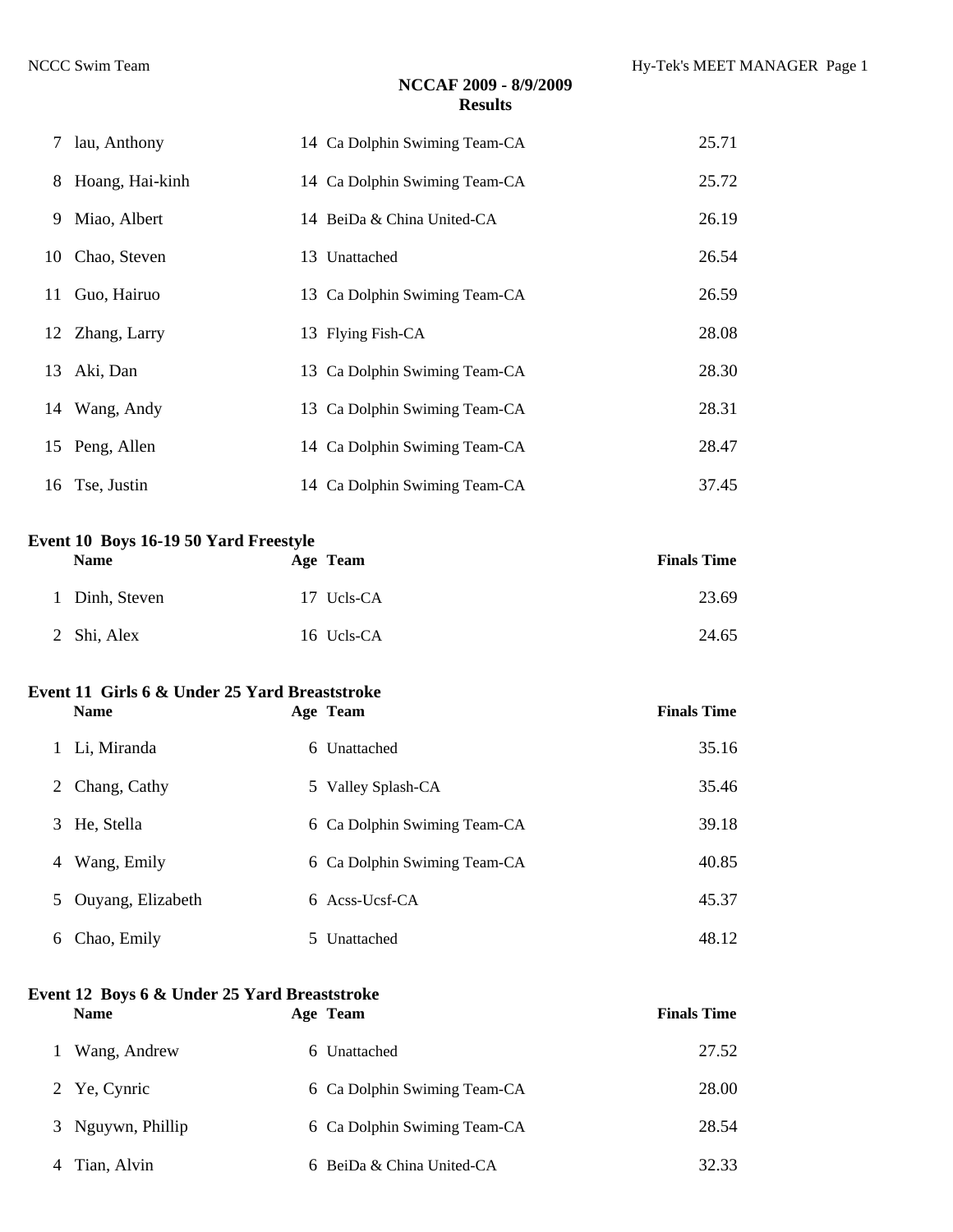**NCCAF 2009 - 8/9/2009**
**Results**

| | Name | Age | Team | Finals Time |
|---|---|---|---|---|
| 7 | lau, Anthony | 14 | Ca Dolphin Swiming Team-CA | 25.71 |
| 8 | Hoang, Hai-kinh | 14 | Ca Dolphin Swiming Team-CA | 25.72 |
| 9 | Miao, Albert | 14 | BeiDa & China United-CA | 26.19 |
| 10 | Chao, Steven | 13 | Unattached | 26.54 |
| 11 | Guo, Hairuo | 13 | Ca Dolphin Swiming Team-CA | 26.59 |
| 12 | Zhang, Larry | 13 | Flying Fish-CA | 28.08 |
| 13 | Aki, Dan | 13 | Ca Dolphin Swiming Team-CA | 28.30 |
| 14 | Wang, Andy | 13 | Ca Dolphin Swiming Team-CA | 28.31 |
| 15 | Peng, Allen | 14 | Ca Dolphin Swiming Team-CA | 28.47 |
| 16 | Tse, Justin | 14 | Ca Dolphin Swiming Team-CA | 37.45 |

### Event 10 Boys 16-19 50 Yard Freestyle

| | Name | Age | Team | Finals Time |
|---|---|---|---|---|
| 1 | Dinh, Steven | 17 | Ucls-CA | 23.69 |
| 2 | Shi, Alex | 16 | Ucls-CA | 24.65 |

### Event 11 Girls 6 & Under 25 Yard Breaststroke

| | Name | Age | Team | Finals Time |
|---|---|---|---|---|
| 1 | Li, Miranda | 6 | Unattached | 35.16 |
| 2 | Chang, Cathy | 5 | Valley Splash-CA | 35.46 |
| 3 | He, Stella | 6 | Ca Dolphin Swiming Team-CA | 39.18 |
| 4 | Wang, Emily | 6 | Ca Dolphin Swiming Team-CA | 40.85 |
| 5 | Ouyang, Elizabeth | 6 | Acss-Ucsf-CA | 45.37 |
| 6 | Chao, Emily | 5 | Unattached | 48.12 |

### Event 12 Boys 6 & Under 25 Yard Breaststroke

| | Name | Age | Team | Finals Time |
|---|---|---|---|---|
| 1 | Wang, Andrew | 6 | Unattached | 27.52 |
| 2 | Ye, Cynric | 6 | Ca Dolphin Swiming Team-CA | 28.00 |
| 3 | Nguywn, Phillip | 6 | Ca Dolphin Swiming Team-CA | 28.54 |
| 4 | Tian, Alvin | 6 | BeiDa & China United-CA | 32.33 |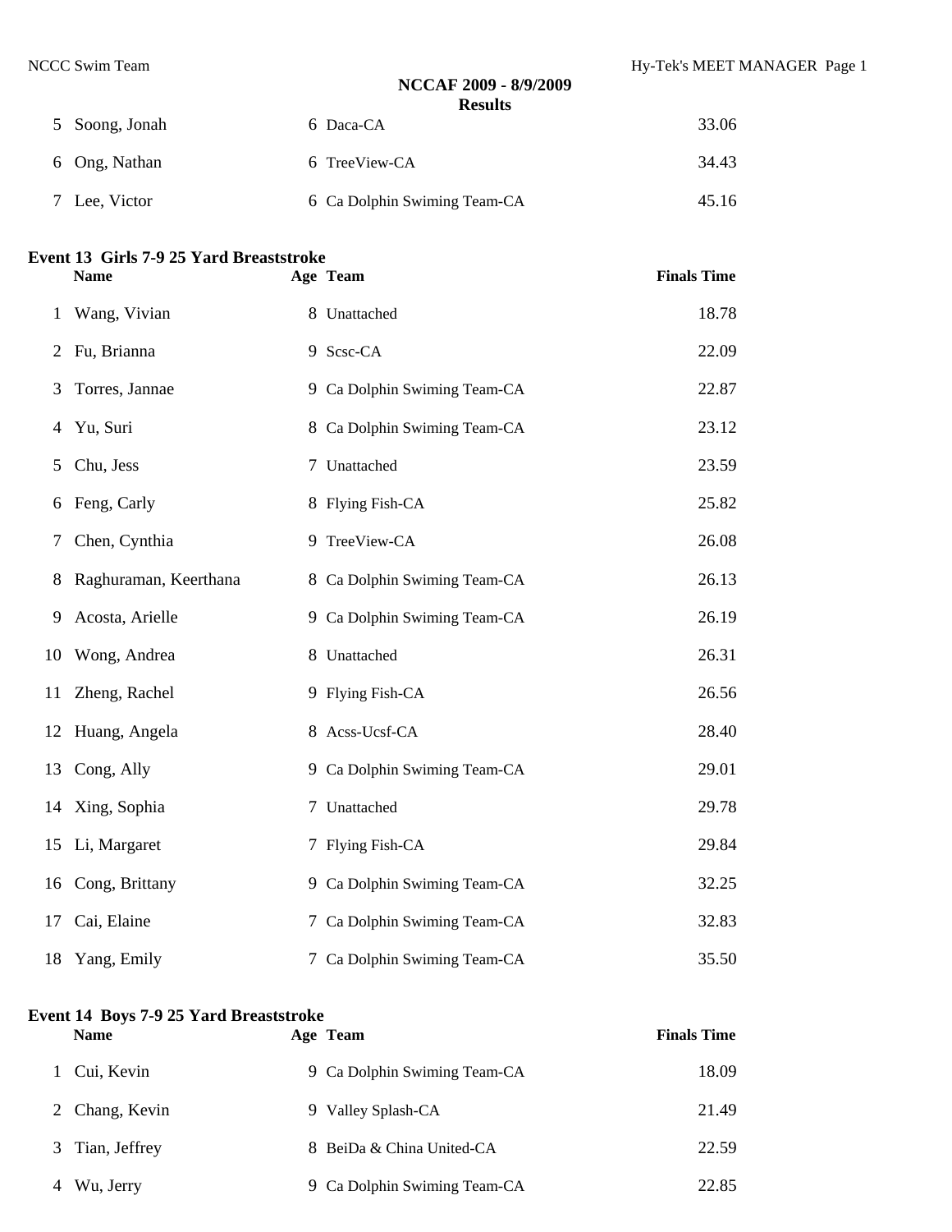| | Name | Age | Team | Finals Time |
|---|---|---|---|---|
| 5 | Soong, Jonah | 6 | Daca-CA | 33.06 |
| 6 | Ong, Nathan | 6 | TreeView-CA | 34.43 |
| 7 | Lee, Victor | 6 | Ca Dolphin Swiming Team-CA | 45.16 |

### Event 13 Girls 7-9 25 Yard Breaststroke

| | Name | Age | Team | Finals Time |
|---|---|---|---|---|
| 1 | Wang, Vivian | 8 | Unattached | 18.78 |
| 2 | Fu, Brianna | 9 | Scsc-CA | 22.09 |
| 3 | Torres, Jannae | 9 | Ca Dolphin Swiming Team-CA | 22.87 |
| 4 | Yu, Suri | 8 | Ca Dolphin Swiming Team-CA | 23.12 |
| 5 | Chu, Jess | 7 | Unattached | 23.59 |
| 6 | Feng, Carly | 8 | Flying Fish-CA | 25.82 |
| 7 | Chen, Cynthia | 9 | TreeView-CA | 26.08 |
| 8 | Raghuraman, Keerthana | 8 | Ca Dolphin Swiming Team-CA | 26.13 |
| 9 | Acosta, Arielle | 9 | Ca Dolphin Swiming Team-CA | 26.19 |
| 10 | Wong, Andrea | 8 | Unattached | 26.31 |
| 11 | Zheng, Rachel | 9 | Flying Fish-CA | 26.56 |
| 12 | Huang, Angela | 8 | Acss-Ucsf-CA | 28.40 |
| 13 | Cong, Ally | 9 | Ca Dolphin Swiming Team-CA | 29.01 |
| 14 | Xing, Sophia | 7 | Unattached | 29.78 |
| 15 | Li, Margaret | 7 | Flying Fish-CA | 29.84 |
| 16 | Cong, Brittany | 9 | Ca Dolphin Swiming Team-CA | 32.25 |
| 17 | Cai, Elaine | 7 | Ca Dolphin Swiming Team-CA | 32.83 |
| 18 | Yang, Emily | 7 | Ca Dolphin Swiming Team-CA | 35.50 |

### Event 14 Boys 7-9 25 Yard Breaststroke

| | Name | Age | Team | Finals Time |
|---|---|---|---|---|
| 1 | Cui, Kevin | 9 | Ca Dolphin Swiming Team-CA | 18.09 |
| 2 | Chang, Kevin | 9 | Valley Splash-CA | 21.49 |
| 3 | Tian, Jeffrey | 8 | BeiDa & China United-CA | 22.59 |
| 4 | Wu, Jerry | 9 | Ca Dolphin Swiming Team-CA | 22.85 |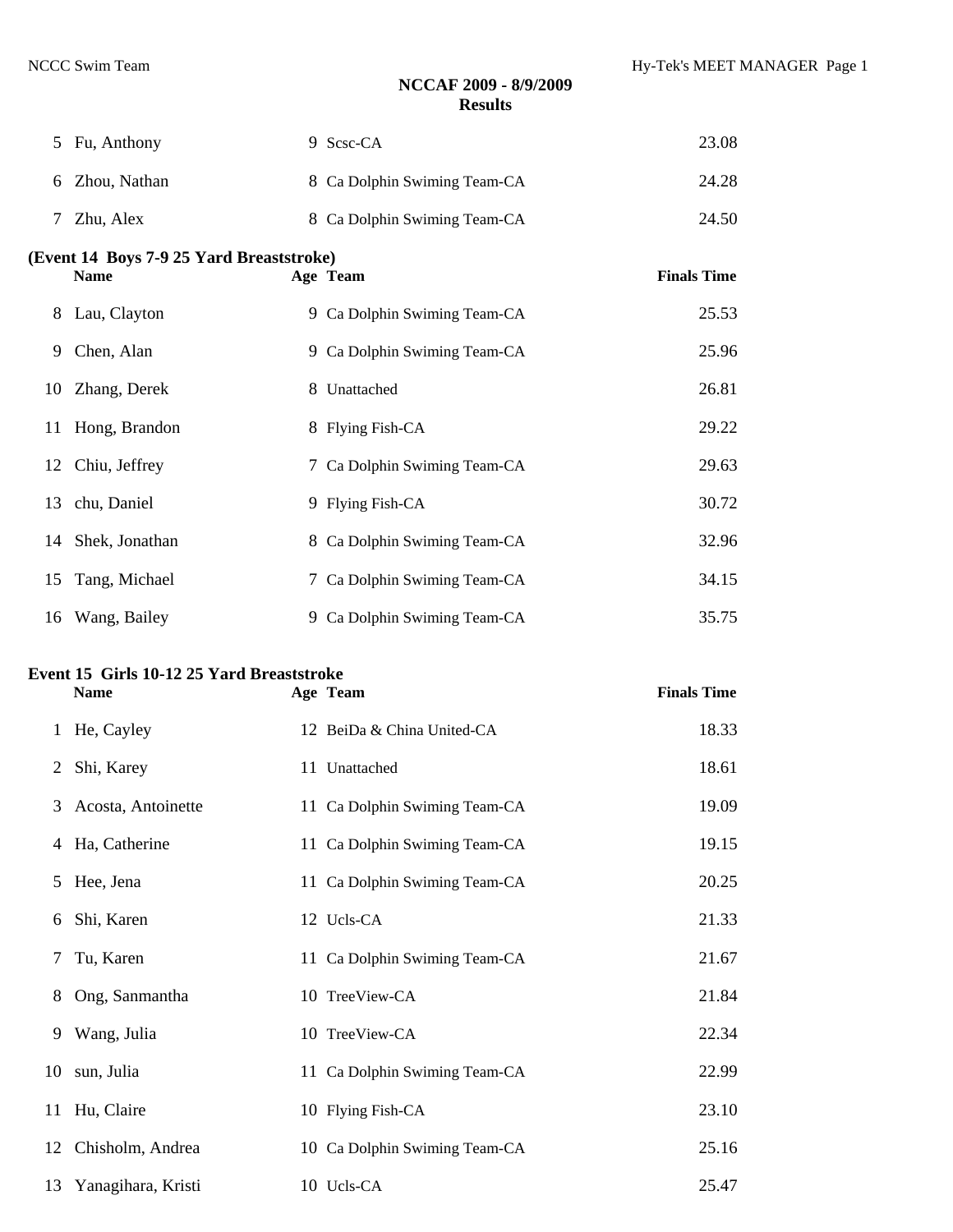## NCCAF 2009 - 8/9/2009
## Results

| | Name | Age | Team | Finals Time |
|---|---|---|---|---|
| 5 | Fu, Anthony | 9 | Scsc-CA | 23.08 |
| 6 | Zhou, Nathan | 8 | Ca Dolphin Swiming Team-CA | 24.28 |
| 7 | Zhu, Alex | 8 | Ca Dolphin Swiming Team-CA | 24.50 |

**(Event 14 Boys 7-9 25 Yard Breaststroke)**

| | Name | Age | Team | Finals Time |
|---|---|---|---|---|
| 8 | Lau, Clayton | 9 | Ca Dolphin Swiming Team-CA | 25.53 |
| 9 | Chen, Alan | 9 | Ca Dolphin Swiming Team-CA | 25.96 |
| 10 | Zhang, Derek | 8 | Unattached | 26.81 |
| 11 | Hong, Brandon | 8 | Flying Fish-CA | 29.22 |
| 12 | Chiu, Jeffrey | 7 | Ca Dolphin Swiming Team-CA | 29.63 |
| 13 | chu, Daniel | 9 | Flying Fish-CA | 30.72 |
| 14 | Shek, Jonathan | 8 | Ca Dolphin Swiming Team-CA | 32.96 |
| 15 | Tang, Michael | 7 | Ca Dolphin Swiming Team-CA | 34.15 |
| 16 | Wang, Bailey | 9 | Ca Dolphin Swiming Team-CA | 35.75 |

**Event 15 Girls 10-12 25 Yard Breaststroke**

| | Name | Age | Team | Finals Time |
|---|---|---|---|---|
| 1 | He, Cayley | 12 | BeiDa & China United-CA | 18.33 |
| 2 | Shi, Karey | 11 | Unattached | 18.61 |
| 3 | Acosta, Antoinette | 11 | Ca Dolphin Swiming Team-CA | 19.09 |
| 4 | Ha, Catherine | 11 | Ca Dolphin Swiming Team-CA | 19.15 |
| 5 | Hee, Jena | 11 | Ca Dolphin Swiming Team-CA | 20.25 |
| 6 | Shi, Karen | 12 | Ucls-CA | 21.33 |
| 7 | Tu, Karen | 11 | Ca Dolphin Swiming Team-CA | 21.67 |
| 8 | Ong, Sanmantha | 10 | TreeView-CA | 21.84 |
| 9 | Wang, Julia | 10 | TreeView-CA | 22.34 |
| 10 | sun, Julia | 11 | Ca Dolphin Swiming Team-CA | 22.99 |
| 11 | Hu, Claire | 10 | Flying Fish-CA | 23.10 |
| 12 | Chisholm, Andrea | 10 | Ca Dolphin Swiming Team-CA | 25.16 |
| 13 | Yanagihara, Kristi | 10 | Ucls-CA | 25.47 |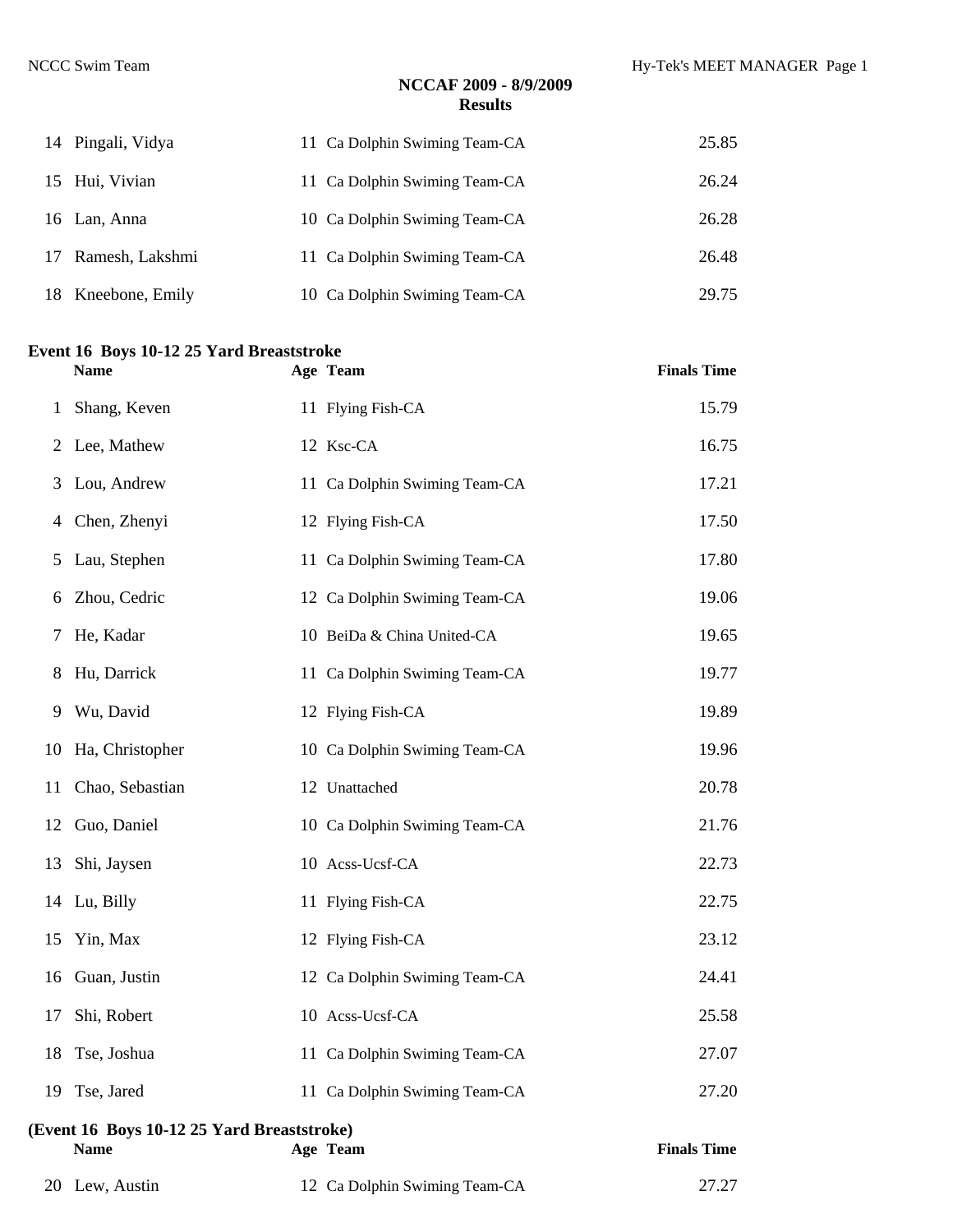**NCCAF 2009 - 8/9/2009**
**Results**

| | | | | |
|---|---|---|---|---|
| 14 | Pingali, Vidya | 11 | Ca Dolphin Swiming Team-CA | 25.85 |
| 15 | Hui, Vivian | 11 | Ca Dolphin Swiming Team-CA | 26.24 |
| 16 | Lan, Anna | 10 | Ca Dolphin Swiming Team-CA | 26.28 |
| 17 | Ramesh, Lakshmi | 11 | Ca Dolphin Swiming Team-CA | 26.48 |
| 18 | Kneebone, Emily | 10 | Ca Dolphin Swiming Team-CA | 29.75 |

### Event 16 Boys 10-12 25 Yard Breaststroke

| | Name | Age | Team | Finals Time |
|---|---|---|---|---|
| 1 | Shang, Keven | 11 | Flying Fish-CA | 15.79 |
| 2 | Lee, Mathew | 12 | Ksc-CA | 16.75 |
| 3 | Lou, Andrew | 11 | Ca Dolphin Swiming Team-CA | 17.21 |
| 4 | Chen, Zhenyi | 12 | Flying Fish-CA | 17.50 |
| 5 | Lau, Stephen | 11 | Ca Dolphin Swiming Team-CA | 17.80 |
| 6 | Zhou, Cedric | 12 | Ca Dolphin Swiming Team-CA | 19.06 |
| 7 | He, Kadar | 10 | BeiDa & China United-CA | 19.65 |
| 8 | Hu, Darrick | 11 | Ca Dolphin Swiming Team-CA | 19.77 |
| 9 | Wu, David | 12 | Flying Fish-CA | 19.89 |
| 10 | Ha, Christopher | 10 | Ca Dolphin Swiming Team-CA | 19.96 |
| 11 | Chao, Sebastian | 12 | Unattached | 20.78 |
| 12 | Guo, Daniel | 10 | Ca Dolphin Swiming Team-CA | 21.76 |
| 13 | Shi, Jaysen | 10 | Acss-Ucsf-CA | 22.73 |
| 14 | Lu, Billy | 11 | Flying Fish-CA | 22.75 |
| 15 | Yin, Max | 12 | Flying Fish-CA | 23.12 |
| 16 | Guan, Justin | 12 | Ca Dolphin Swiming Team-CA | 24.41 |
| 17 | Shi, Robert | 10 | Acss-Ucsf-CA | 25.58 |
| 18 | Tse, Joshua | 11 | Ca Dolphin Swiming Team-CA | 27.07 |
| 19 | Tse, Jared | 11 | Ca Dolphin Swiming Team-CA | 27.20 |
| 20 | Lew, Austin | 12 | Ca Dolphin Swiming Team-CA | 27.27 |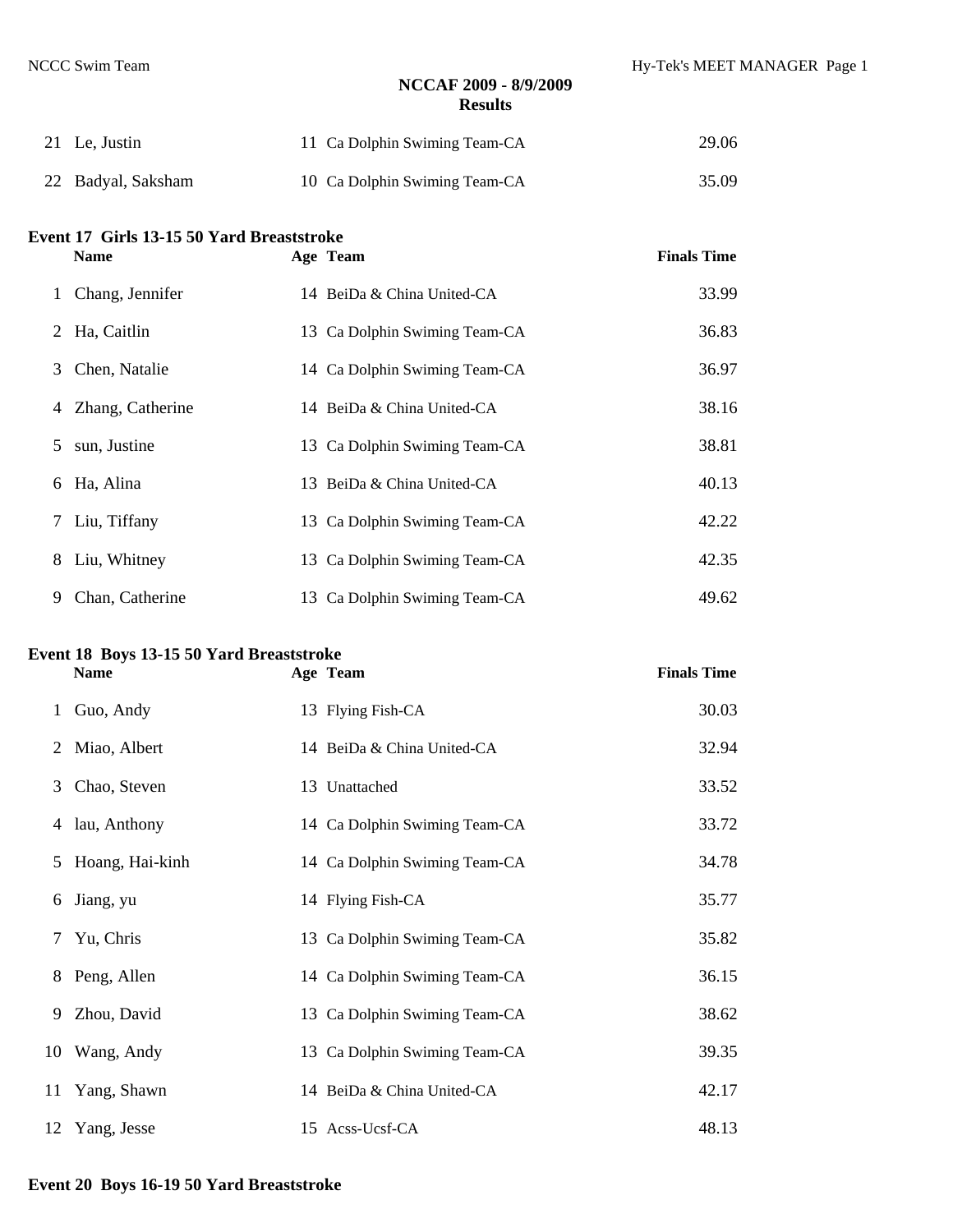| | Name | Age | Team | Finals Time |
|---|---|---|---|---|
| 21 | Le, Justin | 11 | Ca Dolphin Swiming Team-CA | 29.06 |
| 22 | Badyal, Saksham | 10 | Ca Dolphin Swiming Team-CA | 35.09 |

**Event 17 Girls 13-15 50 Yard Breaststroke**

| | Name | Age | Team | Finals Time |
|---|---|---|---|---|
| 1 | Chang, Jennifer | 14 | BeiDa & China United-CA | 33.99 |
| 2 | Ha, Caitlin | 13 | Ca Dolphin Swiming Team-CA | 36.83 |
| 3 | Chen, Natalie | 14 | Ca Dolphin Swiming Team-CA | 36.97 |
| 4 | Zhang, Catherine | 14 | BeiDa & China United-CA | 38.16 |
| 5 | sun, Justine | 13 | Ca Dolphin Swiming Team-CA | 38.81 |
| 6 | Ha, Alina | 13 | BeiDa & China United-CA | 40.13 |
| 7 | Liu, Tiffany | 13 | Ca Dolphin Swiming Team-CA | 42.22 |
| 8 | Liu, Whitney | 13 | Ca Dolphin Swiming Team-CA | 42.35 |
| 9 | Chan, Catherine | 13 | Ca Dolphin Swiming Team-CA | 49.62 |

**Event 18 Boys 13-15 50 Yard Breaststroke**

| | Name | Age | Team | Finals Time |
|---|---|---|---|---|
| 1 | Guo, Andy | 13 | Flying Fish-CA | 30.03 |
| 2 | Miao, Albert | 14 | BeiDa & China United-CA | 32.94 |
| 3 | Chao, Steven | 13 | Unattached | 33.52 |
| 4 | lau, Anthony | 14 | Ca Dolphin Swiming Team-CA | 33.72 |
| 5 | Hoang, Hai-kinh | 14 | Ca Dolphin Swiming Team-CA | 34.78 |
| 6 | Jiang, yu | 14 | Flying Fish-CA | 35.77 |
| 7 | Yu, Chris | 13 | Ca Dolphin Swiming Team-CA | 35.82 |
| 8 | Peng, Allen | 14 | Ca Dolphin Swiming Team-CA | 36.15 |
| 9 | Zhou, David | 13 | Ca Dolphin Swiming Team-CA | 38.62 |
| 10 | Wang, Andy | 13 | Ca Dolphin Swiming Team-CA | 39.35 |
| 11 | Yang, Shawn | 14 | BeiDa & China United-CA | 42.17 |
| 12 | Yang, Jesse | 15 | Acss-Ucsf-CA | 48.13 |

**Event 20 Boys 16-19 50 Yard Breaststroke**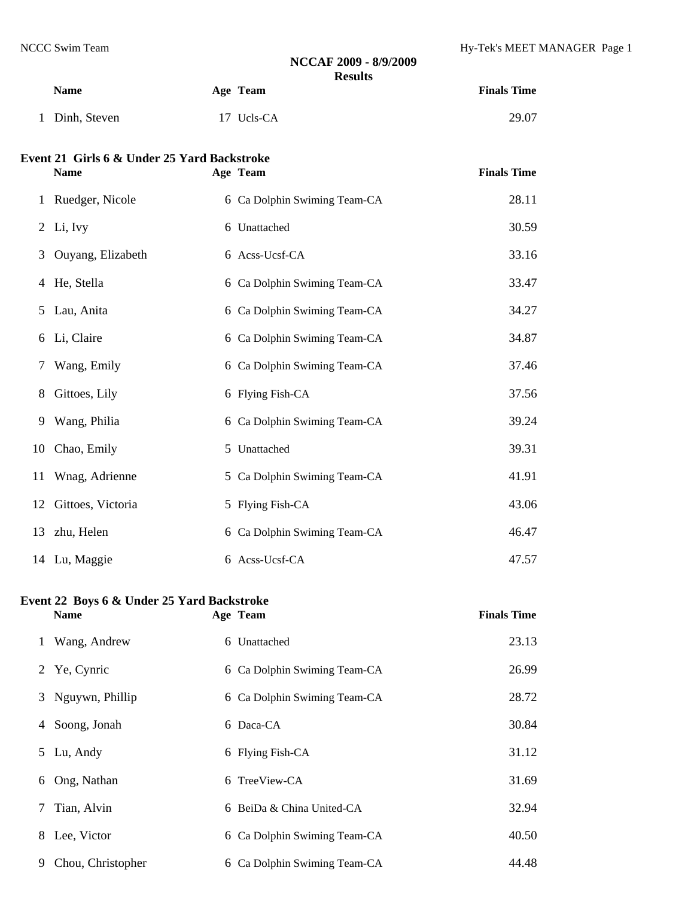## NCCAF 2009 - 8/9/2009
### Results

| | Name | Age | Team | Finals Time |
|---|---|---|---|---|
| 1 | Dinh, Steven | 17 | Ucls-CA | 29.07 |

### Event 21 Girls 6 & Under 25 Yard Backstroke

| | Name | Age | Team | Finals Time |
|---|---|---|---|---|
| 1 | Ruedger, Nicole | 6 | Ca Dolphin Swiming Team-CA | 28.11 |
| 2 | Li, Ivy | 6 | Unattached | 30.59 |
| 3 | Ouyang, Elizabeth | 6 | Acss-Ucsf-CA | 33.16 |
| 4 | He, Stella | 6 | Ca Dolphin Swiming Team-CA | 33.47 |
| 5 | Lau, Anita | 6 | Ca Dolphin Swiming Team-CA | 34.27 |
| 6 | Li, Claire | 6 | Ca Dolphin Swiming Team-CA | 34.87 |
| 7 | Wang, Emily | 6 | Ca Dolphin Swiming Team-CA | 37.46 |
| 8 | Gittoes, Lily | 6 | Flying Fish-CA | 37.56 |
| 9 | Wang, Philia | 6 | Ca Dolphin Swiming Team-CA | 39.24 |
| 10 | Chao, Emily | 5 | Unattached | 39.31 |
| 11 | Wnag, Adrienne | 5 | Ca Dolphin Swiming Team-CA | 41.91 |
| 12 | Gittoes, Victoria | 5 | Flying Fish-CA | 43.06 |
| 13 | zhu, Helen | 6 | Ca Dolphin Swiming Team-CA | 46.47 |
| 14 | Lu, Maggie | 6 | Acss-Ucsf-CA | 47.57 |

### Event 22 Boys 6 & Under 25 Yard Backstroke

| | Name | Age | Team | Finals Time |
|---|---|---|---|---|
| 1 | Wang, Andrew | 6 | Unattached | 23.13 |
| 2 | Ye, Cynric | 6 | Ca Dolphin Swiming Team-CA | 26.99 |
| 3 | Nguywn, Phillip | 6 | Ca Dolphin Swiming Team-CA | 28.72 |
| 4 | Soong, Jonah | 6 | Daca-CA | 30.84 |
| 5 | Lu, Andy | 6 | Flying Fish-CA | 31.12 |
| 6 | Ong, Nathan | 6 | TreeView-CA | 31.69 |
| 7 | Tian, Alvin | 6 | BeiDa & China United-CA | 32.94 |
| 8 | Lee, Victor | 6 | Ca Dolphin Swiming Team-CA | 40.50 |
| 9 | Chou, Christopher | 6 | Ca Dolphin Swiming Team-CA | 44.48 |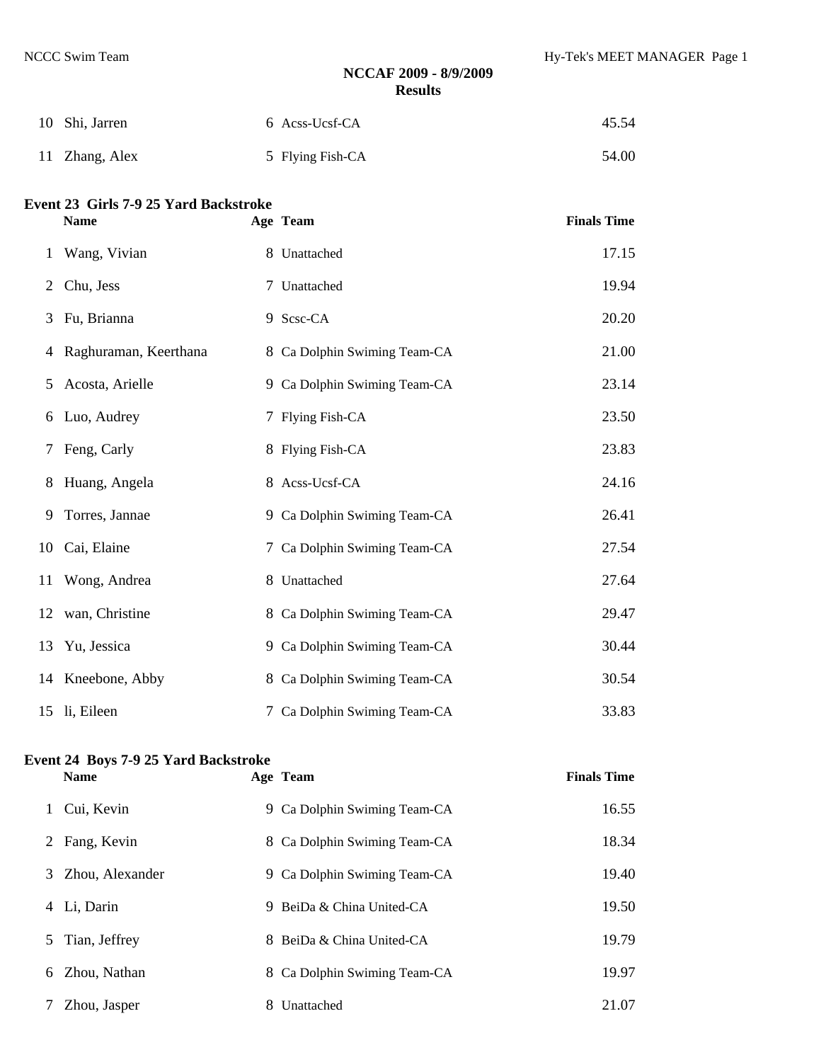## NCCAF 2009 - 8/9/2009
### Results

| | Name | Age | Team | Finals Time |
|---|---|---|---|---|
| 10 | Shi, Jarren | 6 | Acss-Ucsf-CA | 45.54 |
| 11 | Zhang, Alex | 5 | Flying Fish-CA | 54.00 |

### Event 23 Girls 7-9 25 Yard Backstroke

| | Name | Age | Team | Finals Time |
|---|---|---|---|---|
| 1 | Wang, Vivian | 8 | Unattached | 17.15 |
| 2 | Chu, Jess | 7 | Unattached | 19.94 |
| 3 | Fu, Brianna | 9 | Scsc-CA | 20.20 |
| 4 | Raghuraman, Keerthana | 8 | Ca Dolphin Swiming Team-CA | 21.00 |
| 5 | Acosta, Arielle | 9 | Ca Dolphin Swiming Team-CA | 23.14 |
| 6 | Luo, Audrey | 7 | Flying Fish-CA | 23.50 |
| 7 | Feng, Carly | 8 | Flying Fish-CA | 23.83 |
| 8 | Huang, Angela | 8 | Acss-Ucsf-CA | 24.16 |
| 9 | Torres, Jannae | 9 | Ca Dolphin Swiming Team-CA | 26.41 |
| 10 | Cai, Elaine | 7 | Ca Dolphin Swiming Team-CA | 27.54 |
| 11 | Wong, Andrea | 8 | Unattached | 27.64 |
| 12 | wan, Christine | 8 | Ca Dolphin Swiming Team-CA | 29.47 |
| 13 | Yu, Jessica | 9 | Ca Dolphin Swiming Team-CA | 30.44 |
| 14 | Kneebone, Abby | 8 | Ca Dolphin Swiming Team-CA | 30.54 |
| 15 | li, Eileen | 7 | Ca Dolphin Swiming Team-CA | 33.83 |

### Event 24 Boys 7-9 25 Yard Backstroke

| | Name | Age | Team | Finals Time |
|---|---|---|---|---|
| 1 | Cui, Kevin | 9 | Ca Dolphin Swiming Team-CA | 16.55 |
| 2 | Fang, Kevin | 8 | Ca Dolphin Swiming Team-CA | 18.34 |
| 3 | Zhou, Alexander | 9 | Ca Dolphin Swiming Team-CA | 19.40 |
| 4 | Li, Darin | 9 | BeiDa & China United-CA | 19.50 |
| 5 | Tian, Jeffrey | 8 | BeiDa & China United-CA | 19.79 |
| 6 | Zhou, Nathan | 8 | Ca Dolphin Swiming Team-CA | 19.97 |
| 7 | Zhou, Jasper | 8 | Unattached | 21.07 |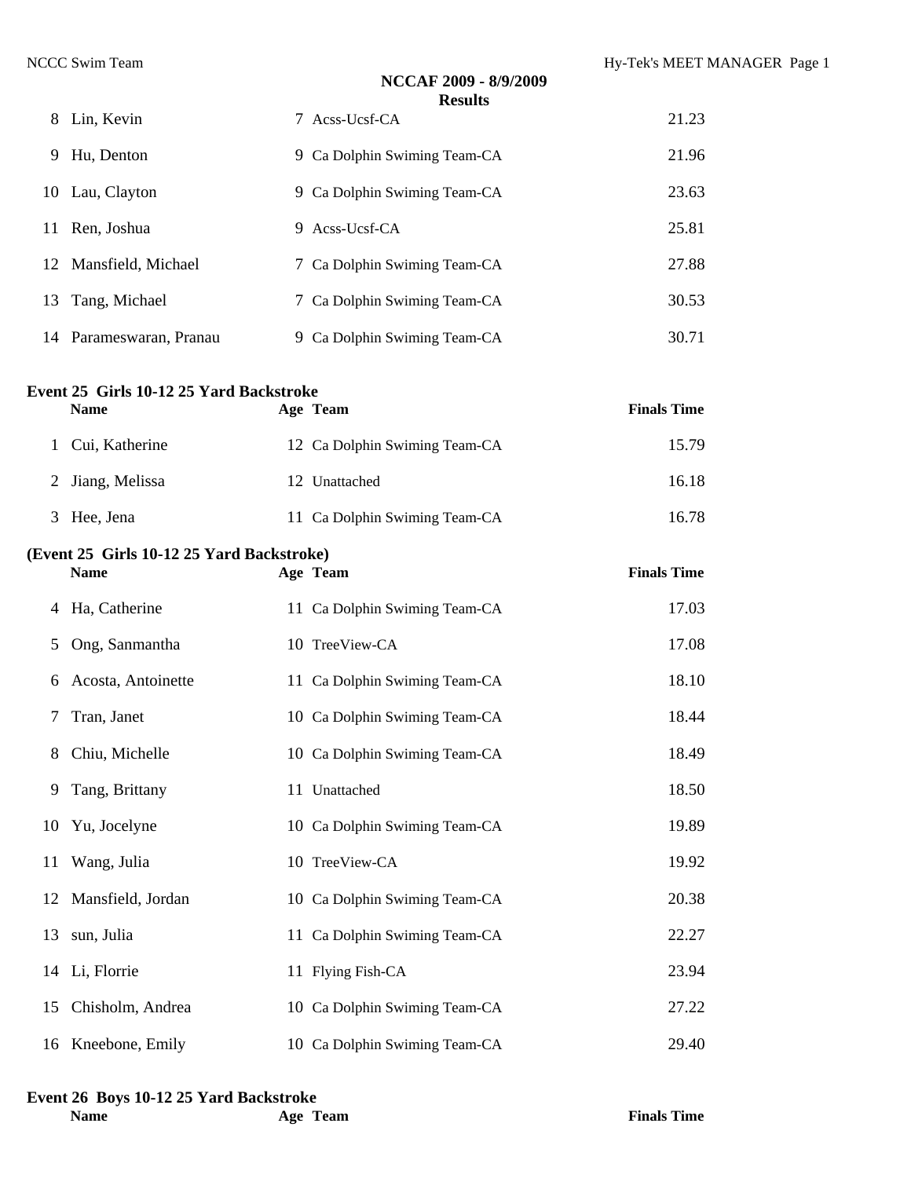## NCCAF 2009 - 8/9/2009

### Results

| | Name | Age | Team | Finals Time |
|---|---|---|---|---|
| 8 | Lin, Kevin | 7 | Acss-Ucsf-CA | 21.23 |
| 9 | Hu, Denton | 9 | Ca Dolphin Swiming Team-CA | 21.96 |
| 10 | Lau, Clayton | 9 | Ca Dolphin Swiming Team-CA | 23.63 |
| 11 | Ren, Joshua | 9 | Acss-Ucsf-CA | 25.81 |
| 12 | Mansfield, Michael | 7 | Ca Dolphin Swiming Team-CA | 27.88 |
| 13 | Tang, Michael | 7 | Ca Dolphin Swiming Team-CA | 30.53 |
| 14 | Parameswaran, Pranau | 9 | Ca Dolphin Swiming Team-CA | 30.71 |

**Event 25 Girls 10-12 25 Yard Backstroke**

| | Name | Age | Team | Finals Time |
|---|---|---|---|---|
| 1 | Cui, Katherine | 12 | Ca Dolphin Swiming Team-CA | 15.79 |
| 2 | Jiang, Melissa | 12 | Unattached | 16.18 |
| 3 | Hee, Jena | 11 | Ca Dolphin Swiming Team-CA | 16.78 |
| 4 | Ha, Catherine | 11 | Ca Dolphin Swiming Team-CA | 17.03 |
| 5 | Ong, Sanmantha | 10 | TreeView-CA | 17.08 |
| 6 | Acosta, Antoinette | 11 | Ca Dolphin Swiming Team-CA | 18.10 |
| 7 | Tran, Janet | 10 | Ca Dolphin Swiming Team-CA | 18.44 |
| 8 | Chiu, Michelle | 10 | Ca Dolphin Swiming Team-CA | 18.49 |
| 9 | Tang, Brittany | 11 | Unattached | 18.50 |
| 10 | Yu, Jocelyne | 10 | Ca Dolphin Swiming Team-CA | 19.89 |
| 11 | Wang, Julia | 10 | TreeView-CA | 19.92 |
| 12 | Mansfield, Jordan | 10 | Ca Dolphin Swiming Team-CA | 20.38 |
| 13 | sun, Julia | 11 | Ca Dolphin Swiming Team-CA | 22.27 |
| 14 | Li, Florrie | 11 | Flying Fish-CA | 23.94 |
| 15 | Chisholm, Andrea | 10 | Ca Dolphin Swiming Team-CA | 27.22 |
| 16 | Kneebone, Emily | 10 | Ca Dolphin Swiming Team-CA | 29.40 |

**Event 26 Boys 10-12 25 Yard Backstroke**

| | Name | Age | Team | Finals Time |
|---|---|---|---|---|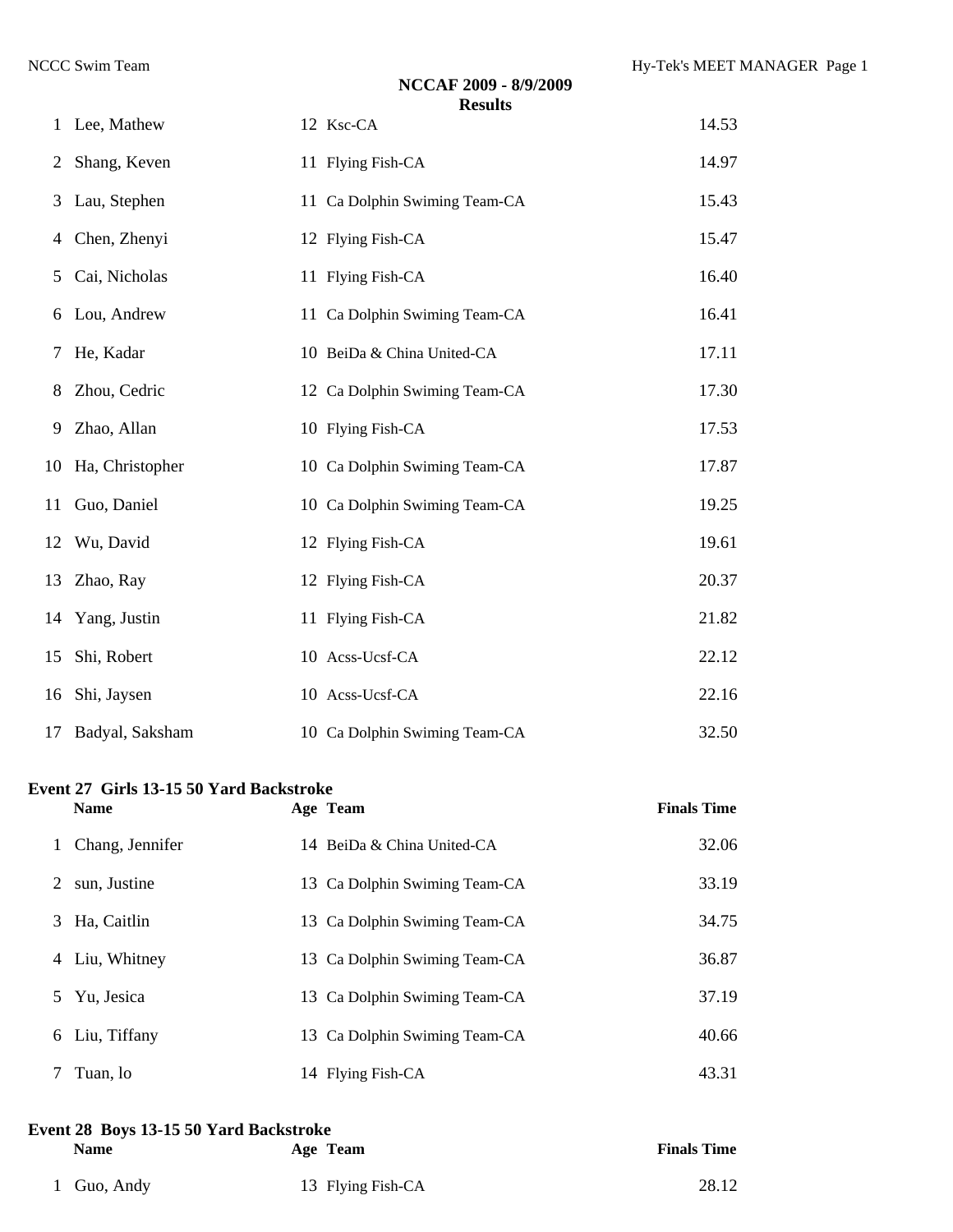| | Name | Age | Team | Finals Time |
|---|---|---|---|---|
| 1 | Lee, Mathew | 12 | Ksc-CA | 14.53 |
| 2 | Shang, Keven | 11 | Flying Fish-CA | 14.97 |
| 3 | Lau, Stephen | 11 | Ca Dolphin Swiming Team-CA | 15.43 |
| 4 | Chen, Zhenyi | 12 | Flying Fish-CA | 15.47 |
| 5 | Cai, Nicholas | 11 | Flying Fish-CA | 16.40 |
| 6 | Lou, Andrew | 11 | Ca Dolphin Swiming Team-CA | 16.41 |
| 7 | He, Kadar | 10 | BeiDa & China United-CA | 17.11 |
| 8 | Zhou, Cedric | 12 | Ca Dolphin Swiming Team-CA | 17.30 |
| 9 | Zhao, Allan | 10 | Flying Fish-CA | 17.53 |
| 10 | Ha, Christopher | 10 | Ca Dolphin Swiming Team-CA | 17.87 |
| 11 | Guo, Daniel | 10 | Ca Dolphin Swiming Team-CA | 19.25 |
| 12 | Wu, David | 12 | Flying Fish-CA | 19.61 |
| 13 | Zhao, Ray | 12 | Flying Fish-CA | 20.37 |
| 14 | Yang, Justin | 11 | Flying Fish-CA | 21.82 |
| 15 | Shi, Robert | 10 | Acss-Ucsf-CA | 22.12 |
| 16 | Shi, Jaysen | 10 | Acss-Ucsf-CA | 22.16 |
| 17 | Badyal, Saksham | 10 | Ca Dolphin Swiming Team-CA | 32.50 |

### Event 27 Girls 13-15 50 Yard Backstroke

| | Name | Age | Team | Finals Time |
|---|---|---|---|---|
| 1 | Chang, Jennifer | 14 | BeiDa & China United-CA | 32.06 |
| 2 | sun, Justine | 13 | Ca Dolphin Swiming Team-CA | 33.19 |
| 3 | Ha, Caitlin | 13 | Ca Dolphin Swiming Team-CA | 34.75 |
| 4 | Liu, Whitney | 13 | Ca Dolphin Swiming Team-CA | 36.87 |
| 5 | Yu, Jesica | 13 | Ca Dolphin Swiming Team-CA | 37.19 |
| 6 | Liu, Tiffany | 13 | Ca Dolphin Swiming Team-CA | 40.66 |
| 7 | Tuan, lo | 14 | Flying Fish-CA | 43.31 |

### Event 28 Boys 13-15 50 Yard Backstroke

| | Name | Age | Team | Finals Time |
|---|---|---|---|---|
| 1 | Guo, Andy | 13 | Flying Fish-CA | 28.12 |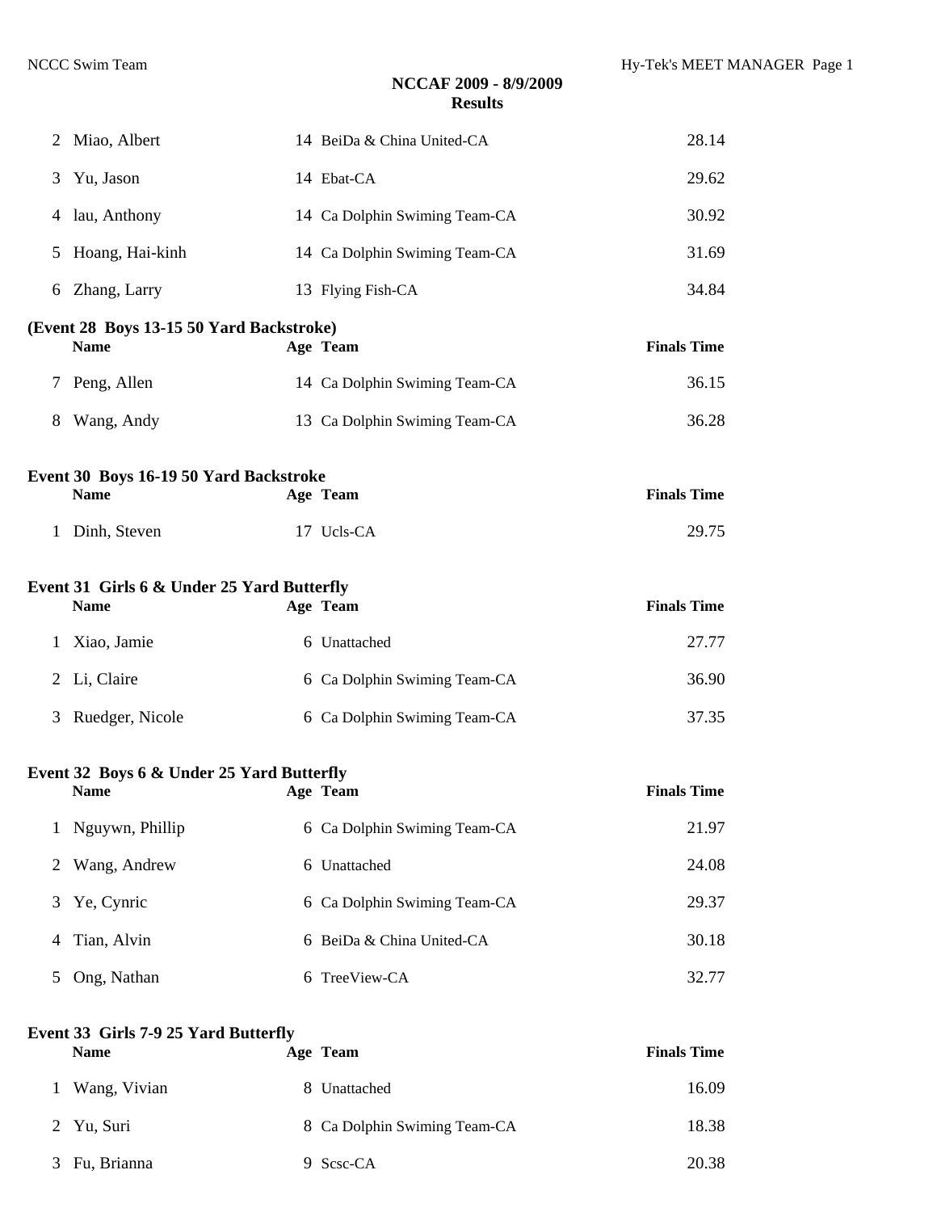**NCCAF 2009 - 8/9/2009**
**Results**

| | Name | Age | Team | Finals Time |
|---|---|---|---|---|
| 2 | Miao, Albert | 14 | BeiDa & China United-CA | 28.14 |
| 3 | Yu, Jason | 14 | Ebat-CA | 29.62 |
| 4 | lau, Anthony | 14 | Ca Dolphin Swiming Team-CA | 30.92 |
| 5 | Hoang, Hai-kinh | 14 | Ca Dolphin Swiming Team-CA | 31.69 |
| 6 | Zhang, Larry | 13 | Flying Fish-CA | 34.84 |

**(Event 28 Boys 13-15 50 Yard Backstroke)**

| | Name | Age | Team | Finals Time |
|---|---|---|---|---|
| 7 | Peng, Allen | 14 | Ca Dolphin Swiming Team-CA | 36.15 |
| 8 | Wang, Andy | 13 | Ca Dolphin Swiming Team-CA | 36.28 |

**Event 30 Boys 16-19 50 Yard Backstroke**

| | Name | Age | Team | Finals Time |
|---|---|---|---|---|
| 1 | Dinh, Steven | 17 | Ucls-CA | 29.75 |

**Event 31 Girls 6 & Under 25 Yard Butterfly**

| | Name | Age | Team | Finals Time |
|---|---|---|---|---|
| 1 | Xiao, Jamie | 6 | Unattached | 27.77 |
| 2 | Li, Claire | 6 | Ca Dolphin Swiming Team-CA | 36.90 |
| 3 | Ruedger, Nicole | 6 | Ca Dolphin Swiming Team-CA | 37.35 |

**Event 32 Boys 6 & Under 25 Yard Butterfly**

| | Name | Age | Team | Finals Time |
|---|---|---|---|---|
| 1 | Nguywn, Phillip | 6 | Ca Dolphin Swiming Team-CA | 21.97 |
| 2 | Wang, Andrew | 6 | Unattached | 24.08 |
| 3 | Ye, Cynric | 6 | Ca Dolphin Swiming Team-CA | 29.37 |
| 4 | Tian, Alvin | 6 | BeiDa & China United-CA | 30.18 |
| 5 | Ong, Nathan | 6 | TreeView-CA | 32.77 |

**Event 33 Girls 7-9 25 Yard Butterfly**

| | Name | Age | Team | Finals Time |
|---|---|---|---|---|
| 1 | Wang, Vivian | 8 | Unattached | 16.09 |
| 2 | Yu, Suri | 8 | Ca Dolphin Swiming Team-CA | 18.38 |
| 3 | Fu, Brianna | 9 | Scsc-CA | 20.38 |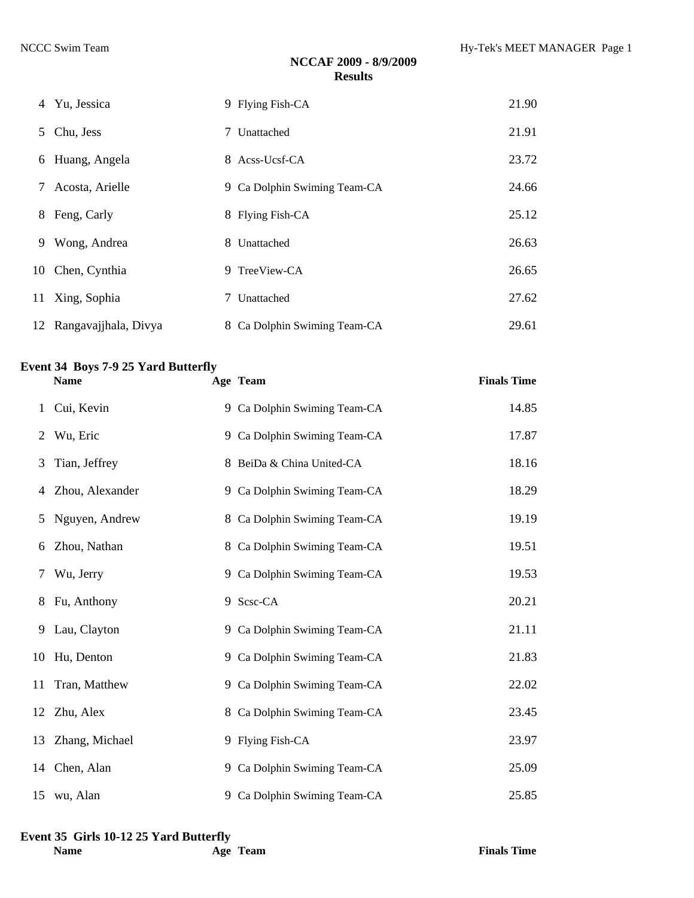## NCCAF 2009 - 8/9/2009
### Results

| | Name | Age | Team | Finals Time |
|---|---|---|---|---|
| 4 | Yu, Jessica | 9 | Flying Fish-CA | 21.90 |
| 5 | Chu, Jess | 7 | Unattached | 21.91 |
| 6 | Huang, Angela | 8 | Acss-Ucsf-CA | 23.72 |
| 7 | Acosta, Arielle | 9 | Ca Dolphin Swiming Team-CA | 24.66 |
| 8 | Feng, Carly | 8 | Flying Fish-CA | 25.12 |
| 9 | Wong, Andrea | 8 | Unattached | 26.63 |
| 10 | Chen, Cynthia | 9 | TreeView-CA | 26.65 |
| 11 | Xing, Sophia | 7 | Unattached | 27.62 |
| 12 | Rangavajjhala, Divya | 8 | Ca Dolphin Swiming Team-CA | 29.61 |

**Event 34 Boys 7-9 25 Yard Butterfly**

| | Name | Age | Team | Finals Time |
|---|---|---|---|---|
| 1 | Cui, Kevin | 9 | Ca Dolphin Swiming Team-CA | 14.85 |
| 2 | Wu, Eric | 9 | Ca Dolphin Swiming Team-CA | 17.87 |
| 3 | Tian, Jeffrey | 8 | BeiDa & China United-CA | 18.16 |
| 4 | Zhou, Alexander | 9 | Ca Dolphin Swiming Team-CA | 18.29 |
| 5 | Nguyen, Andrew | 8 | Ca Dolphin Swiming Team-CA | 19.19 |
| 6 | Zhou, Nathan | 8 | Ca Dolphin Swiming Team-CA | 19.51 |
| 7 | Wu, Jerry | 9 | Ca Dolphin Swiming Team-CA | 19.53 |
| 8 | Fu, Anthony | 9 | Scsc-CA | 20.21 |
| 9 | Lau, Clayton | 9 | Ca Dolphin Swiming Team-CA | 21.11 |
| 10 | Hu, Denton | 9 | Ca Dolphin Swiming Team-CA | 21.83 |
| 11 | Tran, Matthew | 9 | Ca Dolphin Swiming Team-CA | 22.02 |
| 12 | Zhu, Alex | 8 | Ca Dolphin Swiming Team-CA | 23.45 |
| 13 | Zhang, Michael | 9 | Flying Fish-CA | 23.97 |
| 14 | Chen, Alan | 9 | Ca Dolphin Swiming Team-CA | 25.09 |
| 15 | wu, Alan | 9 | Ca Dolphin Swiming Team-CA | 25.85 |

**Event 35 Girls 10-12 25 Yard Butterfly**

| | Name | Age | Team | Finals Time |
|---|---|---|---|---|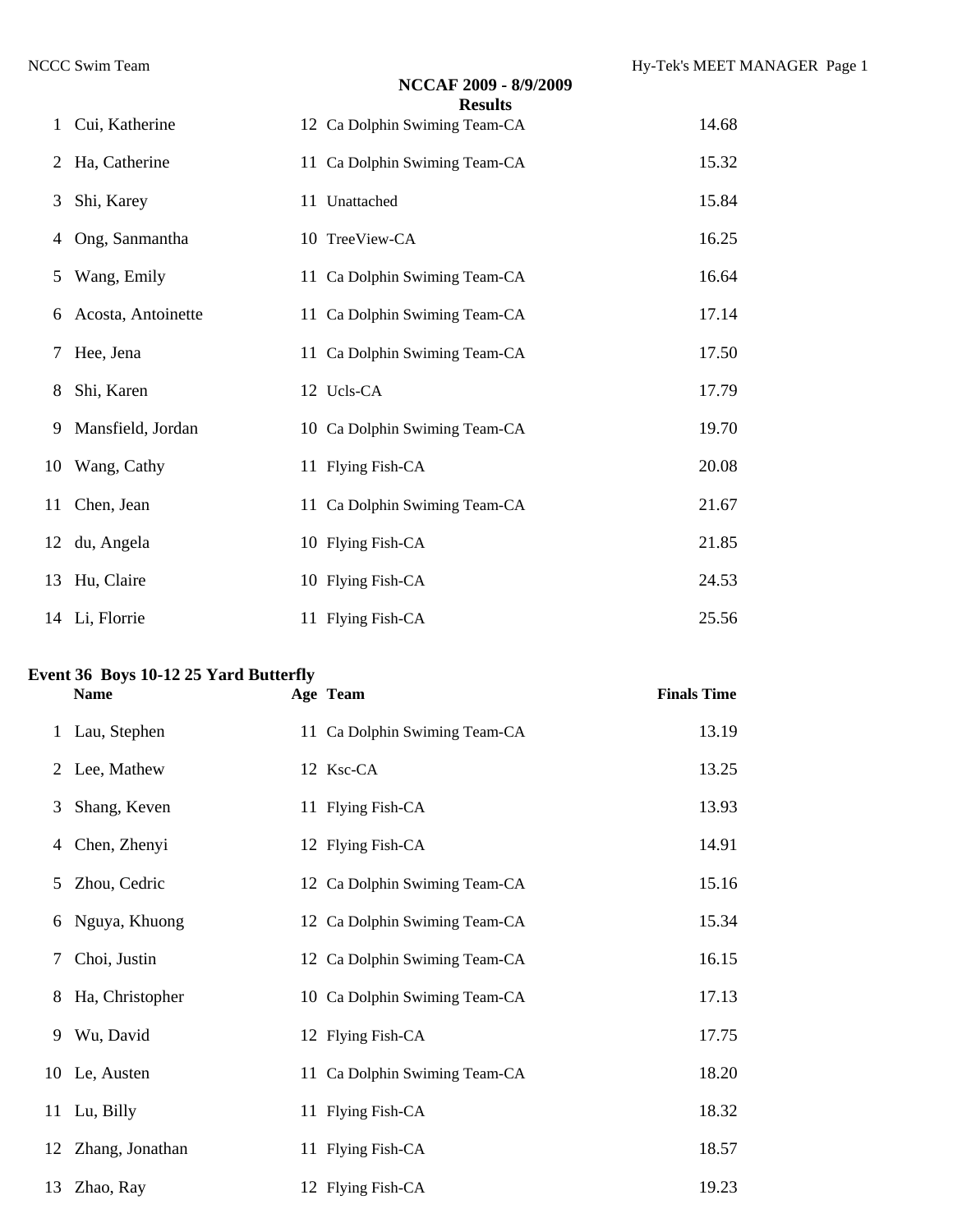## NCCAF 2009 - 8/9/2009

### Results

| | Name | Age | Team | Finals Time |
|---|---|---|---|---|
| 1 | Cui, Katherine | 12 | Ca Dolphin Swiming Team-CA | 14.68 |
| 2 | Ha, Catherine | 11 | Ca Dolphin Swiming Team-CA | 15.32 |
| 3 | Shi, Karey | 11 | Unattached | 15.84 |
| 4 | Ong, Sanmantha | 10 | TreeView-CA | 16.25 |
| 5 | Wang, Emily | 11 | Ca Dolphin Swiming Team-CA | 16.64 |
| 6 | Acosta, Antoinette | 11 | Ca Dolphin Swiming Team-CA | 17.14 |
| 7 | Hee, Jena | 11 | Ca Dolphin Swiming Team-CA | 17.50 |
| 8 | Shi, Karen | 12 | Ucls-CA | 17.79 |
| 9 | Mansfield, Jordan | 10 | Ca Dolphin Swiming Team-CA | 19.70 |
| 10 | Wang, Cathy | 11 | Flying Fish-CA | 20.08 |
| 11 | Chen, Jean | 11 | Ca Dolphin Swiming Team-CA | 21.67 |
| 12 | du, Angela | 10 | Flying Fish-CA | 21.85 |
| 13 | Hu, Claire | 10 | Flying Fish-CA | 24.53 |
| 14 | Li, Florrie | 11 | Flying Fish-CA | 25.56 |

### Event 36 Boys 10-12 25 Yard Butterfly

| | Name | Age | Team | Finals Time |
|---|---|---|---|---|
| 1 | Lau, Stephen | 11 | Ca Dolphin Swiming Team-CA | 13.19 |
| 2 | Lee, Mathew | 12 | Ksc-CA | 13.25 |
| 3 | Shang, Keven | 11 | Flying Fish-CA | 13.93 |
| 4 | Chen, Zhenyi | 12 | Flying Fish-CA | 14.91 |
| 5 | Zhou, Cedric | 12 | Ca Dolphin Swiming Team-CA | 15.16 |
| 6 | Nguya, Khuong | 12 | Ca Dolphin Swiming Team-CA | 15.34 |
| 7 | Choi, Justin | 12 | Ca Dolphin Swiming Team-CA | 16.15 |
| 8 | Ha, Christopher | 10 | Ca Dolphin Swiming Team-CA | 17.13 |
| 9 | Wu, David | 12 | Flying Fish-CA | 17.75 |
| 10 | Le, Austen | 11 | Ca Dolphin Swiming Team-CA | 18.20 |
| 11 | Lu, Billy | 11 | Flying Fish-CA | 18.32 |
| 12 | Zhang, Jonathan | 11 | Flying Fish-CA | 18.57 |
| 13 | Zhao, Ray | 12 | Flying Fish-CA | 19.23 |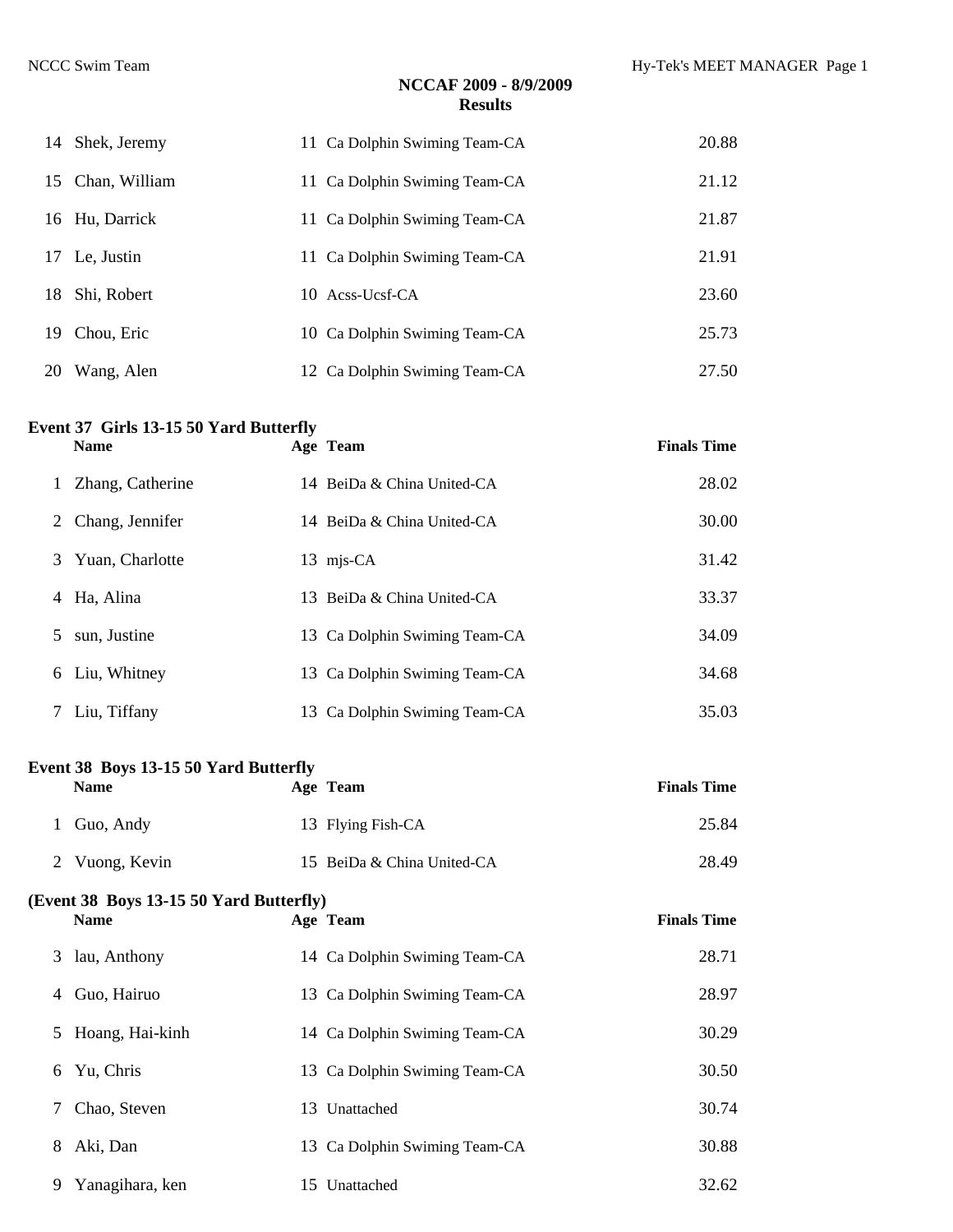| | | | | |
|---|---|---|---|---|
| 14 | Shek, Jeremy | 11 | Ca Dolphin Swiming Team-CA | 20.88 |
| 15 | Chan, William | 11 | Ca Dolphin Swiming Team-CA | 21.12 |
| 16 | Hu, Darrick | 11 | Ca Dolphin Swiming Team-CA | 21.87 |
| 17 | Le, Justin | 11 | Ca Dolphin Swiming Team-CA | 21.91 |
| 18 | Shi, Robert | 10 | Acss-Ucsf-CA | 23.60 |
| 19 | Chou, Eric | 10 | Ca Dolphin Swiming Team-CA | 25.73 |
| 20 | Wang, Alen | 12 | Ca Dolphin Swiming Team-CA | 27.50 |

**Event 37 Girls 13-15 50 Yard Butterfly**

| | Name | Age | Team | Finals Time |
|---|---|---|---|---|
| 1 | Zhang, Catherine | 14 | BeiDa & China United-CA | 28.02 |
| 2 | Chang, Jennifer | 14 | BeiDa & China United-CA | 30.00 |
| 3 | Yuan, Charlotte | 13 | mjs-CA | 31.42 |
| 4 | Ha, Alina | 13 | BeiDa & China United-CA | 33.37 |
| 5 | sun, Justine | 13 | Ca Dolphin Swiming Team-CA | 34.09 |
| 6 | Liu, Whitney | 13 | Ca Dolphin Swiming Team-CA | 34.68 |
| 7 | Liu, Tiffany | 13 | Ca Dolphin Swiming Team-CA | 35.03 |

**Event 38 Boys 13-15 50 Yard Butterfly**

| | Name | Age | Team | Finals Time |
|---|---|---|---|---|
| 1 | Guo, Andy | 13 | Flying Fish-CA | 25.84 |
| 2 | Vuong, Kevin | 15 | BeiDa & China United-CA | 28.49 |
| 3 | lau, Anthony | 14 | Ca Dolphin Swiming Team-CA | 28.71 |
| 4 | Guo, Hairuo | 13 | Ca Dolphin Swiming Team-CA | 28.97 |
| 5 | Hoang, Hai-kinh | 14 | Ca Dolphin Swiming Team-CA | 30.29 |
| 6 | Yu, Chris | 13 | Ca Dolphin Swiming Team-CA | 30.50 |
| 7 | Chao, Steven | 13 | Unattached | 30.74 |
| 8 | Aki, Dan | 13 | Ca Dolphin Swiming Team-CA | 30.88 |
| 9 | Yanagihara, ken | 15 | Unattached | 32.62 |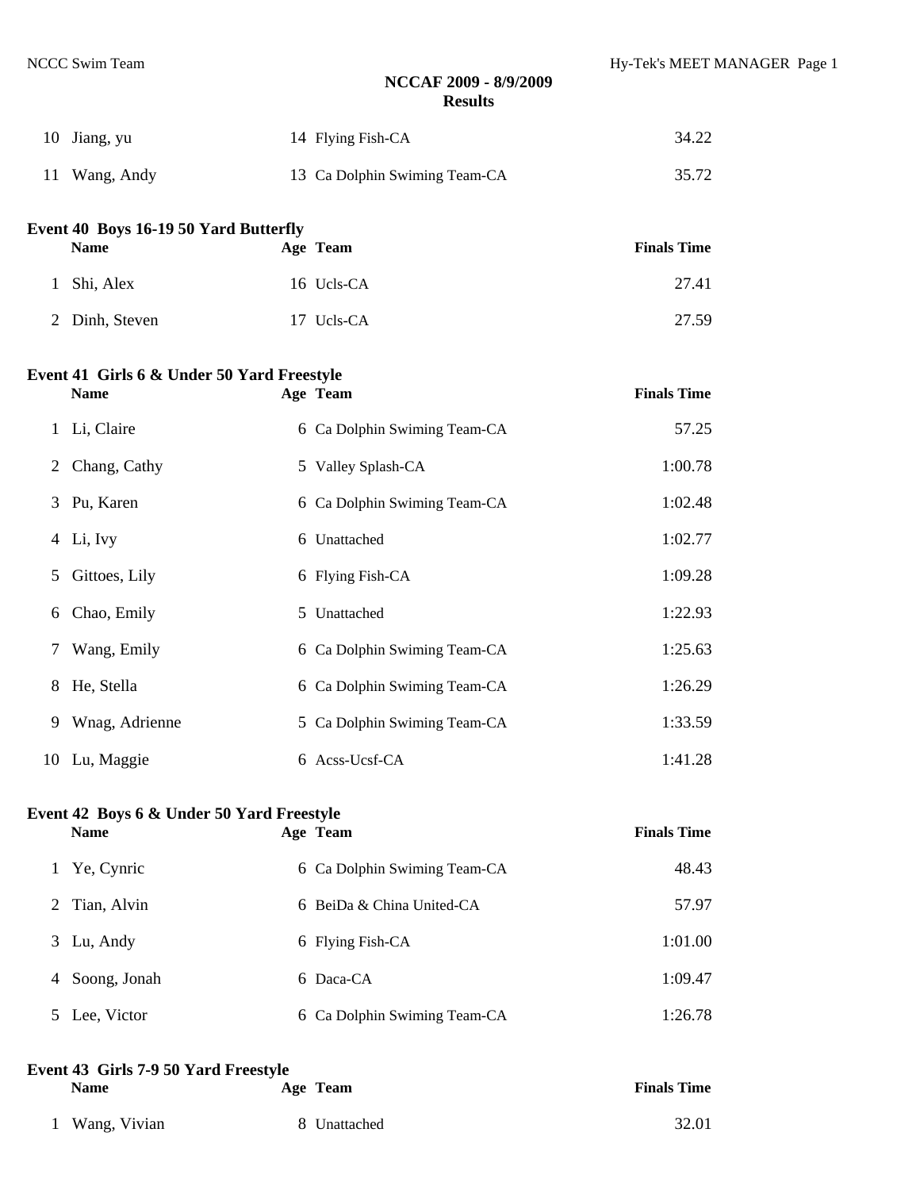## NCCAF 2009 - 8/9/2009
### Results

| | Name | Age | Team | Finals Time |
|---|---|---|---|---|
| 10 | Jiang, yu | 14 | Flying Fish-CA | 34.22 |
| 11 | Wang, Andy | 13 | Ca Dolphin Swiming Team-CA | 35.72 |

**Event 40 Boys 16-19 50 Yard Butterfly**

| | Name | Age | Team | Finals Time |
|---|---|---|---|---|
| 1 | Shi, Alex | 16 | Ucls-CA | 27.41 |
| 2 | Dinh, Steven | 17 | Ucls-CA | 27.59 |

**Event 41 Girls 6 & Under 50 Yard Freestyle**

| | Name | Age | Team | Finals Time |
|---|---|---|---|---|
| 1 | Li, Claire | 6 | Ca Dolphin Swiming Team-CA | 57.25 |
| 2 | Chang, Cathy | 5 | Valley Splash-CA | 1:00.78 |
| 3 | Pu, Karen | 6 | Ca Dolphin Swiming Team-CA | 1:02.48 |
| 4 | Li, Ivy | 6 | Unattached | 1:02.77 |
| 5 | Gittoes, Lily | 6 | Flying Fish-CA | 1:09.28 |
| 6 | Chao, Emily | 5 | Unattached | 1:22.93 |
| 7 | Wang, Emily | 6 | Ca Dolphin Swiming Team-CA | 1:25.63 |
| 8 | He, Stella | 6 | Ca Dolphin Swiming Team-CA | 1:26.29 |
| 9 | Wnag, Adrienne | 5 | Ca Dolphin Swiming Team-CA | 1:33.59 |
| 10 | Lu, Maggie | 6 | Acss-Ucsf-CA | 1:41.28 |

**Event 42 Boys 6 & Under 50 Yard Freestyle**

| | Name | Age | Team | Finals Time |
|---|---|---|---|---|
| 1 | Ye, Cynric | 6 | Ca Dolphin Swiming Team-CA | 48.43 |
| 2 | Tian, Alvin | 6 | BeiDa & China United-CA | 57.97 |
| 3 | Lu, Andy | 6 | Flying Fish-CA | 1:01.00 |
| 4 | Soong, Jonah | 6 | Daca-CA | 1:09.47 |
| 5 | Lee, Victor | 6 | Ca Dolphin Swiming Team-CA | 1:26.78 |

**Event 43 Girls 7-9 50 Yard Freestyle**

| | Name | Age | Team | Finals Time |
|---|---|---|---|---|
| 1 | Wang, Vivian | 8 | Unattached | 32.01 |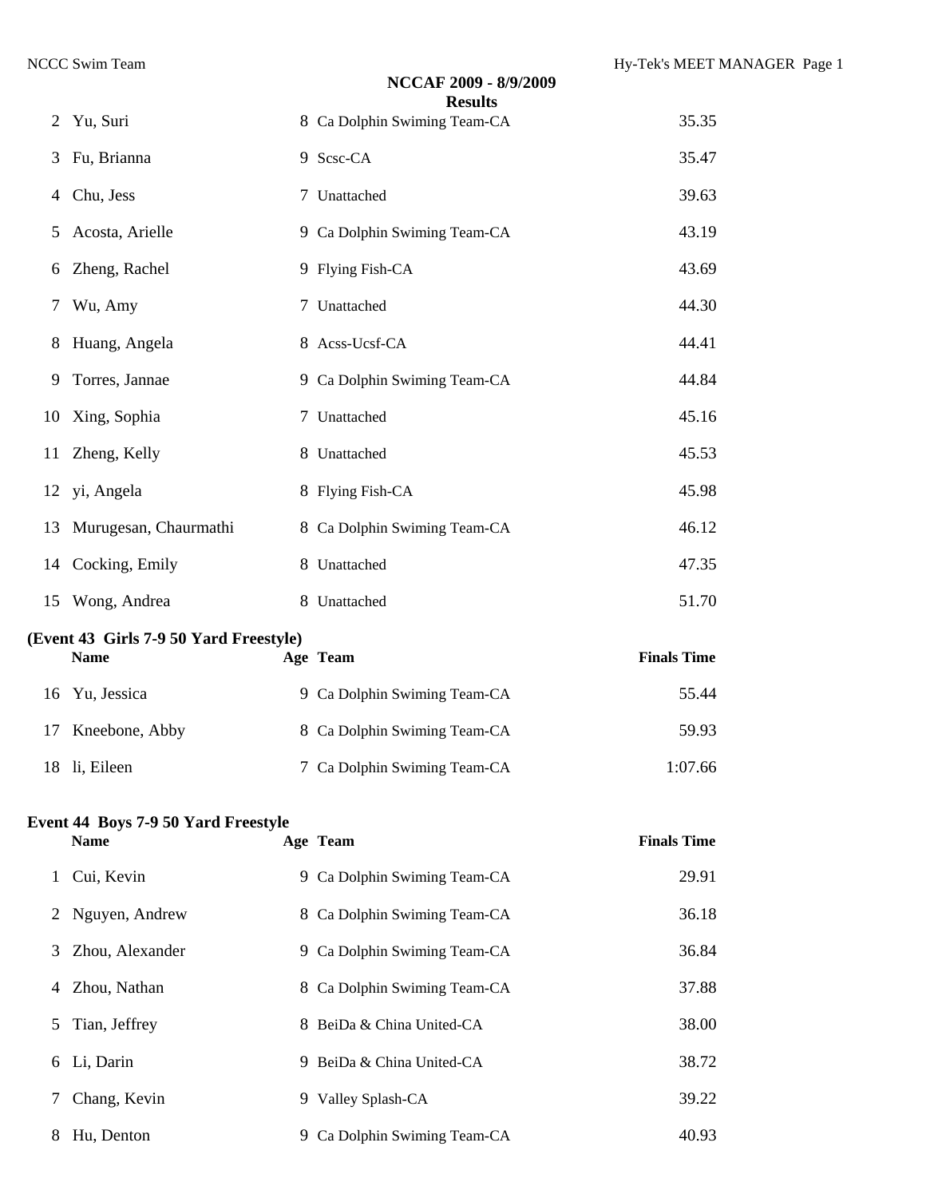## NCCAF 2009 - 8/9/2009

### Results

| | Name | Age | Team | Finals Time |
|---|---|---|---|---|
| 2 | Yu, Suri | 8 | Ca Dolphin Swiming Team-CA | 35.35 |
| 3 | Fu, Brianna | 9 | Scsc-CA | 35.47 |
| 4 | Chu, Jess | 7 | Unattached | 39.63 |
| 5 | Acosta, Arielle | 9 | Ca Dolphin Swiming Team-CA | 43.19 |
| 6 | Zheng, Rachel | 9 | Flying Fish-CA | 43.69 |
| 7 | Wu, Amy | 7 | Unattached | 44.30 |
| 8 | Huang, Angela | 8 | Acss-Ucsf-CA | 44.41 |
| 9 | Torres, Jannae | 9 | Ca Dolphin Swiming Team-CA | 44.84 |
| 10 | Xing, Sophia | 7 | Unattached | 45.16 |
| 11 | Zheng, Kelly | 8 | Unattached | 45.53 |
| 12 | yi, Angela | 8 | Flying Fish-CA | 45.98 |
| 13 | Murugesan, Chaurmathi | 8 | Ca Dolphin Swiming Team-CA | 46.12 |
| 14 | Cocking, Emily | 8 | Unattached | 47.35 |
| 15 | Wong, Andrea | 8 | Unattached | 51.70 |

**(Event 43 Girls 7-9 50 Yard Freestyle)**

| | Name | Age | Team | Finals Time |
|---|---|---|---|---|
| 16 | Yu, Jessica | 9 | Ca Dolphin Swiming Team-CA | 55.44 |
| 17 | Kneebone, Abby | 8 | Ca Dolphin Swiming Team-CA | 59.93 |
| 18 | li, Eileen | 7 | Ca Dolphin Swiming Team-CA | 1:07.66 |

**Event 44 Boys 7-9 50 Yard Freestyle**

| | Name | Age | Team | Finals Time |
|---|---|---|---|---|
| 1 | Cui, Kevin | 9 | Ca Dolphin Swiming Team-CA | 29.91 |
| 2 | Nguyen, Andrew | 8 | Ca Dolphin Swiming Team-CA | 36.18 |
| 3 | Zhou, Alexander | 9 | Ca Dolphin Swiming Team-CA | 36.84 |
| 4 | Zhou, Nathan | 8 | Ca Dolphin Swiming Team-CA | 37.88 |
| 5 | Tian, Jeffrey | 8 | BeiDa & China United-CA | 38.00 |
| 6 | Li, Darin | 9 | BeiDa & China United-CA | 38.72 |
| 7 | Chang, Kevin | 9 | Valley Splash-CA | 39.22 |
| 8 | Hu, Denton | 9 | Ca Dolphin Swiming Team-CA | 40.93 |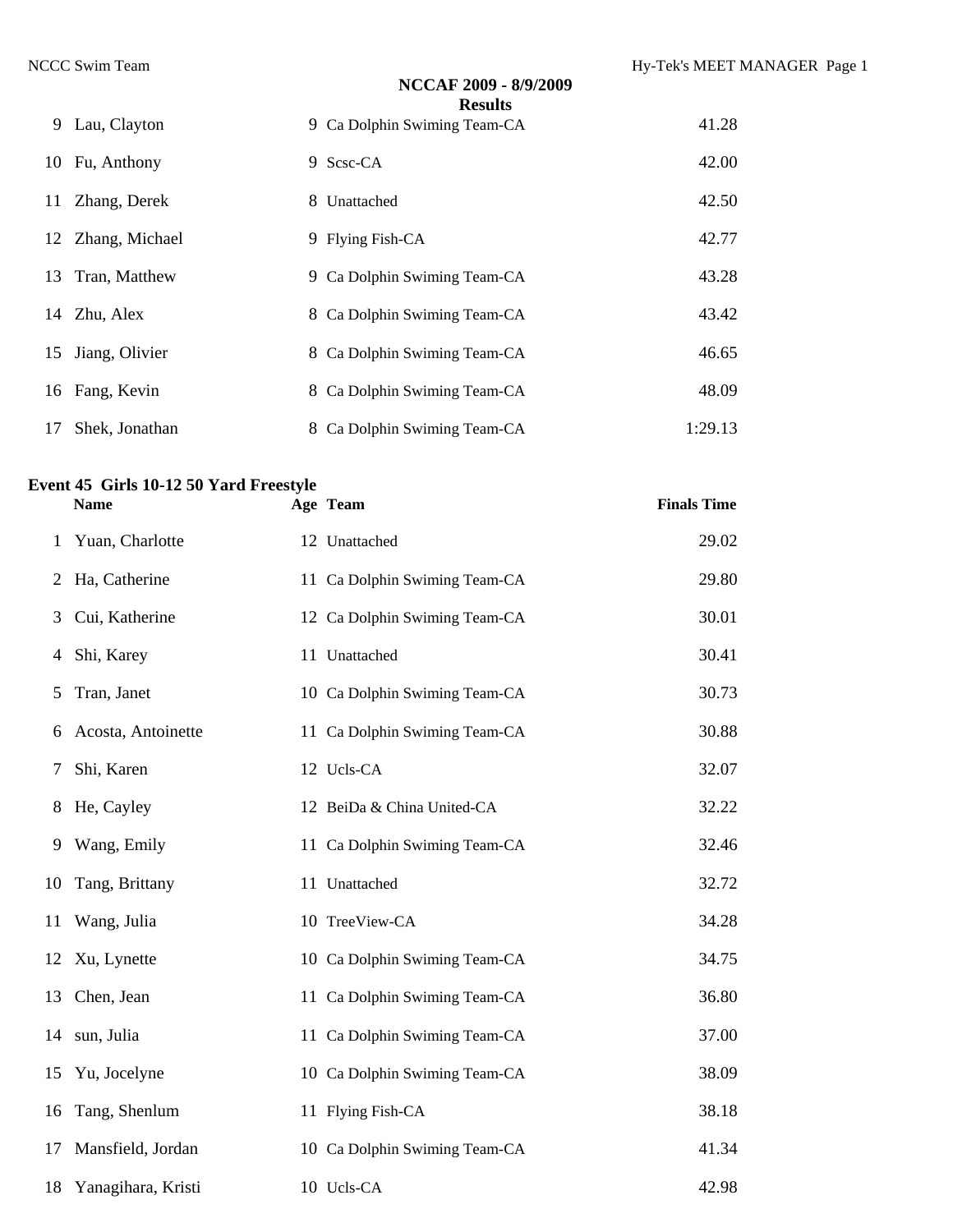**NCCAF 2009 - 8/9/2009**
**Results**

| | Name | Age | Team | Finals Time |
|---|---|---|---|---|
| 9 | Lau, Clayton | 9 | Ca Dolphin Swiming Team-CA | 41.28 |
| 10 | Fu, Anthony | 9 | Scsc-CA | 42.00 |
| 11 | Zhang, Derek | 8 | Unattached | 42.50 |
| 12 | Zhang, Michael | 9 | Flying Fish-CA | 42.77 |
| 13 | Tran, Matthew | 9 | Ca Dolphin Swiming Team-CA | 43.28 |
| 14 | Zhu, Alex | 8 | Ca Dolphin Swiming Team-CA | 43.42 |
| 15 | Jiang, Olivier | 8 | Ca Dolphin Swiming Team-CA | 46.65 |
| 16 | Fang, Kevin | 8 | Ca Dolphin Swiming Team-CA | 48.09 |
| 17 | Shek, Jonathan | 8 | Ca Dolphin Swiming Team-CA | 1:29.13 |

**Event 45 Girls 10-12 50 Yard Freestyle**

| | Name | Age | Team | Finals Time |
|---|---|---|---|---|
| 1 | Yuan, Charlotte | 12 | Unattached | 29.02 |
| 2 | Ha, Catherine | 11 | Ca Dolphin Swiming Team-CA | 29.80 |
| 3 | Cui, Katherine | 12 | Ca Dolphin Swiming Team-CA | 30.01 |
| 4 | Shi, Karey | 11 | Unattached | 30.41 |
| 5 | Tran, Janet | 10 | Ca Dolphin Swiming Team-CA | 30.73 |
| 6 | Acosta, Antoinette | 11 | Ca Dolphin Swiming Team-CA | 30.88 |
| 7 | Shi, Karen | 12 | Ucls-CA | 32.07 |
| 8 | He, Cayley | 12 | BeiDa & China United-CA | 32.22 |
| 9 | Wang, Emily | 11 | Ca Dolphin Swiming Team-CA | 32.46 |
| 10 | Tang, Brittany | 11 | Unattached | 32.72 |
| 11 | Wang, Julia | 10 | TreeView-CA | 34.28 |
| 12 | Xu, Lynette | 10 | Ca Dolphin Swiming Team-CA | 34.75 |
| 13 | Chen, Jean | 11 | Ca Dolphin Swiming Team-CA | 36.80 |
| 14 | sun, Julia | 11 | Ca Dolphin Swiming Team-CA | 37.00 |
| 15 | Yu, Jocelyne | 10 | Ca Dolphin Swiming Team-CA | 38.09 |
| 16 | Tang, Shenlum | 11 | Flying Fish-CA | 38.18 |
| 17 | Mansfield, Jordan | 10 | Ca Dolphin Swiming Team-CA | 41.34 |
| 18 | Yanagihara, Kristi | 10 | Ucls-CA | 42.98 |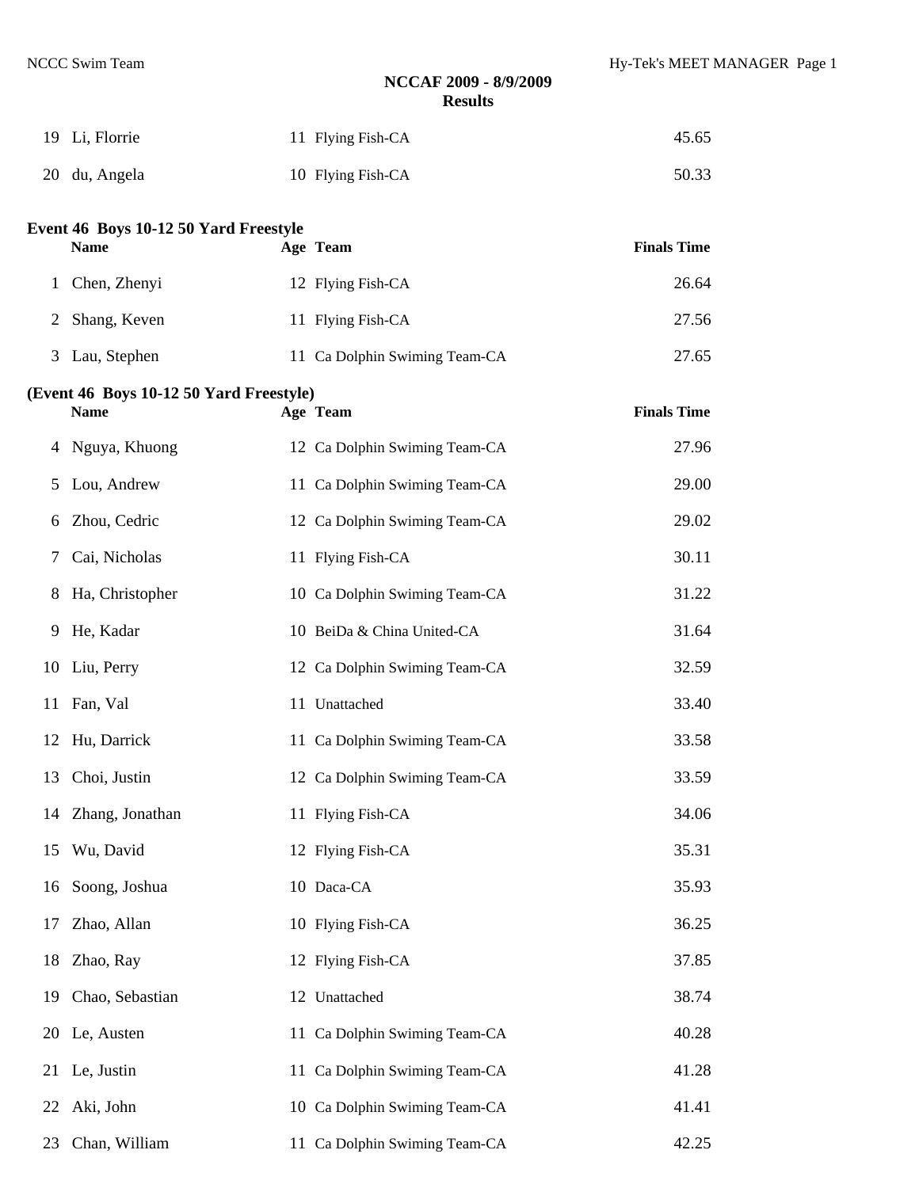# NCCAF 2009 - 8/9/2009
## Results

| | Name | Age | Team | Finals Time |
|---|---|---|---|---|
| 19 | Li, Florrie | 11 | Flying Fish-CA | 45.65 |
| 20 | du, Angela | 10 | Flying Fish-CA | 50.33 |

**Event 46 Boys 10-12 50 Yard Freestyle**

| | Name | Age | Team | Finals Time |
|---|---|---|---|---|
| 1 | Chen, Zhenyi | 12 | Flying Fish-CA | 26.64 |
| 2 | Shang, Keven | 11 | Flying Fish-CA | 27.56 |
| 3 | Lau, Stephen | 11 | Ca Dolphin Swiming Team-CA | 27.65 |
| 4 | Nguya, Khuong | 12 | Ca Dolphin Swiming Team-CA | 27.96 |
| 5 | Lou, Andrew | 11 | Ca Dolphin Swiming Team-CA | 29.00 |
| 6 | Zhou, Cedric | 12 | Ca Dolphin Swiming Team-CA | 29.02 |
| 7 | Cai, Nicholas | 11 | Flying Fish-CA | 30.11 |
| 8 | Ha, Christopher | 10 | Ca Dolphin Swiming Team-CA | 31.22 |
| 9 | He, Kadar | 10 | BeiDa & China United-CA | 31.64 |
| 10 | Liu, Perry | 12 | Ca Dolphin Swiming Team-CA | 32.59 |
| 11 | Fan, Val | 11 | Unattached | 33.40 |
| 12 | Hu, Darrick | 11 | Ca Dolphin Swiming Team-CA | 33.58 |
| 13 | Choi, Justin | 12 | Ca Dolphin Swiming Team-CA | 33.59 |
| 14 | Zhang, Jonathan | 11 | Flying Fish-CA | 34.06 |
| 15 | Wu, David | 12 | Flying Fish-CA | 35.31 |
| 16 | Soong, Joshua | 10 | Daca-CA | 35.93 |
| 17 | Zhao, Allan | 10 | Flying Fish-CA | 36.25 |
| 18 | Zhao, Ray | 12 | Flying Fish-CA | 37.85 |
| 19 | Chao, Sebastian | 12 | Unattached | 38.74 |
| 20 | Le, Austen | 11 | Ca Dolphin Swiming Team-CA | 40.28 |
| 21 | Le, Justin | 11 | Ca Dolphin Swiming Team-CA | 41.28 |
| 22 | Aki, John | 10 | Ca Dolphin Swiming Team-CA | 41.41 |
| 23 | Chan, William | 11 | Ca Dolphin Swiming Team-CA | 42.25 |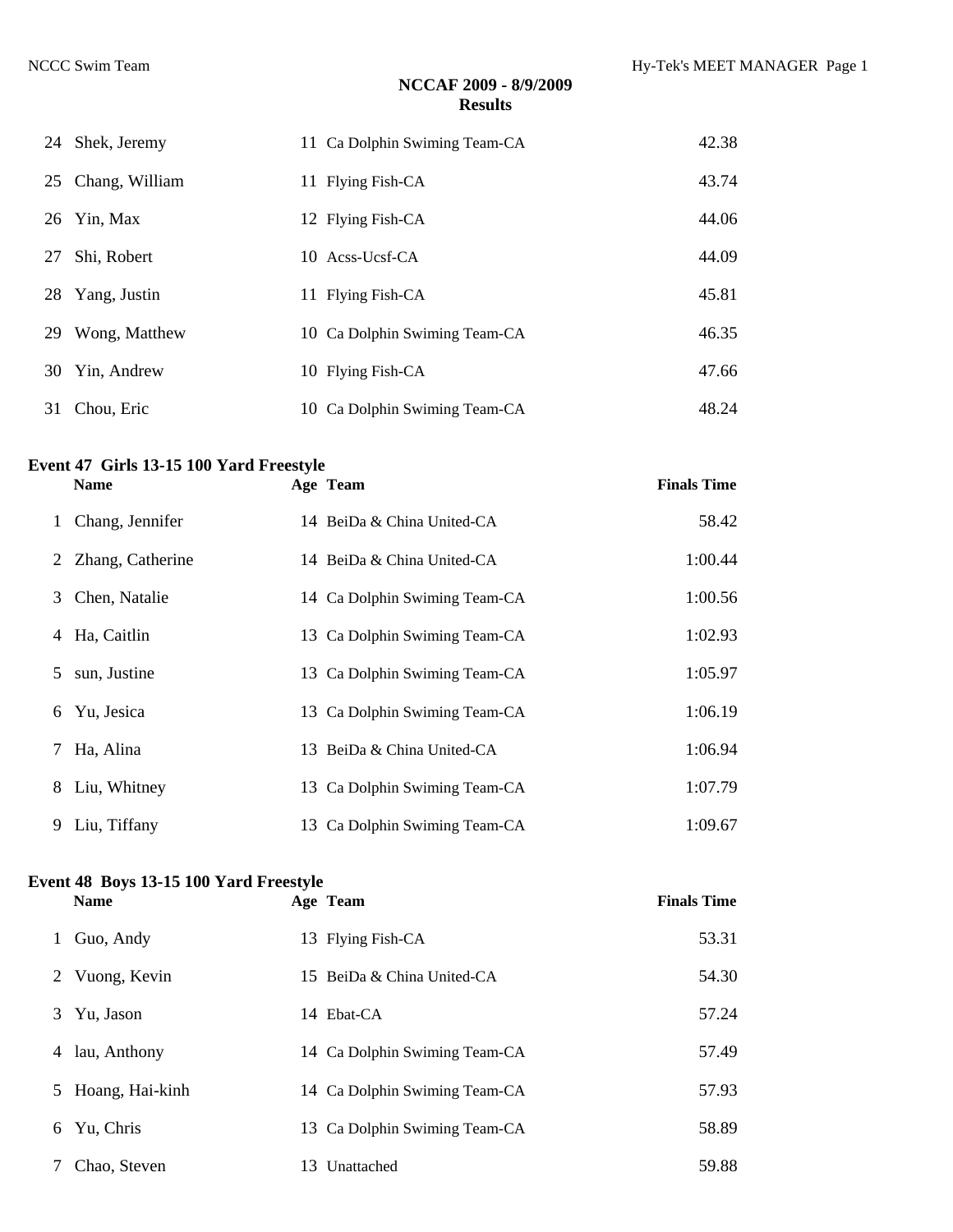**NCCAF 2009 - 8/9/2009**
**Results**

| | Name | Age | Team | Finals Time |
|---|---|---|---|---|
| 24 | Shek, Jeremy | 11 | Ca Dolphin Swiming Team-CA | 42.38 |
| 25 | Chang, William | 11 | Flying Fish-CA | 43.74 |
| 26 | Yin, Max | 12 | Flying Fish-CA | 44.06 |
| 27 | Shi, Robert | 10 | Acss-Ucsf-CA | 44.09 |
| 28 | Yang, Justin | 11 | Flying Fish-CA | 45.81 |
| 29 | Wong, Matthew | 10 | Ca Dolphin Swiming Team-CA | 46.35 |
| 30 | Yin, Andrew | 10 | Flying Fish-CA | 47.66 |
| 31 | Chou, Eric | 10 | Ca Dolphin Swiming Team-CA | 48.24 |

### Event 47 Girls 13-15 100 Yard Freestyle

| | Name | Age | Team | Finals Time |
|---|---|---|---|---|
| 1 | Chang, Jennifer | 14 | BeiDa & China United-CA | 58.42 |
| 2 | Zhang, Catherine | 14 | BeiDa & China United-CA | 1:00.44 |
| 3 | Chen, Natalie | 14 | Ca Dolphin Swiming Team-CA | 1:00.56 |
| 4 | Ha, Caitlin | 13 | Ca Dolphin Swiming Team-CA | 1:02.93 |
| 5 | sun, Justine | 13 | Ca Dolphin Swiming Team-CA | 1:05.97 |
| 6 | Yu, Jesica | 13 | Ca Dolphin Swiming Team-CA | 1:06.19 |
| 7 | Ha, Alina | 13 | BeiDa & China United-CA | 1:06.94 |
| 8 | Liu, Whitney | 13 | Ca Dolphin Swiming Team-CA | 1:07.79 |
| 9 | Liu, Tiffany | 13 | Ca Dolphin Swiming Team-CA | 1:09.67 |

### Event 48 Boys 13-15 100 Yard Freestyle

| | Name | Age | Team | Finals Time |
|---|---|---|---|---|
| 1 | Guo, Andy | 13 | Flying Fish-CA | 53.31 |
| 2 | Vuong, Kevin | 15 | BeiDa & China United-CA | 54.30 |
| 3 | Yu, Jason | 14 | Ebat-CA | 57.24 |
| 4 | lau, Anthony | 14 | Ca Dolphin Swiming Team-CA | 57.49 |
| 5 | Hoang, Hai-kinh | 14 | Ca Dolphin Swiming Team-CA | 57.93 |
| 6 | Yu, Chris | 13 | Ca Dolphin Swiming Team-CA | 58.89 |
| 7 | Chao, Steven | 13 | Unattached | 59.88 |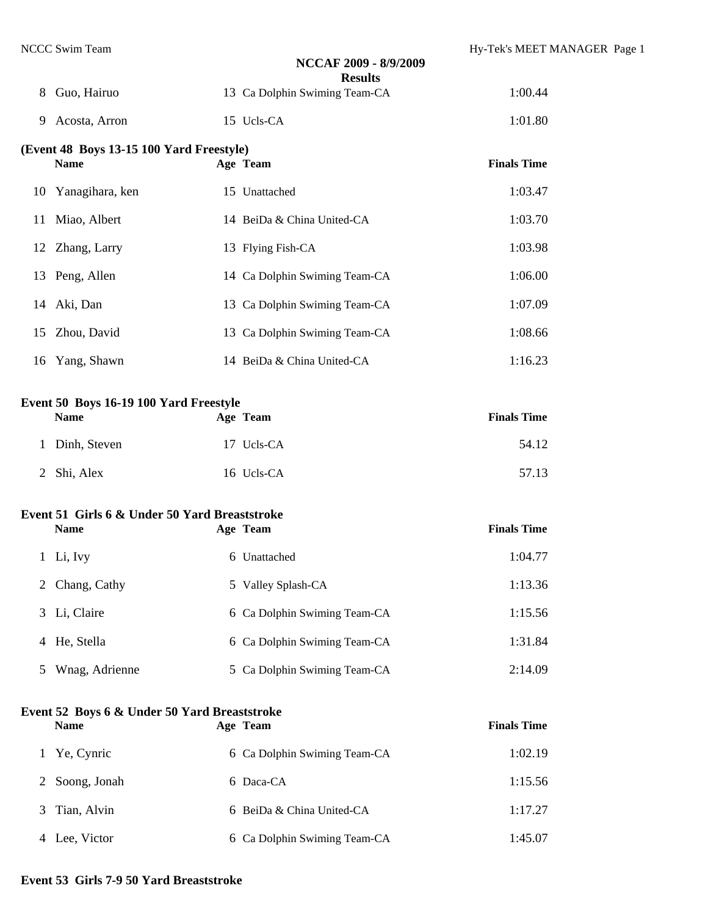## NCCAF 2009 - 8/9/2009

### Results

| | Name | Age | Team | Finals Time |
|---|---|---|---|---|
| 8 | Guo, Hairuo | 13 | Ca Dolphin Swiming Team-CA | 1:00.44 |
| 9 | Acosta, Arron | 15 | Ucls-CA | 1:01.80 |

**(Event 48 Boys 13-15 100 Yard Freestyle)**

| | Name | Age | Team | Finals Time |
|---|---|---|---|---|
| 10 | Yanagihara, ken | 15 | Unattached | 1:03.47 |
| 11 | Miao, Albert | 14 | BeiDa & China United-CA | 1:03.70 |
| 12 | Zhang, Larry | 13 | Flying Fish-CA | 1:03.98 |
| 13 | Peng, Allen | 14 | Ca Dolphin Swiming Team-CA | 1:06.00 |
| 14 | Aki, Dan | 13 | Ca Dolphin Swiming Team-CA | 1:07.09 |
| 15 | Zhou, David | 13 | Ca Dolphin Swiming Team-CA | 1:08.66 |
| 16 | Yang, Shawn | 14 | BeiDa & China United-CA | 1:16.23 |

**Event 50 Boys 16-19 100 Yard Freestyle**

| | Name | Age | Team | Finals Time |
|---|---|---|---|---|
| 1 | Dinh, Steven | 17 | Ucls-CA | 54.12 |
| 2 | Shi, Alex | 16 | Ucls-CA | 57.13 |

**Event 51 Girls 6 & Under 50 Yard Breaststroke**

| | Name | Age | Team | Finals Time |
|---|---|---|---|---|
| 1 | Li, Ivy | 6 | Unattached | 1:04.77 |
| 2 | Chang, Cathy | 5 | Valley Splash-CA | 1:13.36 |
| 3 | Li, Claire | 6 | Ca Dolphin Swiming Team-CA | 1:15.56 |
| 4 | He, Stella | 6 | Ca Dolphin Swiming Team-CA | 1:31.84 |
| 5 | Wnag, Adrienne | 5 | Ca Dolphin Swiming Team-CA | 2:14.09 |

**Event 52 Boys 6 & Under 50 Yard Breaststroke**

| | Name | Age | Team | Finals Time |
|---|---|---|---|---|
| 1 | Ye, Cynric | 6 | Ca Dolphin Swiming Team-CA | 1:02.19 |
| 2 | Soong, Jonah | 6 | Daca-CA | 1:15.56 |
| 3 | Tian, Alvin | 6 | BeiDa & China United-CA | 1:17.27 |
| 4 | Lee, Victor | 6 | Ca Dolphin Swiming Team-CA | 1:45.07 |

**Event 53 Girls 7-9 50 Yard Breaststroke**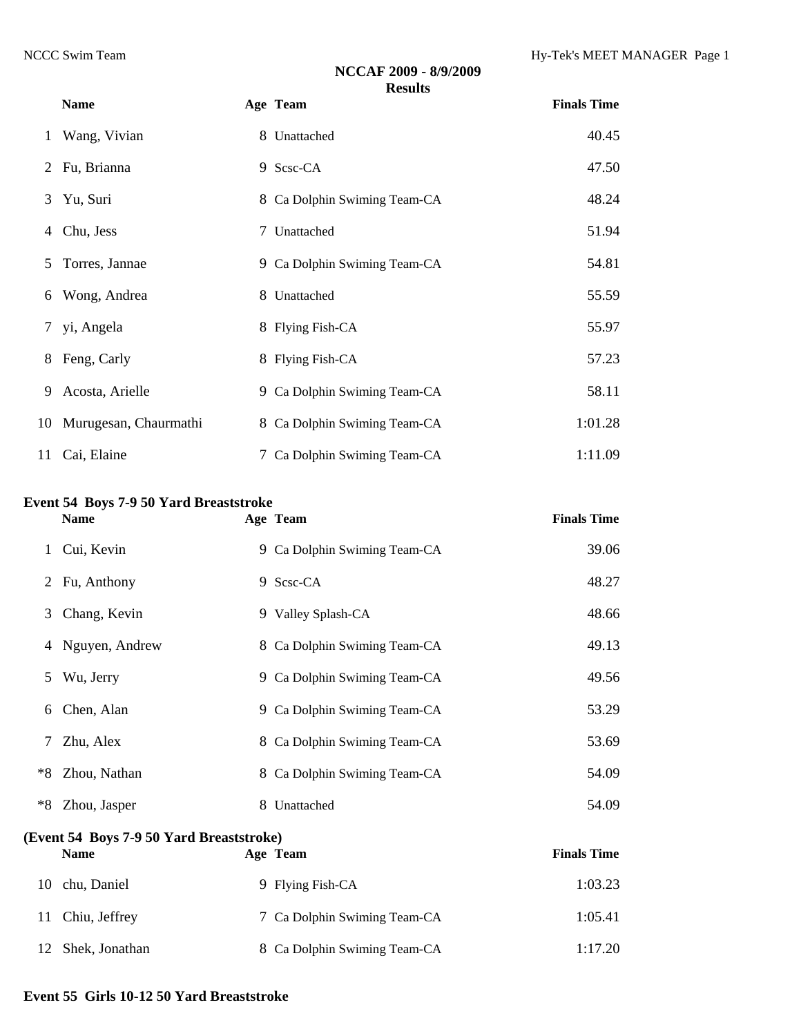## NCCAF 2009 - 8/9/2009
### Results

| | Name | Age | Team | Finals Time |
|---|---|---|---|---|
| 1 | Wang, Vivian | 8 | Unattached | 40.45 |
| 2 | Fu, Brianna | 9 | Scsc-CA | 47.50 |
| 3 | Yu, Suri | 8 | Ca Dolphin Swiming Team-CA | 48.24 |
| 4 | Chu, Jess | 7 | Unattached | 51.94 |
| 5 | Torres, Jannae | 9 | Ca Dolphin Swiming Team-CA | 54.81 |
| 6 | Wong, Andrea | 8 | Unattached | 55.59 |
| 7 | yi, Angela | 8 | Flying Fish-CA | 55.97 |
| 8 | Feng, Carly | 8 | Flying Fish-CA | 57.23 |
| 9 | Acosta, Arielle | 9 | Ca Dolphin Swiming Team-CA | 58.11 |
| 10 | Murugesan, Chaurmathi | 8 | Ca Dolphin Swiming Team-CA | 1:01.28 |
| 11 | Cai, Elaine | 7 | Ca Dolphin Swiming Team-CA | 1:11.09 |

**Event 54 Boys 7-9 50 Yard Breaststroke**

| | Name | Age | Team | Finals Time |
|---|---|---|---|---|
| 1 | Cui, Kevin | 9 | Ca Dolphin Swiming Team-CA | 39.06 |
| 2 | Fu, Anthony | 9 | Scsc-CA | 48.27 |
| 3 | Chang, Kevin | 9 | Valley Splash-CA | 48.66 |
| 4 | Nguyen, Andrew | 8 | Ca Dolphin Swiming Team-CA | 49.13 |
| 5 | Wu, Jerry | 9 | Ca Dolphin Swiming Team-CA | 49.56 |
| 6 | Chen, Alan | 9 | Ca Dolphin Swiming Team-CA | 53.29 |
| 7 | Zhu, Alex | 8 | Ca Dolphin Swiming Team-CA | 53.69 |
| *8 | Zhou, Nathan | 8 | Ca Dolphin Swiming Team-CA | 54.09 |
| *8 | Zhou, Jasper | 8 | Unattached | 54.09 |
| 10 | chu, Daniel | 9 | Flying Fish-CA | 1:03.23 |
| 11 | Chiu, Jeffrey | 7 | Ca Dolphin Swiming Team-CA | 1:05.41 |
| 12 | Shek, Jonathan | 8 | Ca Dolphin Swiming Team-CA | 1:17.20 |

**Event 55 Girls 10-12 50 Yard Breaststroke**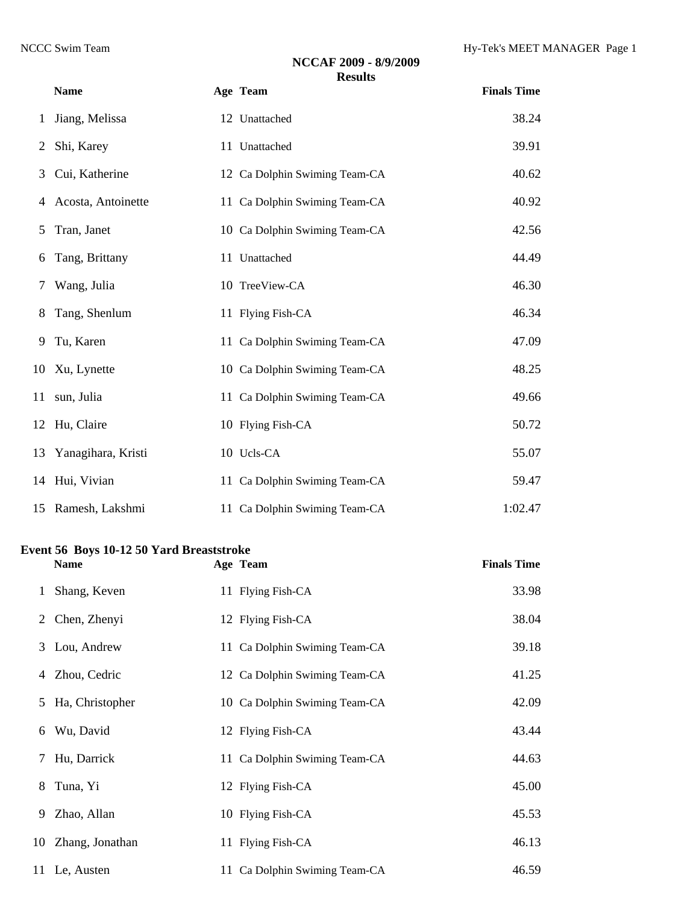**NCCAF 2009 - 8/9/2009**
**Results**

| | Name | Age | Team | Finals Time |
|---|---|---|---|---|
| 1 | Jiang, Melissa | 12 | Unattached | 38.24 |
| 2 | Shi, Karey | 11 | Unattached | 39.91 |
| 3 | Cui, Katherine | 12 | Ca Dolphin Swiming Team-CA | 40.62 |
| 4 | Acosta, Antoinette | 11 | Ca Dolphin Swiming Team-CA | 40.92 |
| 5 | Tran, Janet | 10 | Ca Dolphin Swiming Team-CA | 42.56 |
| 6 | Tang, Brittany | 11 | Unattached | 44.49 |
| 7 | Wang, Julia | 10 | TreeView-CA | 46.30 |
| 8 | Tang, Shenlum | 11 | Flying Fish-CA | 46.34 |
| 9 | Tu, Karen | 11 | Ca Dolphin Swiming Team-CA | 47.09 |
| 10 | Xu, Lynette | 10 | Ca Dolphin Swiming Team-CA | 48.25 |
| 11 | sun, Julia | 11 | Ca Dolphin Swiming Team-CA | 49.66 |
| 12 | Hu, Claire | 10 | Flying Fish-CA | 50.72 |
| 13 | Yanagihara, Kristi | 10 | Ucls-CA | 55.07 |
| 14 | Hui, Vivian | 11 | Ca Dolphin Swiming Team-CA | 59.47 |
| 15 | Ramesh, Lakshmi | 11 | Ca Dolphin Swiming Team-CA | 1:02.47 |

**Event 56 Boys 10-12 50 Yard Breaststroke**

| | Name | Age | Team | Finals Time |
|---|---|---|---|---|
| 1 | Shang, Keven | 11 | Flying Fish-CA | 33.98 |
| 2 | Chen, Zhenyi | 12 | Flying Fish-CA | 38.04 |
| 3 | Lou, Andrew | 11 | Ca Dolphin Swiming Team-CA | 39.18 |
| 4 | Zhou, Cedric | 12 | Ca Dolphin Swiming Team-CA | 41.25 |
| 5 | Ha, Christopher | 10 | Ca Dolphin Swiming Team-CA | 42.09 |
| 6 | Wu, David | 12 | Flying Fish-CA | 43.44 |
| 7 | Hu, Darrick | 11 | Ca Dolphin Swiming Team-CA | 44.63 |
| 8 | Tuna, Yi | 12 | Flying Fish-CA | 45.00 |
| 9 | Zhao, Allan | 10 | Flying Fish-CA | 45.53 |
| 10 | Zhang, Jonathan | 11 | Flying Fish-CA | 46.13 |
| 11 | Le, Austen | 11 | Ca Dolphin Swiming Team-CA | 46.59 |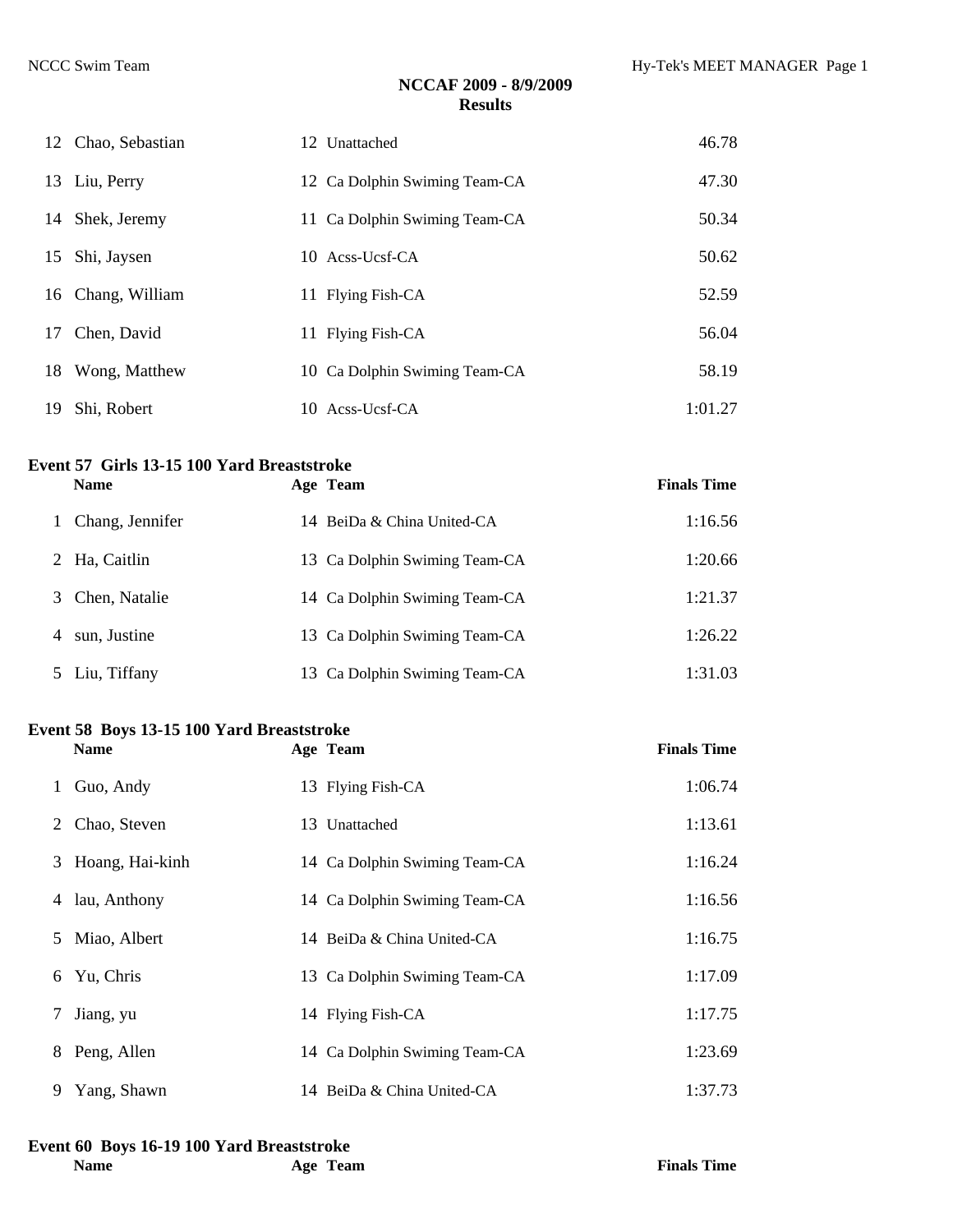| | Name | Age | Team | Finals Time |
|---|---|---|---|---|
| 12 | Chao, Sebastian | 12 | Unattached | 46.78 |
| 13 | Liu, Perry | 12 | Ca Dolphin Swiming Team-CA | 47.30 |
| 14 | Shek, Jeremy | 11 | Ca Dolphin Swiming Team-CA | 50.34 |
| 15 | Shi, Jaysen | 10 | Acss-Ucsf-CA | 50.62 |
| 16 | Chang, William | 11 | Flying Fish-CA | 52.59 |
| 17 | Chen, David | 11 | Flying Fish-CA | 56.04 |
| 18 | Wong, Matthew | 10 | Ca Dolphin Swiming Team-CA | 58.19 |
| 19 | Shi, Robert | 10 | Acss-Ucsf-CA | 1:01.27 |

**Event 57 Girls 13-15 100 Yard Breaststroke**

| | Name | Age | Team | Finals Time |
|---|---|---|---|---|
| 1 | Chang, Jennifer | 14 | BeiDa & China United-CA | 1:16.56 |
| 2 | Ha, Caitlin | 13 | Ca Dolphin Swiming Team-CA | 1:20.66 |
| 3 | Chen, Natalie | 14 | Ca Dolphin Swiming Team-CA | 1:21.37 |
| 4 | sun, Justine | 13 | Ca Dolphin Swiming Team-CA | 1:26.22 |
| 5 | Liu, Tiffany | 13 | Ca Dolphin Swiming Team-CA | 1:31.03 |

**Event 58 Boys 13-15 100 Yard Breaststroke**

| | Name | Age | Team | Finals Time |
|---|---|---|---|---|
| 1 | Guo, Andy | 13 | Flying Fish-CA | 1:06.74 |
| 2 | Chao, Steven | 13 | Unattached | 1:13.61 |
| 3 | Hoang, Hai-kinh | 14 | Ca Dolphin Swiming Team-CA | 1:16.24 |
| 4 | lau, Anthony | 14 | Ca Dolphin Swiming Team-CA | 1:16.56 |
| 5 | Miao, Albert | 14 | BeiDa & China United-CA | 1:16.75 |
| 6 | Yu, Chris | 13 | Ca Dolphin Swiming Team-CA | 1:17.09 |
| 7 | Jiang, yu | 14 | Flying Fish-CA | 1:17.75 |
| 8 | Peng, Allen | 14 | Ca Dolphin Swiming Team-CA | 1:23.69 |
| 9 | Yang, Shawn | 14 | BeiDa & China United-CA | 1:37.73 |

**Event 60 Boys 16-19 100 Yard Breaststroke**

| | Name | Age | Team | Finals Time |
|---|---|---|---|---|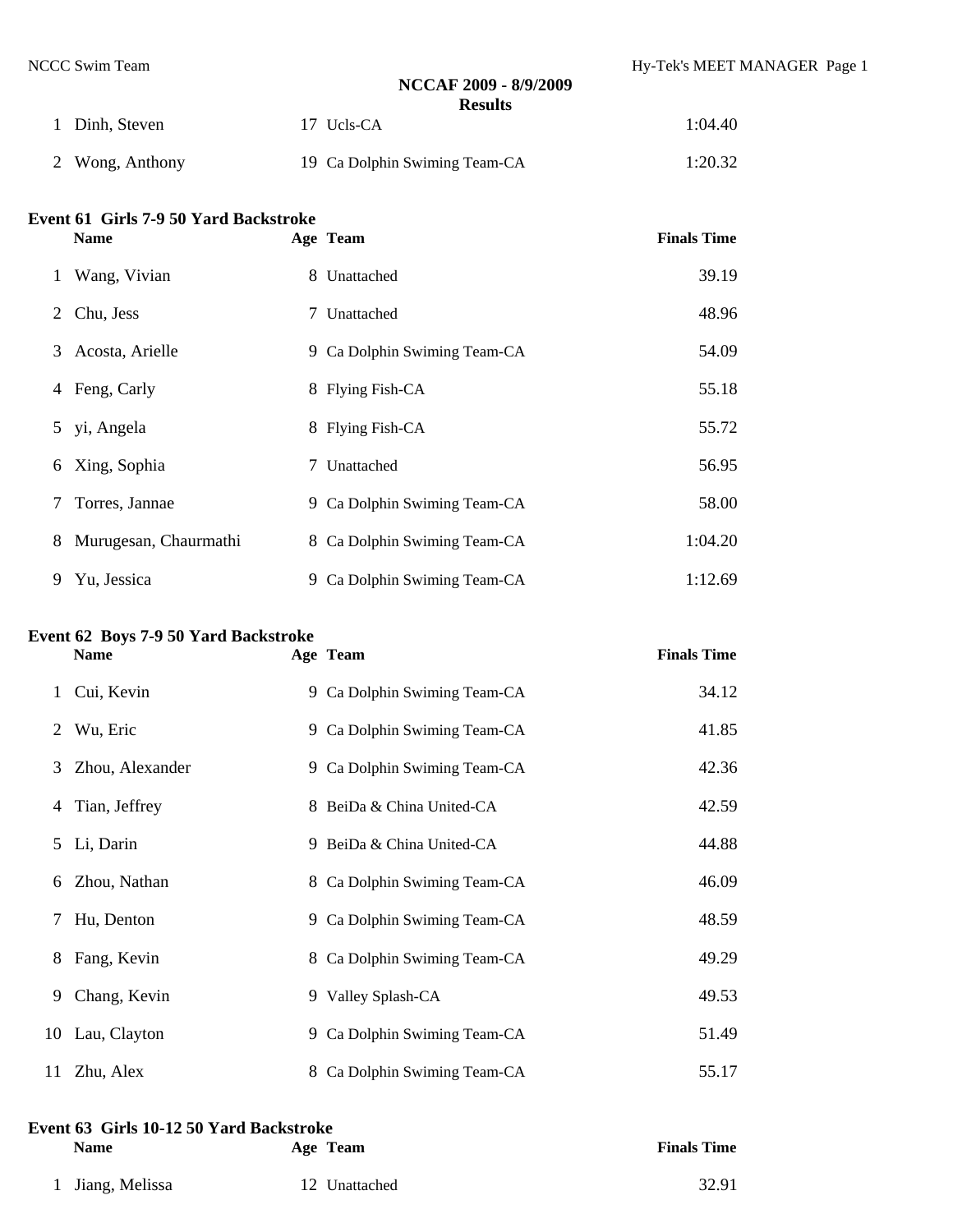**NCCAF 2009 - 8/9/2009**
**Results**

| | Name | Age | Team | Finals Time |
|---|---|---|---|---|
| 1 | Dinh, Steven | 17 | Ucls-CA | 1:04.40 |
| 2 | Wong, Anthony | 19 | Ca Dolphin Swiming Team-CA | 1:20.32 |

### Event 61 Girls 7-9 50 Yard Backstroke

| | Name | Age | Team | Finals Time |
|---|---|---|---|---|
| 1 | Wang, Vivian | 8 | Unattached | 39.19 |
| 2 | Chu, Jess | 7 | Unattached | 48.96 |
| 3 | Acosta, Arielle | 9 | Ca Dolphin Swiming Team-CA | 54.09 |
| 4 | Feng, Carly | 8 | Flying Fish-CA | 55.18 |
| 5 | yi, Angela | 8 | Flying Fish-CA | 55.72 |
| 6 | Xing, Sophia | 7 | Unattached | 56.95 |
| 7 | Torres, Jannae | 9 | Ca Dolphin Swiming Team-CA | 58.00 |
| 8 | Murugesan, Chaurmathi | 8 | Ca Dolphin Swiming Team-CA | 1:04.20 |
| 9 | Yu, Jessica | 9 | Ca Dolphin Swiming Team-CA | 1:12.69 |

### Event 62 Boys 7-9 50 Yard Backstroke

| | Name | Age | Team | Finals Time |
|---|---|---|---|---|
| 1 | Cui, Kevin | 9 | Ca Dolphin Swiming Team-CA | 34.12 |
| 2 | Wu, Eric | 9 | Ca Dolphin Swiming Team-CA | 41.85 |
| 3 | Zhou, Alexander | 9 | Ca Dolphin Swiming Team-CA | 42.36 |
| 4 | Tian, Jeffrey | 8 | BeiDa & China United-CA | 42.59 |
| 5 | Li, Darin | 9 | BeiDa & China United-CA | 44.88 |
| 6 | Zhou, Nathan | 8 | Ca Dolphin Swiming Team-CA | 46.09 |
| 7 | Hu, Denton | 9 | Ca Dolphin Swiming Team-CA | 48.59 |
| 8 | Fang, Kevin | 8 | Ca Dolphin Swiming Team-CA | 49.29 |
| 9 | Chang, Kevin | 9 | Valley Splash-CA | 49.53 |
| 10 | Lau, Clayton | 9 | Ca Dolphin Swiming Team-CA | 51.49 |
| 11 | Zhu, Alex | 8 | Ca Dolphin Swiming Team-CA | 55.17 |

### Event 63 Girls 10-12 50 Yard Backstroke

| | Name | Age | Team | Finals Time |
|---|---|---|---|---|
| 1 | Jiang, Melissa | 12 | Unattached | 32.91 |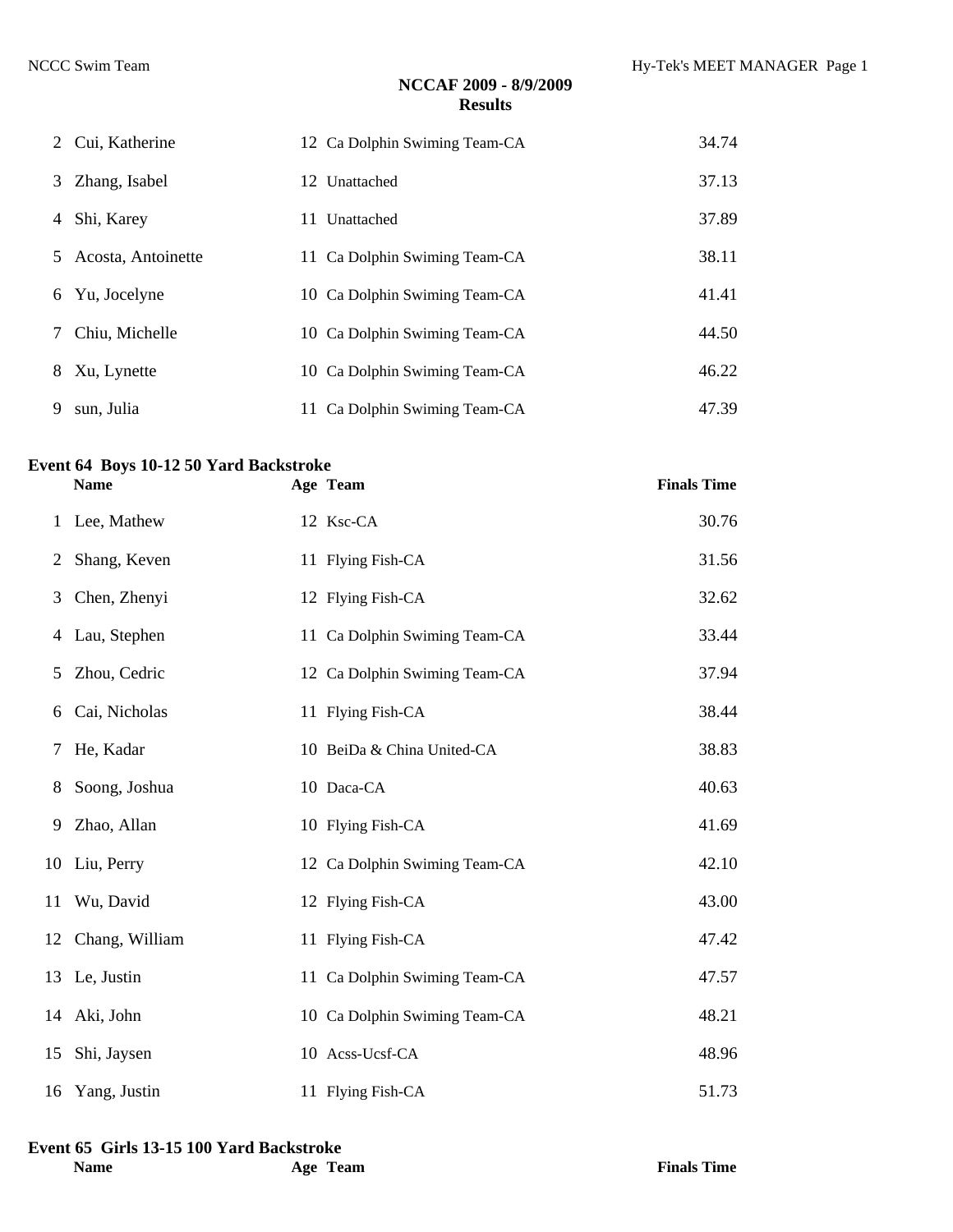| | Name | Age | Team | Finals Time |
|---|---|---|---|---|
| 2 | Cui, Katherine | 12 | Ca Dolphin Swiming Team-CA | 34.74 |
| 3 | Zhang, Isabel | 12 | Unattached | 37.13 |
| 4 | Shi, Karey | 11 | Unattached | 37.89 |
| 5 | Acosta, Antoinette | 11 | Ca Dolphin Swiming Team-CA | 38.11 |
| 6 | Yu, Jocelyne | 10 | Ca Dolphin Swiming Team-CA | 41.41 |
| 7 | Chiu, Michelle | 10 | Ca Dolphin Swiming Team-CA | 44.50 |
| 8 | Xu, Lynette | 10 | Ca Dolphin Swiming Team-CA | 46.22 |
| 9 | sun, Julia | 11 | Ca Dolphin Swiming Team-CA | 47.39 |

**Event 64 Boys 10-12 50 Yard Backstroke**

| | Name | Age | Team | Finals Time |
|---|---|---|---|---|
| 1 | Lee, Mathew | 12 | Ksc-CA | 30.76 |
| 2 | Shang, Keven | 11 | Flying Fish-CA | 31.56 |
| 3 | Chen, Zhenyi | 12 | Flying Fish-CA | 32.62 |
| 4 | Lau, Stephen | 11 | Ca Dolphin Swiming Team-CA | 33.44 |
| 5 | Zhou, Cedric | 12 | Ca Dolphin Swiming Team-CA | 37.94 |
| 6 | Cai, Nicholas | 11 | Flying Fish-CA | 38.44 |
| 7 | He, Kadar | 10 | BeiDa & China United-CA | 38.83 |
| 8 | Soong, Joshua | 10 | Daca-CA | 40.63 |
| 9 | Zhao, Allan | 10 | Flying Fish-CA | 41.69 |
| 10 | Liu, Perry | 12 | Ca Dolphin Swiming Team-CA | 42.10 |
| 11 | Wu, David | 12 | Flying Fish-CA | 43.00 |
| 12 | Chang, William | 11 | Flying Fish-CA | 47.42 |
| 13 | Le, Justin | 11 | Ca Dolphin Swiming Team-CA | 47.57 |
| 14 | Aki, John | 10 | Ca Dolphin Swiming Team-CA | 48.21 |
| 15 | Shi, Jaysen | 10 | Acss-Ucsf-CA | 48.96 |
| 16 | Yang, Justin | 11 | Flying Fish-CA | 51.73 |

**Event 65 Girls 13-15 100 Yard Backstroke**

| Name | Age | Team | Finals Time |
|---|---|---|---|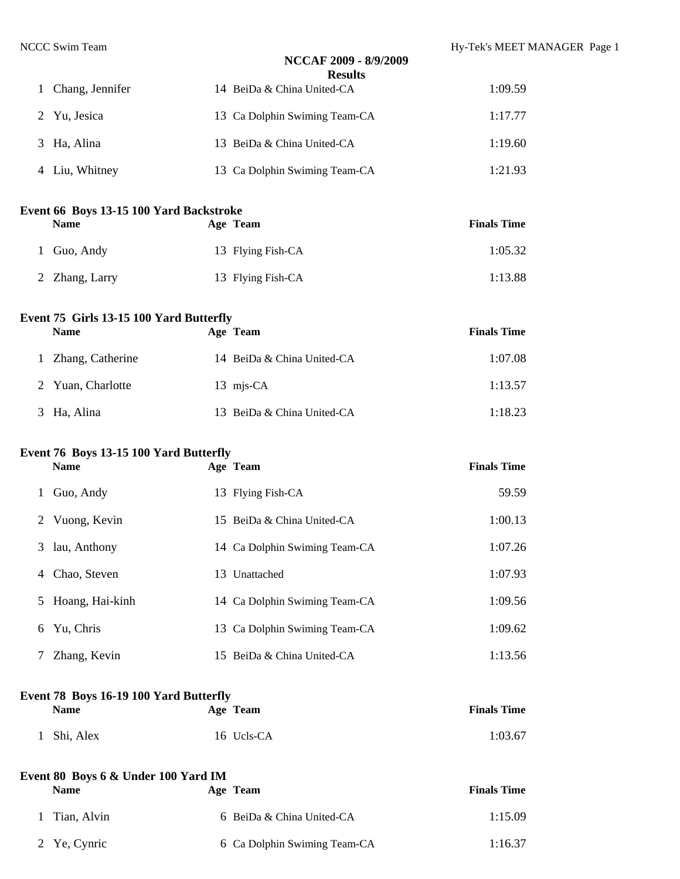## NCCAF 2009 - 8/9/2009

### Results

| | Name | Age | Team | Finals Time |
|---|---|---|---|---|
| 1 | Chang, Jennifer | 14 | BeiDa & China United-CA | 1:09.59 |
| 2 | Yu, Jesica | 13 | Ca Dolphin Swiming Team-CA | 1:17.77 |
| 3 | Ha, Alina | 13 | BeiDa & China United-CA | 1:19.60 |
| 4 | Liu, Whitney | 13 | Ca Dolphin Swiming Team-CA | 1:21.93 |

**Event 66 Boys 13-15 100 Yard Backstroke**

| | Name | Age | Team | Finals Time |
|---|---|---|---|---|
| 1 | Guo, Andy | 13 | Flying Fish-CA | 1:05.32 |
| 2 | Zhang, Larry | 13 | Flying Fish-CA | 1:13.88 |

**Event 75 Girls 13-15 100 Yard Butterfly**

| | Name | Age | Team | Finals Time |
|---|---|---|---|---|
| 1 | Zhang, Catherine | 14 | BeiDa & China United-CA | 1:07.08 |
| 2 | Yuan, Charlotte | 13 | mjs-CA | 1:13.57 |
| 3 | Ha, Alina | 13 | BeiDa & China United-CA | 1:18.23 |

**Event 76 Boys 13-15 100 Yard Butterfly**

| | Name | Age | Team | Finals Time |
|---|---|---|---|---|
| 1 | Guo, Andy | 13 | Flying Fish-CA | 59.59 |
| 2 | Vuong, Kevin | 15 | BeiDa & China United-CA | 1:00.13 |
| 3 | lau, Anthony | 14 | Ca Dolphin Swiming Team-CA | 1:07.26 |
| 4 | Chao, Steven | 13 | Unattached | 1:07.93 |
| 5 | Hoang, Hai-kinh | 14 | Ca Dolphin Swiming Team-CA | 1:09.56 |
| 6 | Yu, Chris | 13 | Ca Dolphin Swiming Team-CA | 1:09.62 |
| 7 | Zhang, Kevin | 15 | BeiDa & China United-CA | 1:13.56 |

**Event 78 Boys 16-19 100 Yard Butterfly**

| | Name | Age | Team | Finals Time |
|---|---|---|---|---|
| 1 | Shi, Alex | 16 | Ucls-CA | 1:03.67 |

**Event 80 Boys 6 & Under 100 Yard IM**

| | Name | Age | Team | Finals Time |
|---|---|---|---|---|
| 1 | Tian, Alvin | 6 | BeiDa & China United-CA | 1:15.09 |
| 2 | Ye, Cynric | 6 | Ca Dolphin Swiming Team-CA | 1:16.37 |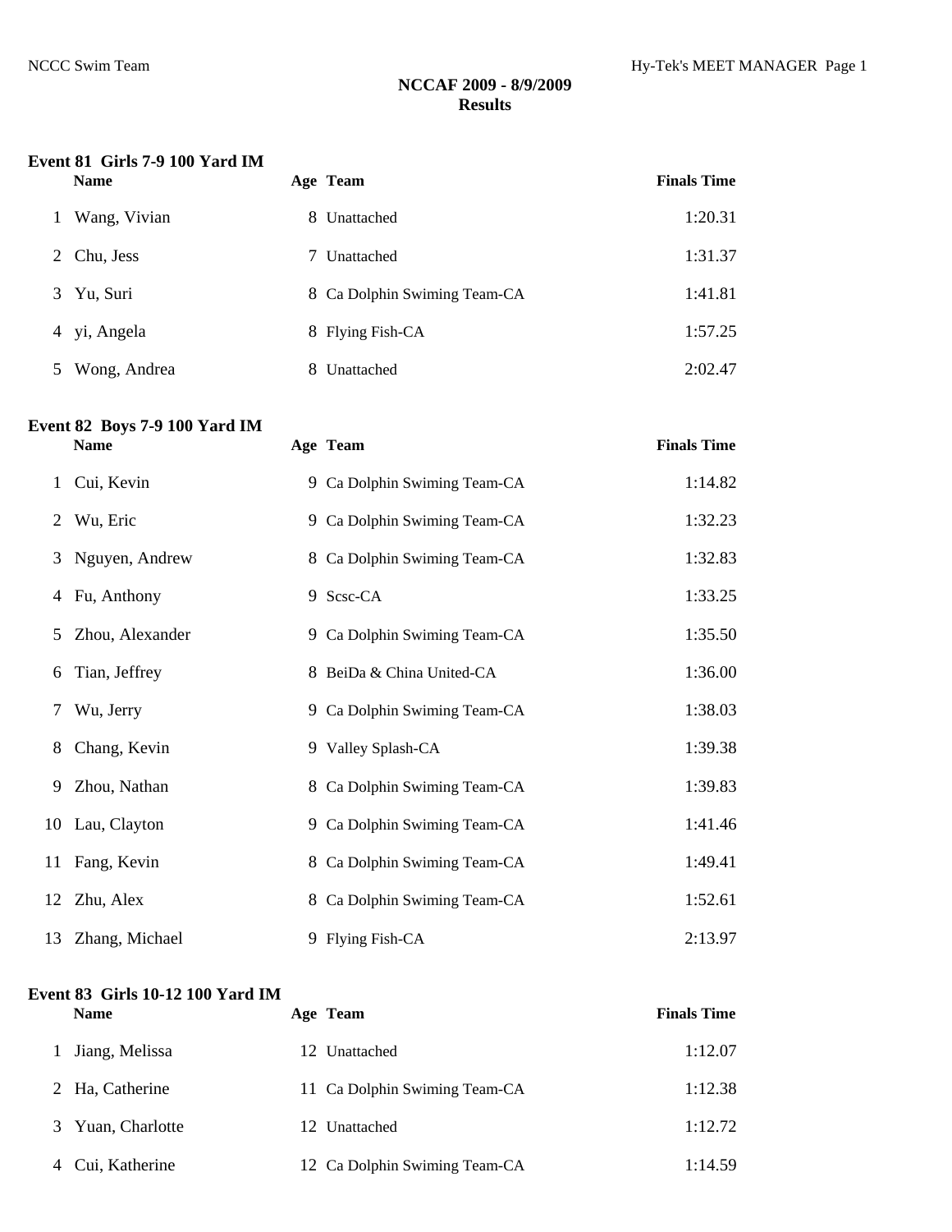**NCCAF 2009 - 8/9/2009**
**Results**

### Event 81 Girls 7-9 100 Yard IM

| | Name | Age | Team | Finals Time |
|---|---|---|---|---|
| 1 | Wang, Vivian | 8 | Unattached | 1:20.31 |
| 2 | Chu, Jess | 7 | Unattached | 1:31.37 |
| 3 | Yu, Suri | 8 | Ca Dolphin Swiming Team-CA | 1:41.81 |
| 4 | yi, Angela | 8 | Flying Fish-CA | 1:57.25 |
| 5 | Wong, Andrea | 8 | Unattached | 2:02.47 |

### Event 82 Boys 7-9 100 Yard IM

| | Name | Age | Team | Finals Time |
|---|---|---|---|---|
| 1 | Cui, Kevin | 9 | Ca Dolphin Swiming Team-CA | 1:14.82 |
| 2 | Wu, Eric | 9 | Ca Dolphin Swiming Team-CA | 1:32.23 |
| 3 | Nguyen, Andrew | 8 | Ca Dolphin Swiming Team-CA | 1:32.83 |
| 4 | Fu, Anthony | 9 | Scsc-CA | 1:33.25 |
| 5 | Zhou, Alexander | 9 | Ca Dolphin Swiming Team-CA | 1:35.50 |
| 6 | Tian, Jeffrey | 8 | BeiDa & China United-CA | 1:36.00 |
| 7 | Wu, Jerry | 9 | Ca Dolphin Swiming Team-CA | 1:38.03 |
| 8 | Chang, Kevin | 9 | Valley Splash-CA | 1:39.38 |
| 9 | Zhou, Nathan | 8 | Ca Dolphin Swiming Team-CA | 1:39.83 |
| 10 | Lau, Clayton | 9 | Ca Dolphin Swiming Team-CA | 1:41.46 |
| 11 | Fang, Kevin | 8 | Ca Dolphin Swiming Team-CA | 1:49.41 |
| 12 | Zhu, Alex | 8 | Ca Dolphin Swiming Team-CA | 1:52.61 |
| 13 | Zhang, Michael | 9 | Flying Fish-CA | 2:13.97 |

### Event 83 Girls 10-12 100 Yard IM

| | Name | Age | Team | Finals Time |
|---|---|---|---|---|
| 1 | Jiang, Melissa | 12 | Unattached | 1:12.07 |
| 2 | Ha, Catherine | 11 | Ca Dolphin Swiming Team-CA | 1:12.38 |
| 3 | Yuan, Charlotte | 12 | Unattached | 1:12.72 |
| 4 | Cui, Katherine | 12 | Ca Dolphin Swiming Team-CA | 1:14.59 |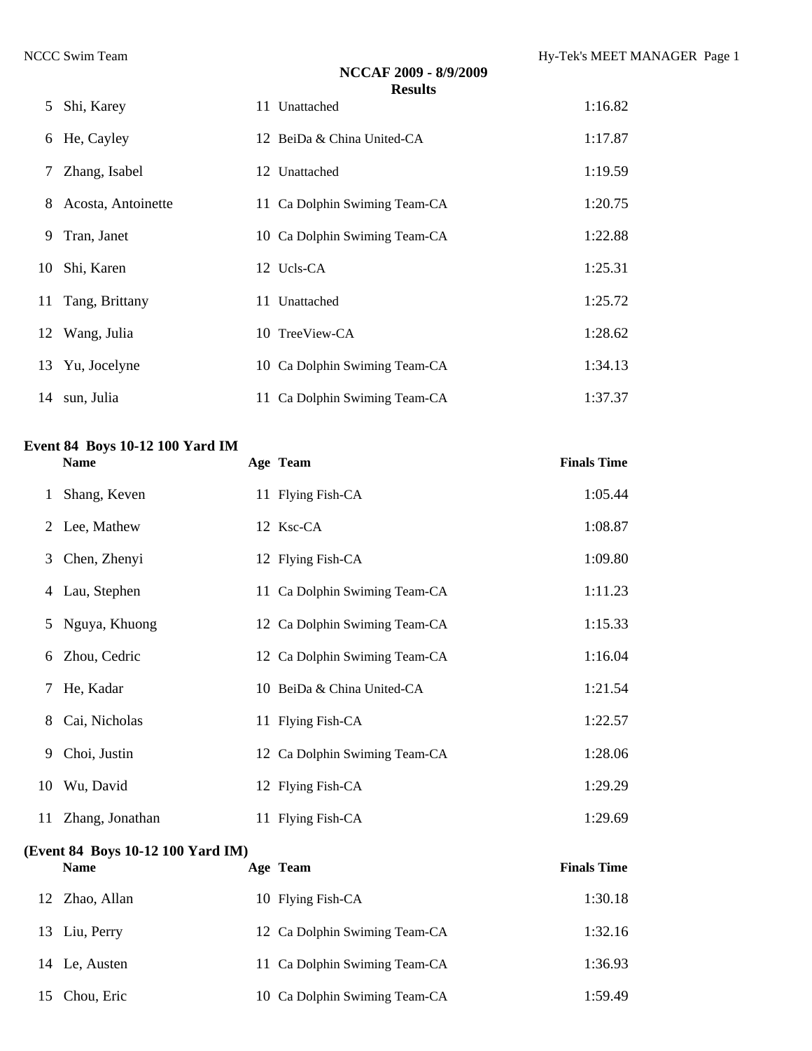**NCCAF 2009 - 8/9/2009**

**Results**

| | Name | Age | Team | Finals Time |
|---|---|---|---|---|
| 5 | Shi, Karey | 11 | Unattached | 1:16.82 |
| 6 | He, Cayley | 12 | BeiDa & China United-CA | 1:17.87 |
| 7 | Zhang, Isabel | 12 | Unattached | 1:19.59 |
| 8 | Acosta, Antoinette | 11 | Ca Dolphin Swiming Team-CA | 1:20.75 |
| 9 | Tran, Janet | 10 | Ca Dolphin Swiming Team-CA | 1:22.88 |
| 10 | Shi, Karen | 12 | Ucls-CA | 1:25.31 |
| 11 | Tang, Brittany | 11 | Unattached | 1:25.72 |
| 12 | Wang, Julia | 10 | TreeView-CA | 1:28.62 |
| 13 | Yu, Jocelyne | 10 | Ca Dolphin Swiming Team-CA | 1:34.13 |
| 14 | sun, Julia | 11 | Ca Dolphin Swiming Team-CA | 1:37.37 |

**Event 84 Boys 10-12 100 Yard IM**

| | Name | Age | Team | Finals Time |
|---|---|---|---|---|
| 1 | Shang, Keven | 11 | Flying Fish-CA | 1:05.44 |
| 2 | Lee, Mathew | 12 | Ksc-CA | 1:08.87 |
| 3 | Chen, Zhenyi | 12 | Flying Fish-CA | 1:09.80 |
| 4 | Lau, Stephen | 11 | Ca Dolphin Swiming Team-CA | 1:11.23 |
| 5 | Nguya, Khuong | 12 | Ca Dolphin Swiming Team-CA | 1:15.33 |
| 6 | Zhou, Cedric | 12 | Ca Dolphin Swiming Team-CA | 1:16.04 |
| 7 | He, Kadar | 10 | BeiDa & China United-CA | 1:21.54 |
| 8 | Cai, Nicholas | 11 | Flying Fish-CA | 1:22.57 |
| 9 | Choi, Justin | 12 | Ca Dolphin Swiming Team-CA | 1:28.06 |
| 10 | Wu, David | 12 | Flying Fish-CA | 1:29.29 |
| 11 | Zhang, Jonathan | 11 | Flying Fish-CA | 1:29.69 |

**(Event 84 Boys 10-12 100 Yard IM)**

| | Name | Age | Team | Finals Time |
|---|---|---|---|---|
| 12 | Zhao, Allan | 10 | Flying Fish-CA | 1:30.18 |
| 13 | Liu, Perry | 12 | Ca Dolphin Swiming Team-CA | 1:32.16 |
| 14 | Le, Austen | 11 | Ca Dolphin Swiming Team-CA | 1:36.93 |
| 15 | Chou, Eric | 10 | Ca Dolphin Swiming Team-CA | 1:59.49 |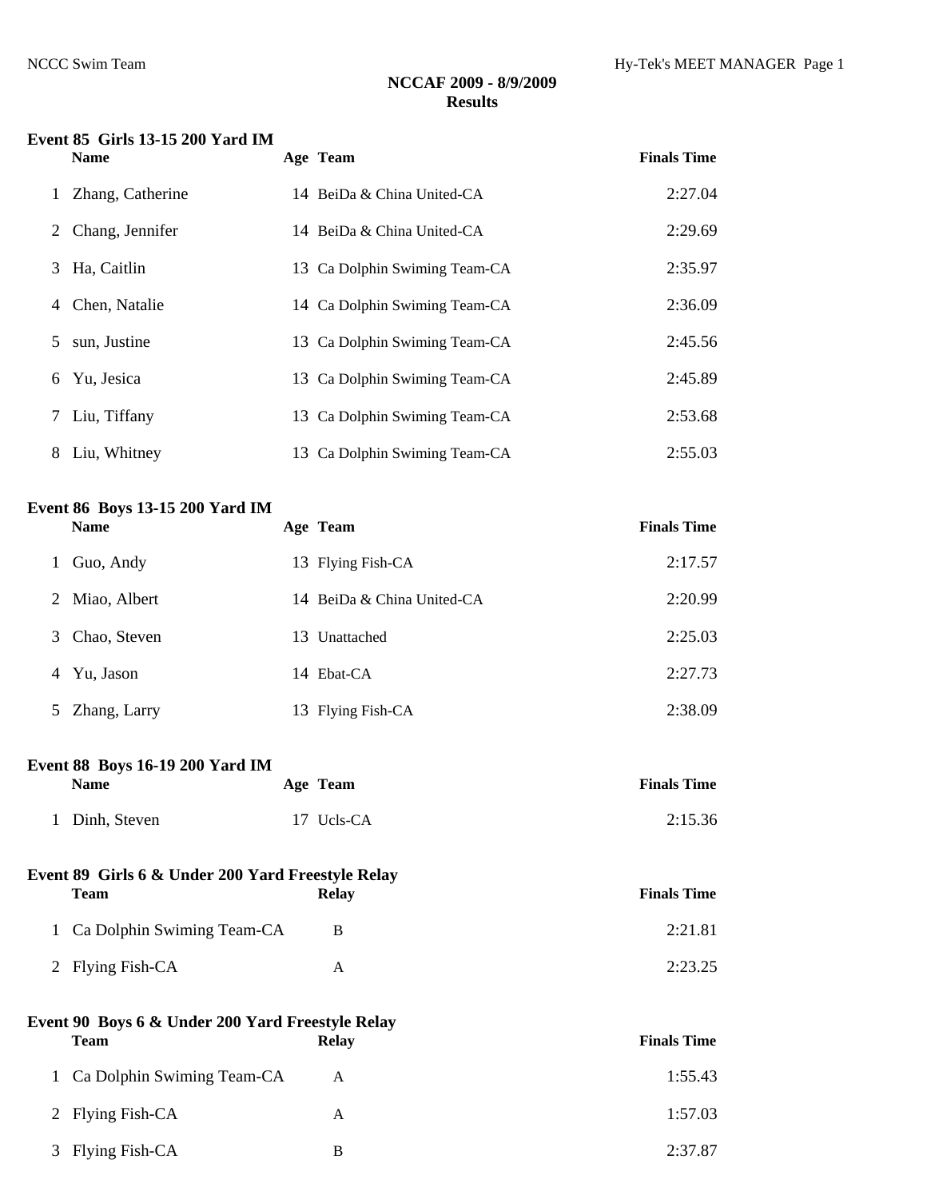**NCCAF 2009 - 8/9/2009**
**Results**

### Event 85 Girls 13-15 200 Yard IM

| | Name | Age | Team | Finals Time |
|---|---|---|---|---|
| 1 | Zhang, Catherine | 14 | BeiDa & China United-CA | 2:27.04 |
| 2 | Chang, Jennifer | 14 | BeiDa & China United-CA | 2:29.69 |
| 3 | Ha, Caitlin | 13 | Ca Dolphin Swiming Team-CA | 2:35.97 |
| 4 | Chen, Natalie | 14 | Ca Dolphin Swiming Team-CA | 2:36.09 |
| 5 | sun, Justine | 13 | Ca Dolphin Swiming Team-CA | 2:45.56 |
| 6 | Yu, Jesica | 13 | Ca Dolphin Swiming Team-CA | 2:45.89 |
| 7 | Liu, Tiffany | 13 | Ca Dolphin Swiming Team-CA | 2:53.68 |
| 8 | Liu, Whitney | 13 | Ca Dolphin Swiming Team-CA | 2:55.03 |

### Event 86 Boys 13-15 200 Yard IM

| | Name | Age | Team | Finals Time |
|---|---|---|---|---|
| 1 | Guo, Andy | 13 | Flying Fish-CA | 2:17.57 |
| 2 | Miao, Albert | 14 | BeiDa & China United-CA | 2:20.99 |
| 3 | Chao, Steven | 13 | Unattached | 2:25.03 |
| 4 | Yu, Jason | 14 | Ebat-CA | 2:27.73 |
| 5 | Zhang, Larry | 13 | Flying Fish-CA | 2:38.09 |

### Event 88 Boys 16-19 200 Yard IM

| | Name | Age | Team | Finals Time |
|---|---|---|---|---|
| 1 | Dinh, Steven | 17 | Ucls-CA | 2:15.36 |

### Event 89 Girls 6 & Under 200 Yard Freestyle Relay

| | Team | Relay | Finals Time |
|---|---|---|---|
| 1 | Ca Dolphin Swiming Team-CA | B | 2:21.81 |
| 2 | Flying Fish-CA | A | 2:23.25 |

### Event 90 Boys 6 & Under 200 Yard Freestyle Relay

| | Team | Relay | Finals Time |
|---|---|---|---|
| 1 | Ca Dolphin Swiming Team-CA | A | 1:55.43 |
| 2 | Flying Fish-CA | A | 1:57.03 |
| 3 | Flying Fish-CA | B | 2:37.87 |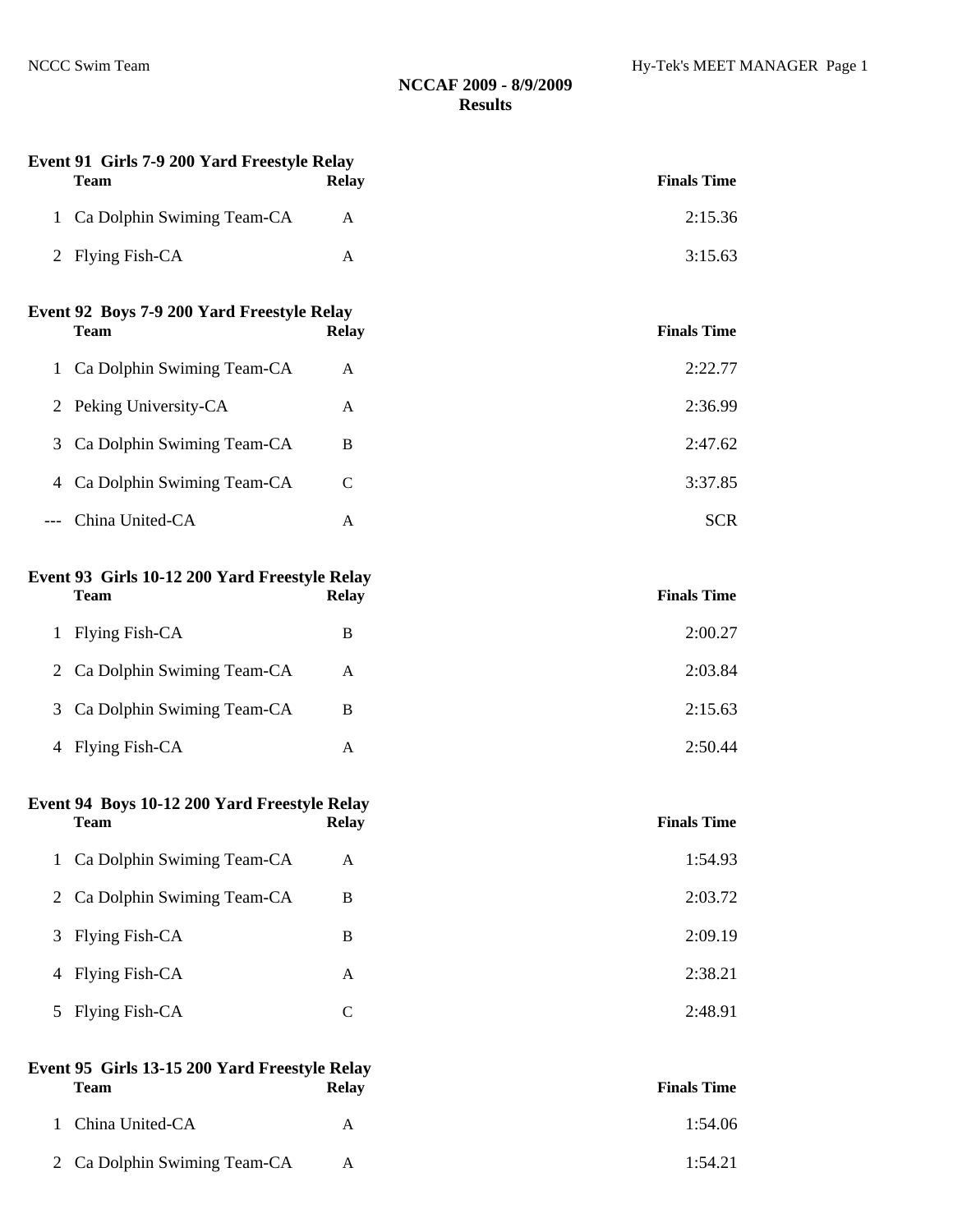**NCCAF 2009 - 8/9/2009**
**Results**

### Event 91 Girls 7-9 200 Yard Freestyle Relay

| | Team | Relay | Finals Time |
|---|---|---|---|
| 1 | Ca Dolphin Swiming Team-CA | A | 2:15.36 |
| 2 | Flying Fish-CA | A | 3:15.63 |

### Event 92 Boys 7-9 200 Yard Freestyle Relay

| | Team | Relay | Finals Time |
|---|---|---|---|
| 1 | Ca Dolphin Swiming Team-CA | A | 2:22.77 |
| 2 | Peking University-CA | A | 2:36.99 |
| 3 | Ca Dolphin Swiming Team-CA | B | 2:47.62 |
| 4 | Ca Dolphin Swiming Team-CA | C | 3:37.85 |
| --- | China United-CA | A | SCR |

### Event 93 Girls 10-12 200 Yard Freestyle Relay

| | Team | Relay | Finals Time |
|---|---|---|---|
| 1 | Flying Fish-CA | B | 2:00.27 |
| 2 | Ca Dolphin Swiming Team-CA | A | 2:03.84 |
| 3 | Ca Dolphin Swiming Team-CA | B | 2:15.63 |
| 4 | Flying Fish-CA | A | 2:50.44 |

### Event 94 Boys 10-12 200 Yard Freestyle Relay

| | Team | Relay | Finals Time |
|---|---|---|---|
| 1 | Ca Dolphin Swiming Team-CA | A | 1:54.93 |
| 2 | Ca Dolphin Swiming Team-CA | B | 2:03.72 |
| 3 | Flying Fish-CA | B | 2:09.19 |
| 4 | Flying Fish-CA | A | 2:38.21 |
| 5 | Flying Fish-CA | C | 2:48.91 |

### Event 95 Girls 13-15 200 Yard Freestyle Relay

| | Team | Relay | Finals Time |
|---|---|---|---|
| 1 | China United-CA | A | 1:54.06 |
| 2 | Ca Dolphin Swiming Team-CA | A | 1:54.21 |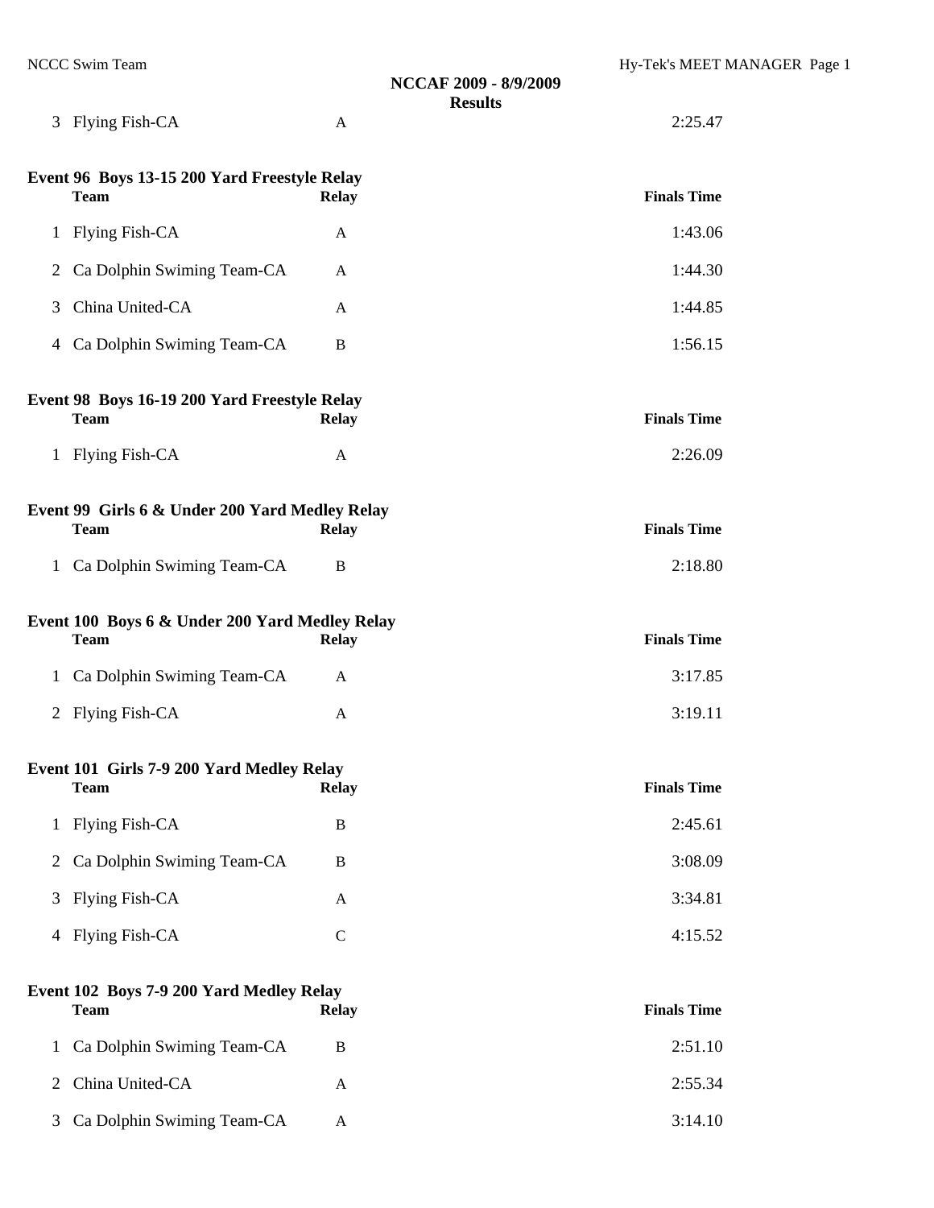| | Team | Relay | Finals Time |
|---|---|---|---|
| 3 | Flying Fish-CA | A | 2:25.47 |

**Event 96 Boys 13-15 200 Yard Freestyle Relay**

| | Team | Relay | Finals Time |
|---|---|---|---|
| 1 | Flying Fish-CA | A | 1:43.06 |
| 2 | Ca Dolphin Swiming Team-CA | A | 1:44.30 |
| 3 | China United-CA | A | 1:44.85 |
| 4 | Ca Dolphin Swiming Team-CA | B | 1:56.15 |

**Event 98 Boys 16-19 200 Yard Freestyle Relay**

| | Team | Relay | Finals Time |
|---|---|---|---|
| 1 | Flying Fish-CA | A | 2:26.09 |

**Event 99 Girls 6 & Under 200 Yard Medley Relay**

| | Team | Relay | Finals Time |
|---|---|---|---|
| 1 | Ca Dolphin Swiming Team-CA | B | 2:18.80 |

**Event 100 Boys 6 & Under 200 Yard Medley Relay**

| | Team | Relay | Finals Time |
|---|---|---|---|
| 1 | Ca Dolphin Swiming Team-CA | A | 3:17.85 |
| 2 | Flying Fish-CA | A | 3:19.11 |

**Event 101 Girls 7-9 200 Yard Medley Relay**

| | Team | Relay | Finals Time |
|---|---|---|---|
| 1 | Flying Fish-CA | B | 2:45.61 |
| 2 | Ca Dolphin Swiming Team-CA | B | 3:08.09 |
| 3 | Flying Fish-CA | A | 3:34.81 |
| 4 | Flying Fish-CA | C | 4:15.52 |

**Event 102 Boys 7-9 200 Yard Medley Relay**

| | Team | Relay | Finals Time |
|---|---|---|---|
| 1 | Ca Dolphin Swiming Team-CA | B | 2:51.10 |
| 2 | China United-CA | A | 2:55.34 |
| 3 | Ca Dolphin Swiming Team-CA | A | 3:14.10 |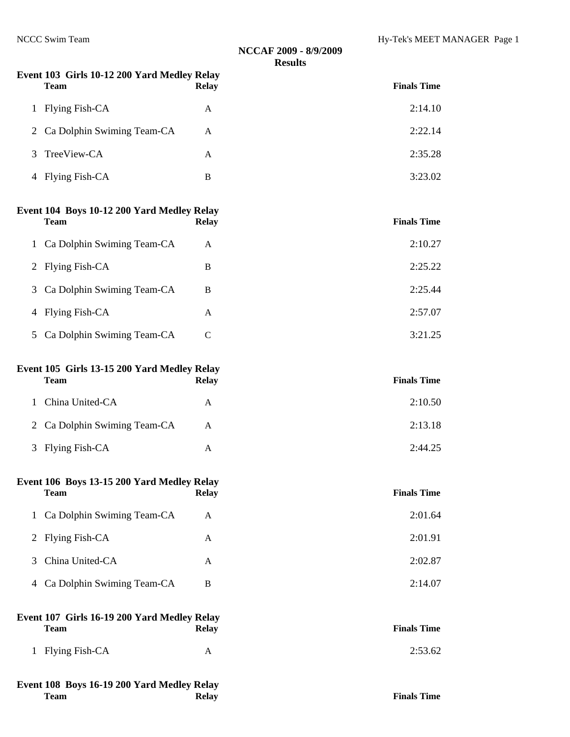**NCCAF 2009 - 8/9/2009**
**Results**

### Event 103  Girls 10-12 200 Yard Medley Relay

| | Team | Relay | Finals Time |
|---|---|---|---|
| 1 | Flying Fish-CA | A | 2:14.10 |
| 2 | Ca Dolphin Swiming Team-CA | A | 2:22.14 |
| 3 | TreeView-CA | A | 2:35.28 |
| 4 | Flying Fish-CA | B | 3:23.02 |

### Event 104  Boys 10-12 200 Yard Medley Relay

| | Team | Relay | Finals Time |
|---|---|---|---|
| 1 | Ca Dolphin Swiming Team-CA | A | 2:10.27 |
| 2 | Flying Fish-CA | B | 2:25.22 |
| 3 | Ca Dolphin Swiming Team-CA | B | 2:25.44 |
| 4 | Flying Fish-CA | A | 2:57.07 |
| 5 | Ca Dolphin Swiming Team-CA | C | 3:21.25 |

### Event 105  Girls 13-15 200 Yard Medley Relay

| | Team | Relay | Finals Time |
|---|---|---|---|
| 1 | China United-CA | A | 2:10.50 |
| 2 | Ca Dolphin Swiming Team-CA | A | 2:13.18 |
| 3 | Flying Fish-CA | A | 2:44.25 |

### Event 106  Boys 13-15 200 Yard Medley Relay

| | Team | Relay | Finals Time |
|---|---|---|---|
| 1 | Ca Dolphin Swiming Team-CA | A | 2:01.64 |
| 2 | Flying Fish-CA | A | 2:01.91 |
| 3 | China United-CA | A | 2:02.87 |
| 4 | Ca Dolphin Swiming Team-CA | B | 2:14.07 |

### Event 107  Girls 16-19 200 Yard Medley Relay

| | Team | Relay | Finals Time |
|---|---|---|---|
| 1 | Flying Fish-CA | A | 2:53.62 |

### Event 108  Boys 16-19 200 Yard Medley Relay

| | Team | Relay | Finals Time |
|---|---|---|---|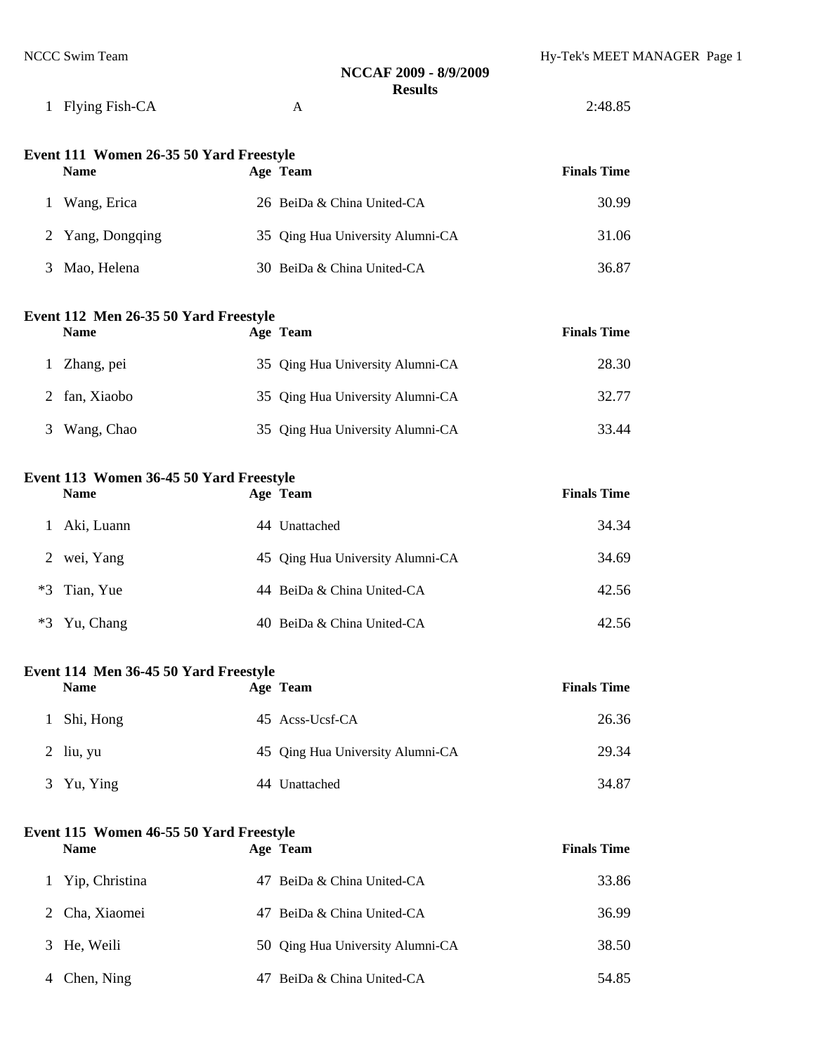| | | | |
|---|---|---|---|
| 1 | Flying Fish-CA | A | 2:48.85 |

### Event 111 Women 26-35 50 Yard Freestyle

| | Name | Age | Team | Finals Time |
|---|---|---|---|---|
| 1 | Wang, Erica | 26 | BeiDa & China United-CA | 30.99 |
| 2 | Yang, Dongqing | 35 | Qing Hua University Alumni-CA | 31.06 |
| 3 | Mao, Helena | 30 | BeiDa & China United-CA | 36.87 |

### Event 112 Men 26-35 50 Yard Freestyle

| | Name | Age | Team | Finals Time |
|---|---|---|---|---|
| 1 | Zhang, pei | 35 | Qing Hua University Alumni-CA | 28.30 |
| 2 | fan, Xiaobo | 35 | Qing Hua University Alumni-CA | 32.77 |
| 3 | Wang, Chao | 35 | Qing Hua University Alumni-CA | 33.44 |

### Event 113 Women 36-45 50 Yard Freestyle

| | Name | Age | Team | Finals Time |
|---|---|---|---|---|
| 1 | Aki, Luann | 44 | Unattached | 34.34 |
| 2 | wei, Yang | 45 | Qing Hua University Alumni-CA | 34.69 |
| *3 | Tian, Yue | 44 | BeiDa & China United-CA | 42.56 |
| *3 | Yu, Chang | 40 | BeiDa & China United-CA | 42.56 |

### Event 114 Men 36-45 50 Yard Freestyle

| | Name | Age | Team | Finals Time |
|---|---|---|---|---|
| 1 | Shi, Hong | 45 | Acss-Ucsf-CA | 26.36 |
| 2 | liu, yu | 45 | Qing Hua University Alumni-CA | 29.34 |
| 3 | Yu, Ying | 44 | Unattached | 34.87 |

### Event 115 Women 46-55 50 Yard Freestyle

| | Name | Age | Team | Finals Time |
|---|---|---|---|---|
| 1 | Yip, Christina | 47 | BeiDa & China United-CA | 33.86 |
| 2 | Cha, Xiaomei | 47 | BeiDa & China United-CA | 36.99 |
| 3 | He, Weili | 50 | Qing Hua University Alumni-CA | 38.50 |
| 4 | Chen, Ning | 47 | BeiDa & China United-CA | 54.85 |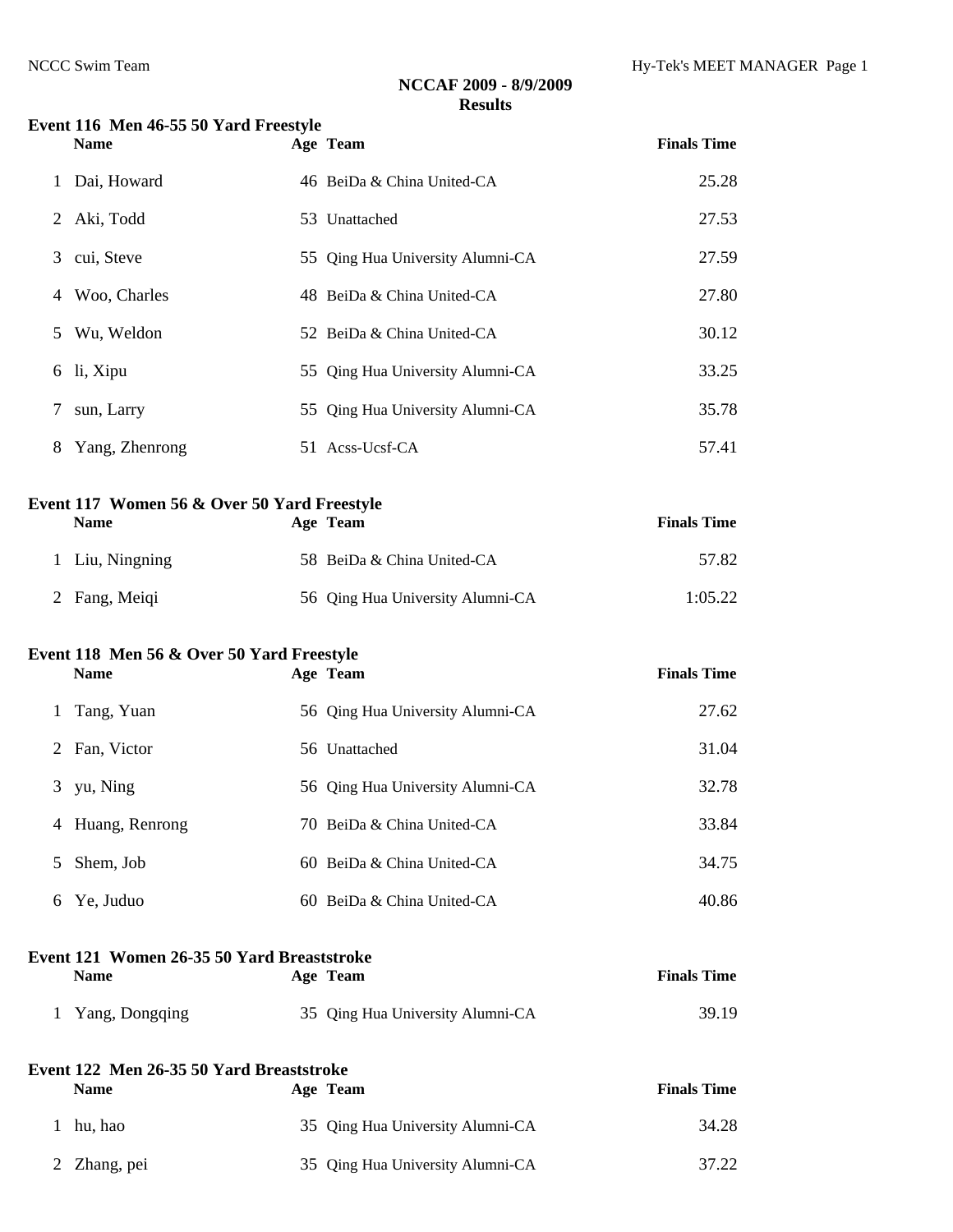**NCCAF 2009 - 8/9/2009**
**Results**

### Event 116 Men 46-55 50 Yard Freestyle

| | Name | Age | Team | Finals Time |
|---|---|---|---|---|
| 1 | Dai, Howard | 46 | BeiDa & China United-CA | 25.28 |
| 2 | Aki, Todd | 53 | Unattached | 27.53 |
| 3 | cui, Steve | 55 | Qing Hua University Alumni-CA | 27.59 |
| 4 | Woo, Charles | 48 | BeiDa & China United-CA | 27.80 |
| 5 | Wu, Weldon | 52 | BeiDa & China United-CA | 30.12 |
| 6 | li, Xipu | 55 | Qing Hua University Alumni-CA | 33.25 |
| 7 | sun, Larry | 55 | Qing Hua University Alumni-CA | 35.78 |
| 8 | Yang, Zhenrong | 51 | Acss-Ucsf-CA | 57.41 |

### Event 117 Women 56 & Over 50 Yard Freestyle

| | Name | Age | Team | Finals Time |
|---|---|---|---|---|
| 1 | Liu, Ningning | 58 | BeiDa & China United-CA | 57.82 |
| 2 | Fang, Meiqi | 56 | Qing Hua University Alumni-CA | 1:05.22 |

### Event 118 Men 56 & Over 50 Yard Freestyle

| | Name | Age | Team | Finals Time |
|---|---|---|---|---|
| 1 | Tang, Yuan | 56 | Qing Hua University Alumni-CA | 27.62 |
| 2 | Fan, Victor | 56 | Unattached | 31.04 |
| 3 | yu, Ning | 56 | Qing Hua University Alumni-CA | 32.78 |
| 4 | Huang, Renrong | 70 | BeiDa & China United-CA | 33.84 |
| 5 | Shem, Job | 60 | BeiDa & China United-CA | 34.75 |
| 6 | Ye, Juduo | 60 | BeiDa & China United-CA | 40.86 |

### Event 121 Women 26-35 50 Yard Breaststroke

| | Name | Age | Team | Finals Time |
|---|---|---|---|---|
| 1 | Yang, Dongqing | 35 | Qing Hua University Alumni-CA | 39.19 |

### Event 122 Men 26-35 50 Yard Breaststroke

| | Name | Age | Team | Finals Time |
|---|---|---|---|---|
| 1 | hu, hao | 35 | Qing Hua University Alumni-CA | 34.28 |
| 2 | Zhang, pei | 35 | Qing Hua University Alumni-CA | 37.22 |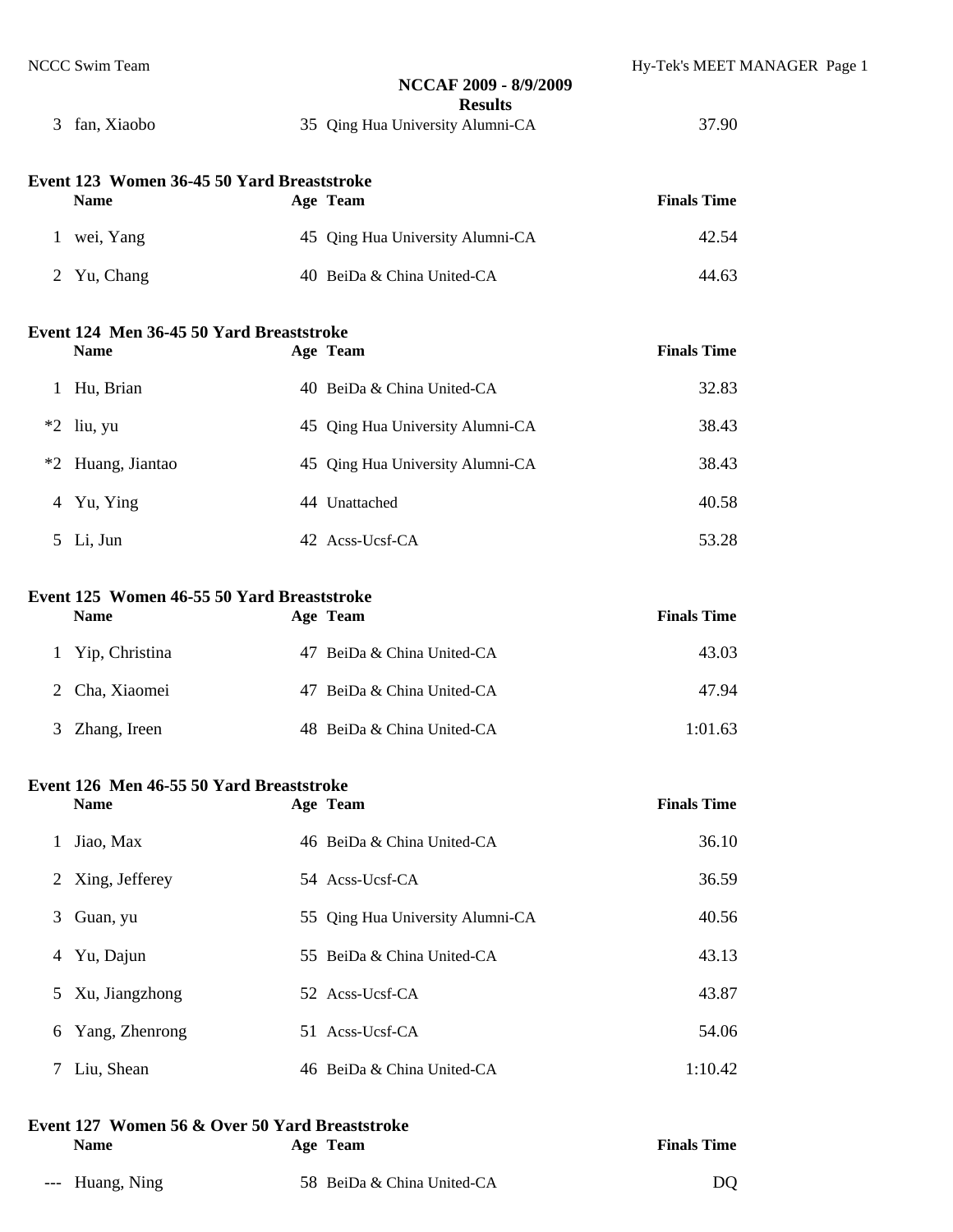**NCCAF 2009 - 8/9/2009**

**Results**

| | | | |
|---|---|---|---|
| 3 | fan, Xiaobo | 35 Qing Hua University Alumni-CA | 37.90 |

### Event 123 Women 36-45 50 Yard Breaststroke

| | Name | Age Team | Finals Time |
|---|---|---|---|
| 1 | wei, Yang | 45 Qing Hua University Alumni-CA | 42.54 |
| 2 | Yu, Chang | 40 BeiDa & China United-CA | 44.63 |

### Event 124 Men 36-45 50 Yard Breaststroke

| | Name | Age Team | Finals Time |
|---|---|---|---|
| 1 | Hu, Brian | 40 BeiDa & China United-CA | 32.83 |
| *2 | liu, yu | 45 Qing Hua University Alumni-CA | 38.43 |
| *2 | Huang, Jiantao | 45 Qing Hua University Alumni-CA | 38.43 |
| 4 | Yu, Ying | 44 Unattached | 40.58 |
| 5 | Li, Jun | 42 Acss-Ucsf-CA | 53.28 |

### Event 125 Women 46-55 50 Yard Breaststroke

| | Name | Age Team | Finals Time |
|---|---|---|---|
| 1 | Yip, Christina | 47 BeiDa & China United-CA | 43.03 |
| 2 | Cha, Xiaomei | 47 BeiDa & China United-CA | 47.94 |
| 3 | Zhang, Ireen | 48 BeiDa & China United-CA | 1:01.63 |

### Event 126 Men 46-55 50 Yard Breaststroke

| | Name | Age Team | Finals Time |
|---|---|---|---|
| 1 | Jiao, Max | 46 BeiDa & China United-CA | 36.10 |
| 2 | Xing, Jefferey | 54 Acss-Ucsf-CA | 36.59 |
| 3 | Guan, yu | 55 Qing Hua University Alumni-CA | 40.56 |
| 4 | Yu, Dajun | 55 BeiDa & China United-CA | 43.13 |
| 5 | Xu, Jiangzhong | 52 Acss-Ucsf-CA | 43.87 |
| 6 | Yang, Zhenrong | 51 Acss-Ucsf-CA | 54.06 |
| 7 | Liu, Shean | 46 BeiDa & China United-CA | 1:10.42 |

### Event 127 Women 56 & Over 50 Yard Breaststroke

| | Name | Age Team | Finals Time |
|---|---|---|---|
| --- | Huang, Ning | 58 BeiDa & China United-CA | DQ |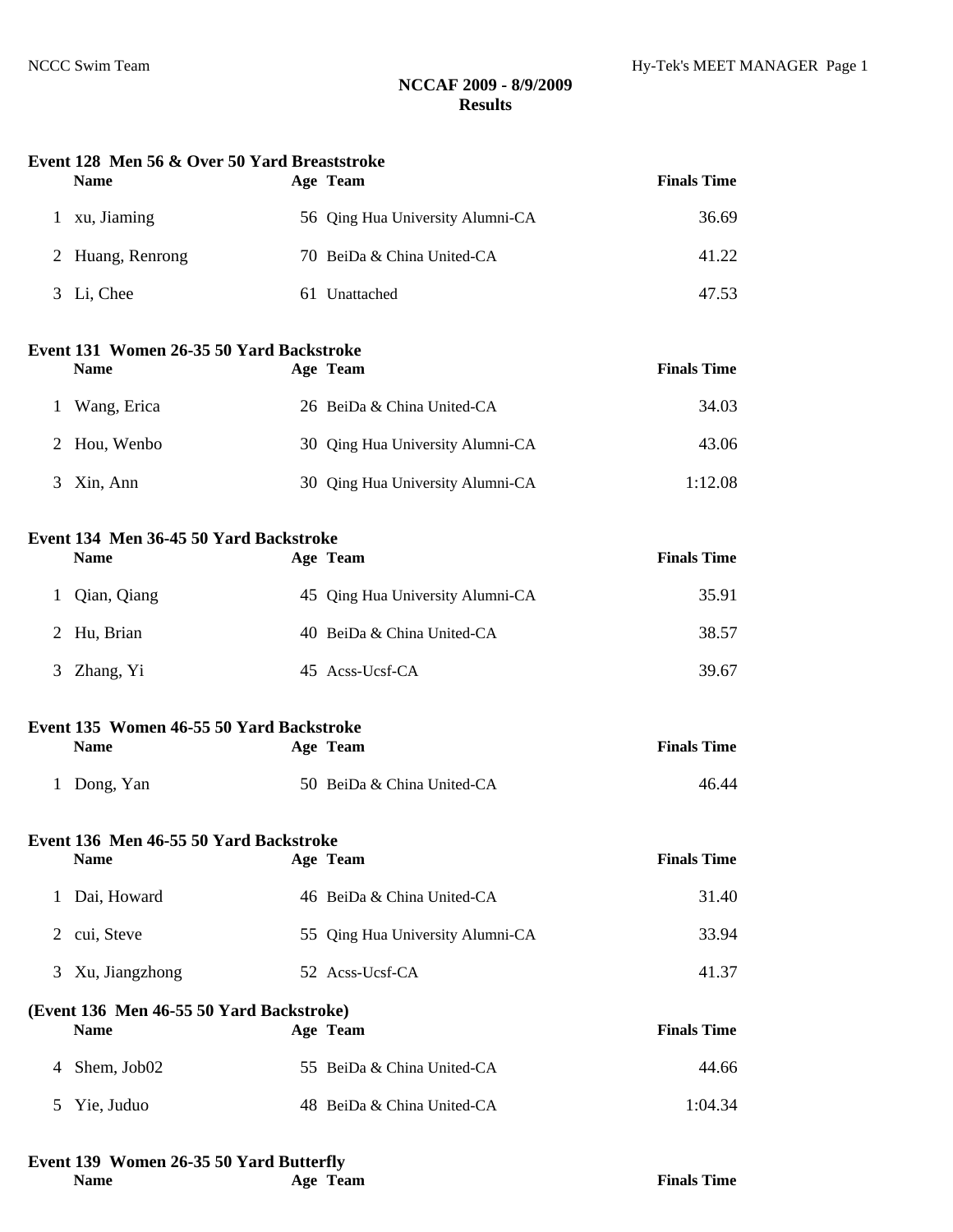## NCCAF 2009 - 8/9/2009
## Results

### Event 128 Men 56 & Over 50 Yard Breaststroke

| | Name | Age | Team | Finals Time |
|---|---|---|---|---|
| 1 | xu, Jiaming | 56 | Qing Hua University Alumni-CA | 36.69 |
| 2 | Huang, Renrong | 70 | BeiDa & China United-CA | 41.22 |
| 3 | Li, Chee | 61 | Unattached | 47.53 |

### Event 131 Women 26-35 50 Yard Backstroke

| | Name | Age | Team | Finals Time |
|---|---|---|---|---|
| 1 | Wang, Erica | 26 | BeiDa & China United-CA | 34.03 |
| 2 | Hou, Wenbo | 30 | Qing Hua University Alumni-CA | 43.06 |
| 3 | Xin, Ann | 30 | Qing Hua University Alumni-CA | 1:12.08 |

### Event 134 Men 36-45 50 Yard Backstroke

| | Name | Age | Team | Finals Time |
|---|---|---|---|---|
| 1 | Qian, Qiang | 45 | Qing Hua University Alumni-CA | 35.91 |
| 2 | Hu, Brian | 40 | BeiDa & China United-CA | 38.57 |
| 3 | Zhang, Yi | 45 | Acss-Ucsf-CA | 39.67 |

### Event 135 Women 46-55 50 Yard Backstroke

| | Name | Age | Team | Finals Time |
|---|---|---|---|---|
| 1 | Dong, Yan | 50 | BeiDa & China United-CA | 46.44 |

### Event 136 Men 46-55 50 Yard Backstroke

| | Name | Age | Team | Finals Time |
|---|---|---|---|---|
| 1 | Dai, Howard | 46 | BeiDa & China United-CA | 31.40 |
| 2 | cui, Steve | 55 | Qing Hua University Alumni-CA | 33.94 |
| 3 | Xu, Jiangzhong | 52 | Acss-Ucsf-CA | 41.37 |
| 4 | Shem, Job02 | 55 | BeiDa & China United-CA | 44.66 |
| 5 | Yie, Juduo | 48 | BeiDa & China United-CA | 1:04.34 |

### Event 139 Women 26-35 50 Yard Butterfly

| | Name | Age | Team | Finals Time |
|---|---|---|---|---|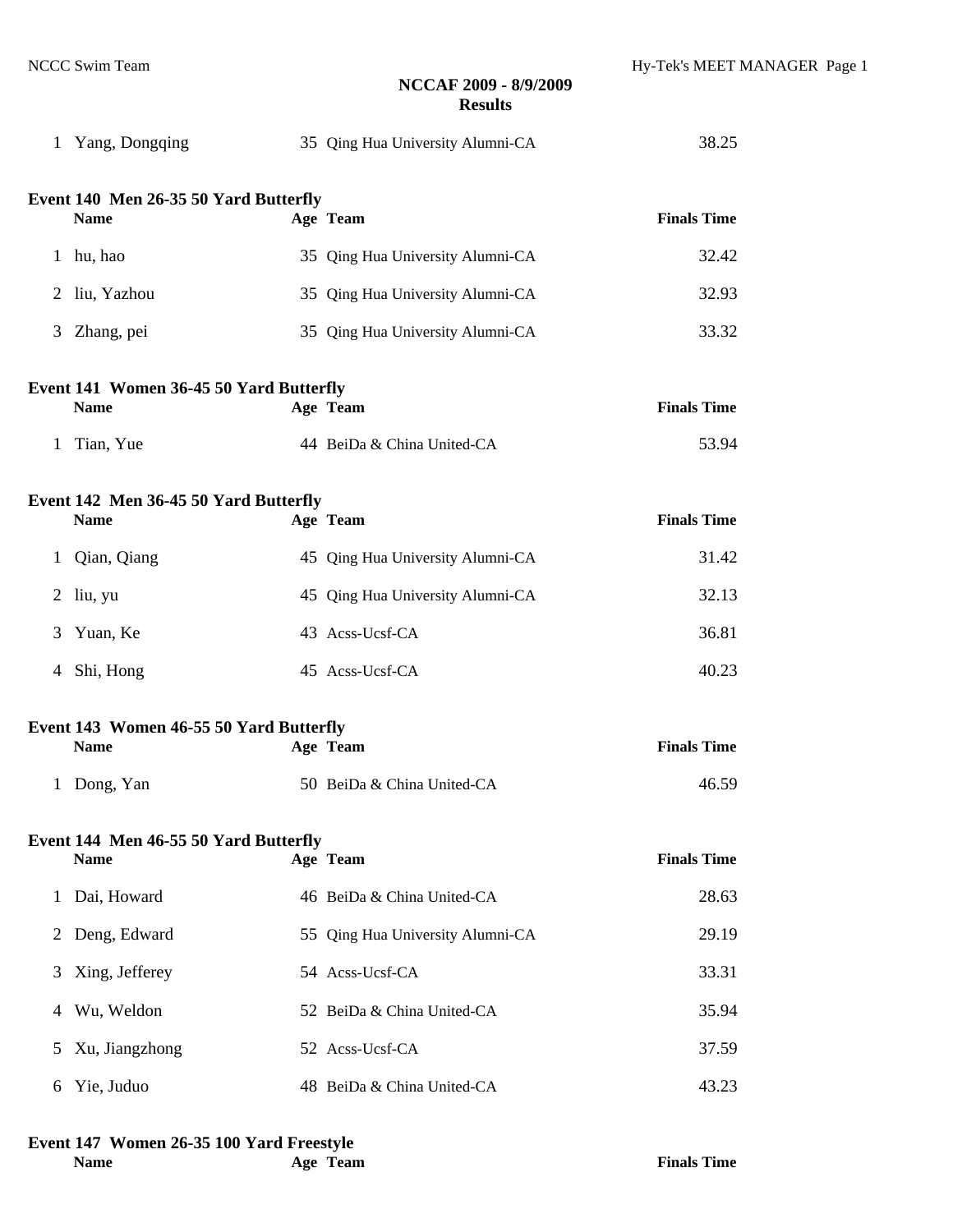**NCCAF 2009 - 8/9/2009**
**Results**

| | Name | Age | Team | Finals Time |
|---|---|---|---|---|
| 1 | Yang, Dongqing | 35 | Qing Hua University Alumni-CA | 38.25 |

**Event 140 Men 26-35 50 Yard Butterfly**

| | Name | Age | Team | Finals Time |
|---|---|---|---|---|
| 1 | hu, hao | 35 | Qing Hua University Alumni-CA | 32.42 |
| 2 | liu, Yazhou | 35 | Qing Hua University Alumni-CA | 32.93 |
| 3 | Zhang, pei | 35 | Qing Hua University Alumni-CA | 33.32 |

**Event 141 Women 36-45 50 Yard Butterfly**

| | Name | Age | Team | Finals Time |
|---|---|---|---|---|
| 1 | Tian, Yue | 44 | BeiDa & China United-CA | 53.94 |

**Event 142 Men 36-45 50 Yard Butterfly**

| | Name | Age | Team | Finals Time |
|---|---|---|---|---|
| 1 | Qian, Qiang | 45 | Qing Hua University Alumni-CA | 31.42 |
| 2 | liu, yu | 45 | Qing Hua University Alumni-CA | 32.13 |
| 3 | Yuan, Ke | 43 | Acss-Ucsf-CA | 36.81 |
| 4 | Shi, Hong | 45 | Acss-Ucsf-CA | 40.23 |

**Event 143 Women 46-55 50 Yard Butterfly**

| | Name | Age | Team | Finals Time |
|---|---|---|---|---|
| 1 | Dong, Yan | 50 | BeiDa & China United-CA | 46.59 |

**Event 144 Men 46-55 50 Yard Butterfly**

| | Name | Age | Team | Finals Time |
|---|---|---|---|---|
| 1 | Dai, Howard | 46 | BeiDa & China United-CA | 28.63 |
| 2 | Deng, Edward | 55 | Qing Hua University Alumni-CA | 29.19 |
| 3 | Xing, Jefferey | 54 | Acss-Ucsf-CA | 33.31 |
| 4 | Wu, Weldon | 52 | BeiDa & China United-CA | 35.94 |
| 5 | Xu, Jiangzhong | 52 | Acss-Ucsf-CA | 37.59 |
| 6 | Yie, Juduo | 48 | BeiDa & China United-CA | 43.23 |

**Event 147 Women 26-35 100 Yard Freestyle**

| | Name | Age | Team | Finals Time |
|---|---|---|---|---|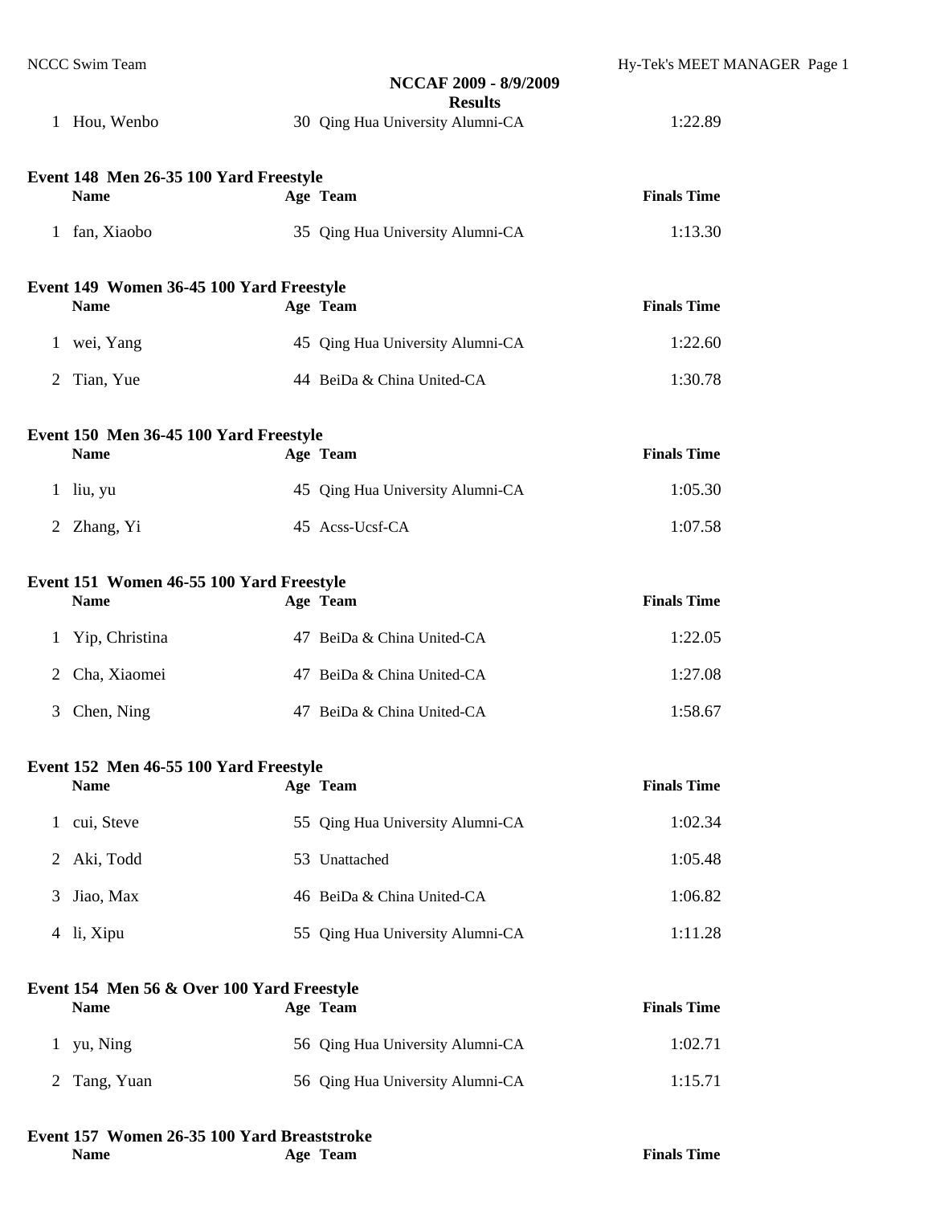| | Name | Age | Team | Finals Time |
|---|---|---|---|---|
| 1 | Hou, Wenbo | 30 | Qing Hua University Alumni-CA | 1:22.89 |

**Event 148 Men 26-35 100 Yard Freestyle**

| | Name | Age | Team | Finals Time |
|---|---|---|---|---|
| 1 | fan, Xiaobo | 35 | Qing Hua University Alumni-CA | 1:13.30 |

**Event 149 Women 36-45 100 Yard Freestyle**

| | Name | Age | Team | Finals Time |
|---|---|---|---|---|
| 1 | wei, Yang | 45 | Qing Hua University Alumni-CA | 1:22.60 |
| 2 | Tian, Yue | 44 | BeiDa & China United-CA | 1:30.78 |

**Event 150 Men 36-45 100 Yard Freestyle**

| | Name | Age | Team | Finals Time |
|---|---|---|---|---|
| 1 | liu, yu | 45 | Qing Hua University Alumni-CA | 1:05.30 |
| 2 | Zhang, Yi | 45 | Acss-Ucsf-CA | 1:07.58 |

**Event 151 Women 46-55 100 Yard Freestyle**

| | Name | Age | Team | Finals Time |
|---|---|---|---|---|
| 1 | Yip, Christina | 47 | BeiDa & China United-CA | 1:22.05 |
| 2 | Cha, Xiaomei | 47 | BeiDa & China United-CA | 1:27.08 |
| 3 | Chen, Ning | 47 | BeiDa & China United-CA | 1:58.67 |

**Event 152 Men 46-55 100 Yard Freestyle**

| | Name | Age | Team | Finals Time |
|---|---|---|---|---|
| 1 | cui, Steve | 55 | Qing Hua University Alumni-CA | 1:02.34 |
| 2 | Aki, Todd | 53 | Unattached | 1:05.48 |
| 3 | Jiao, Max | 46 | BeiDa & China United-CA | 1:06.82 |
| 4 | li, Xipu | 55 | Qing Hua University Alumni-CA | 1:11.28 |

**Event 154 Men 56 & Over 100 Yard Freestyle**

| | Name | Age | Team | Finals Time |
|---|---|---|---|---|
| 1 | yu, Ning | 56 | Qing Hua University Alumni-CA | 1:02.71 |
| 2 | Tang, Yuan | 56 | Qing Hua University Alumni-CA | 1:15.71 |

**Event 157 Women 26-35 100 Yard Breaststroke**

| | Name | Age | Team | Finals Time |
|---|---|---|---|---|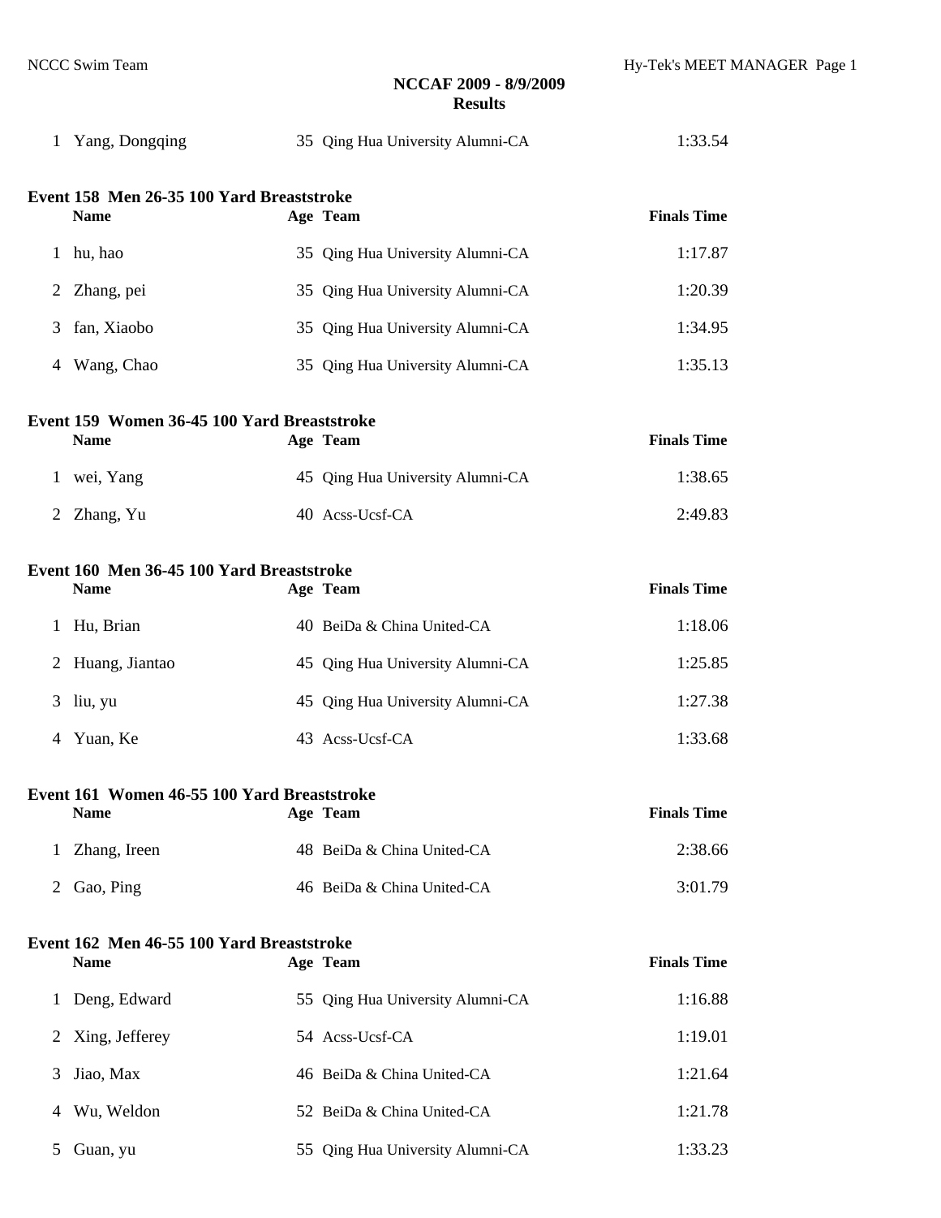**NCCAF 2009 - 8/9/2009**
**Results**

| | Name | Age | Team | Finals Time |
|---|---|---|---|---|
| 1 | Yang, Dongqing | 35 | Qing Hua University Alumni-CA | 1:33.54 |

### Event 158 Men 26-35 100 Yard Breaststroke

| | Name | Age | Team | Finals Time |
|---|---|---|---|---|
| 1 | hu, hao | 35 | Qing Hua University Alumni-CA | 1:17.87 |
| 2 | Zhang, pei | 35 | Qing Hua University Alumni-CA | 1:20.39 |
| 3 | fan, Xiaobo | 35 | Qing Hua University Alumni-CA | 1:34.95 |
| 4 | Wang, Chao | 35 | Qing Hua University Alumni-CA | 1:35.13 |

### Event 159 Women 36-45 100 Yard Breaststroke

| | Name | Age | Team | Finals Time |
|---|---|---|---|---|
| 1 | wei, Yang | 45 | Qing Hua University Alumni-CA | 1:38.65 |
| 2 | Zhang, Yu | 40 | Acss-Ucsf-CA | 2:49.83 |

### Event 160 Men 36-45 100 Yard Breaststroke

| | Name | Age | Team | Finals Time |
|---|---|---|---|---|
| 1 | Hu, Brian | 40 | BeiDa & China United-CA | 1:18.06 |
| 2 | Huang, Jiantao | 45 | Qing Hua University Alumni-CA | 1:25.85 |
| 3 | liu, yu | 45 | Qing Hua University Alumni-CA | 1:27.38 |
| 4 | Yuan, Ke | 43 | Acss-Ucsf-CA | 1:33.68 |

### Event 161 Women 46-55 100 Yard Breaststroke

| | Name | Age | Team | Finals Time |
|---|---|---|---|---|
| 1 | Zhang, Ireen | 48 | BeiDa & China United-CA | 2:38.66 |
| 2 | Gao, Ping | 46 | BeiDa & China United-CA | 3:01.79 |

### Event 162 Men 46-55 100 Yard Breaststroke

| | Name | Age | Team | Finals Time |
|---|---|---|---|---|
| 1 | Deng, Edward | 55 | Qing Hua University Alumni-CA | 1:16.88 |
| 2 | Xing, Jefferey | 54 | Acss-Ucsf-CA | 1:19.01 |
| 3 | Jiao, Max | 46 | BeiDa & China United-CA | 1:21.64 |
| 4 | Wu, Weldon | 52 | BeiDa & China United-CA | 1:21.78 |
| 5 | Guan, yu | 55 | Qing Hua University Alumni-CA | 1:33.23 |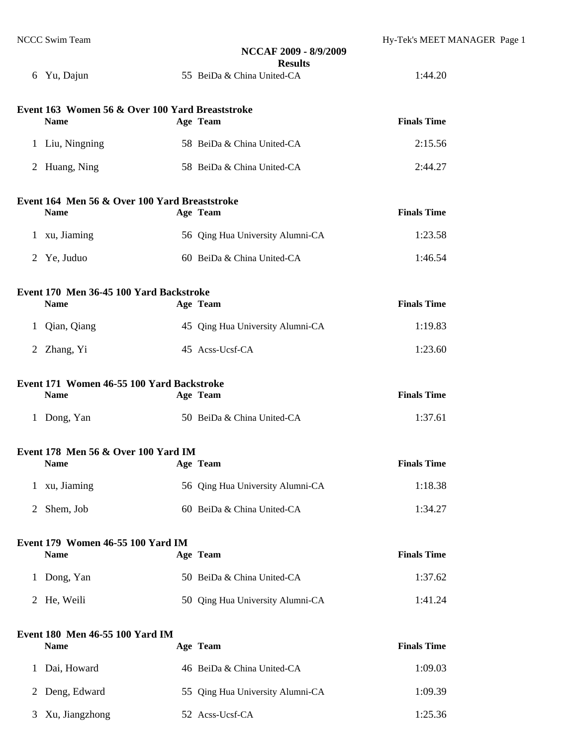| | Name | Age | Team | Finals Time |
|---|---|---|---|---|
| 6 | Yu, Dajun | 55 | BeiDa & China United-CA | 1:44.20 |

**Event 163 Women 56 & Over 100 Yard Breaststroke**

| | Name | Age | Team | Finals Time |
|---|---|---|---|---|
| 1 | Liu, Ningning | 58 | BeiDa & China United-CA | 2:15.56 |
| 2 | Huang, Ning | 58 | BeiDa & China United-CA | 2:44.27 |

**Event 164 Men 56 & Over 100 Yard Breaststroke**

| | Name | Age | Team | Finals Time |
|---|---|---|---|---|
| 1 | xu, Jiaming | 56 | Qing Hua University Alumni-CA | 1:23.58 |
| 2 | Ye, Juduo | 60 | BeiDa & China United-CA | 1:46.54 |

**Event 170 Men 36-45 100 Yard Backstroke**

| | Name | Age | Team | Finals Time |
|---|---|---|---|---|
| 1 | Qian, Qiang | 45 | Qing Hua University Alumni-CA | 1:19.83 |
| 2 | Zhang, Yi | 45 | Acss-Ucsf-CA | 1:23.60 |

**Event 171 Women 46-55 100 Yard Backstroke**

| | Name | Age | Team | Finals Time |
|---|---|---|---|---|
| 1 | Dong, Yan | 50 | BeiDa & China United-CA | 1:37.61 |

**Event 178 Men 56 & Over 100 Yard IM**

| | Name | Age | Team | Finals Time |
|---|---|---|---|---|
| 1 | xu, Jiaming | 56 | Qing Hua University Alumni-CA | 1:18.38 |
| 2 | Shem, Job | 60 | BeiDa & China United-CA | 1:34.27 |

**Event 179 Women 46-55 100 Yard IM**

| | Name | Age | Team | Finals Time |
|---|---|---|---|---|
| 1 | Dong, Yan | 50 | BeiDa & China United-CA | 1:37.62 |
| 2 | He, Weili | 50 | Qing Hua University Alumni-CA | 1:41.24 |

**Event 180 Men 46-55 100 Yard IM**

| | Name | Age | Team | Finals Time |
|---|---|---|---|---|
| 1 | Dai, Howard | 46 | BeiDa & China United-CA | 1:09.03 |
| 2 | Deng, Edward | 55 | Qing Hua University Alumni-CA | 1:09.39 |
| 3 | Xu, Jiangzhong | 52 | Acss-Ucsf-CA | 1:25.36 |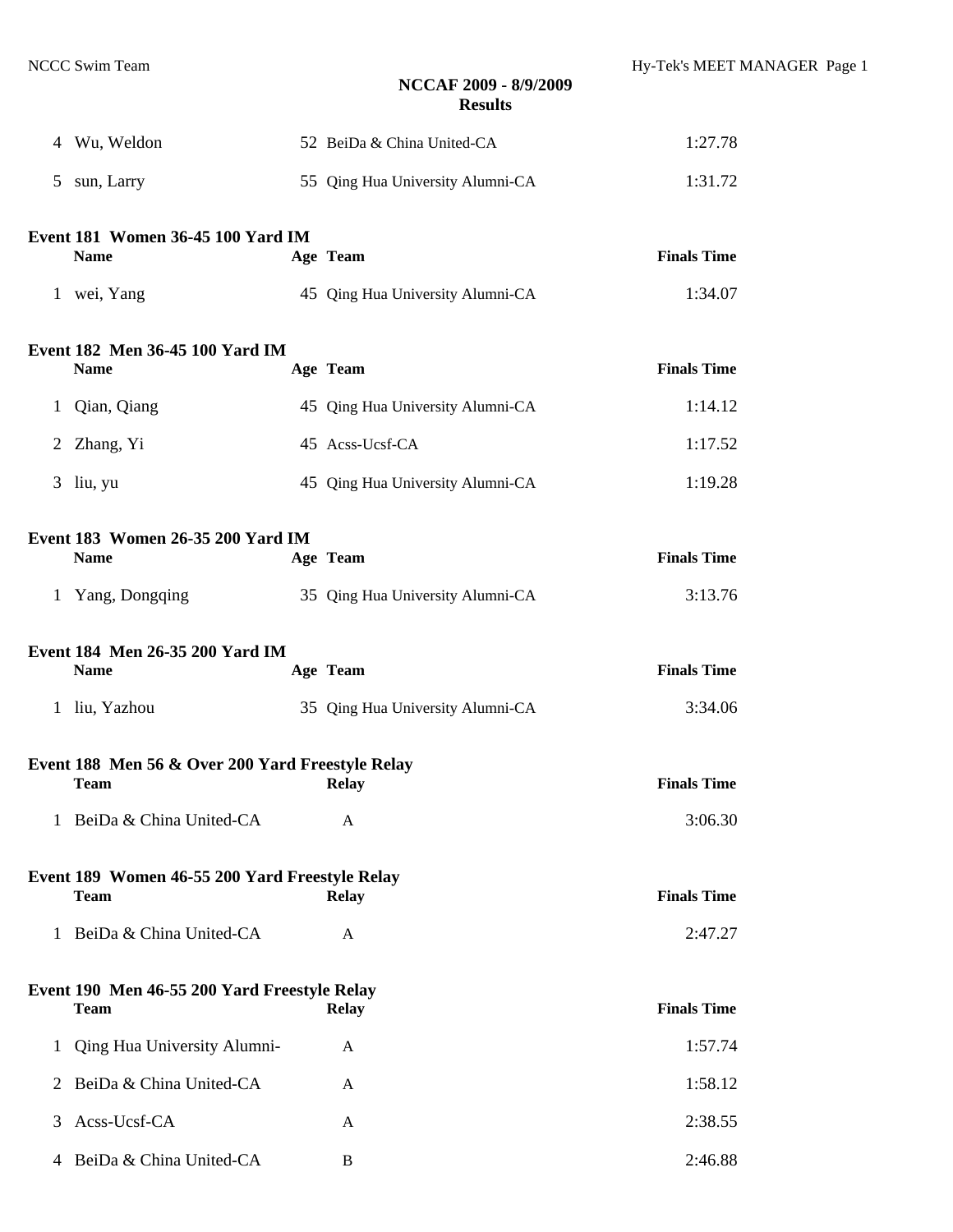| | | | | |
|---|---|---|---|---|
| 4 | Wu, Weldon | 52 | BeiDa & China United-CA | 1:27.78 |
| 5 | sun, Larry | 55 | Qing Hua University Alumni-CA | 1:31.72 |

**Event 181 Women 36-45 100 Yard IM**

| | Name | Age | Team | Finals Time |
|---|---|---|---|---|
| 1 | wei, Yang | 45 | Qing Hua University Alumni-CA | 1:34.07 |

**Event 182 Men 36-45 100 Yard IM**

| | Name | Age | Team | Finals Time |
|---|---|---|---|---|
| 1 | Qian, Qiang | 45 | Qing Hua University Alumni-CA | 1:14.12 |
| 2 | Zhang, Yi | 45 | Acss-Ucsf-CA | 1:17.52 |
| 3 | liu, yu | 45 | Qing Hua University Alumni-CA | 1:19.28 |

**Event 183 Women 26-35 200 Yard IM**

| | Name | Age | Team | Finals Time |
|---|---|---|---|---|
| 1 | Yang, Dongqing | 35 | Qing Hua University Alumni-CA | 3:13.76 |

**Event 184 Men 26-35 200 Yard IM**

| | Name | Age | Team | Finals Time |
|---|---|---|---|---|
| 1 | liu, Yazhou | 35 | Qing Hua University Alumni-CA | 3:34.06 |

**Event 188 Men 56 & Over 200 Yard Freestyle Relay**

| | Team | Relay | Finals Time |
|---|---|---|---|
| 1 | BeiDa & China United-CA | A | 3:06.30 |

**Event 189 Women 46-55 200 Yard Freestyle Relay**

| | Team | Relay | Finals Time |
|---|---|---|---|
| 1 | BeiDa & China United-CA | A | 2:47.27 |

**Event 190 Men 46-55 200 Yard Freestyle Relay**

| | Team | Relay | Finals Time |
|---|---|---|---|
| 1 | Qing Hua University Alumni- | A | 1:57.74 |
| 2 | BeiDa & China United-CA | A | 1:58.12 |
| 3 | Acss-Ucsf-CA | A | 2:38.55 |
| 4 | BeiDa & China United-CA | B | 2:46.88 |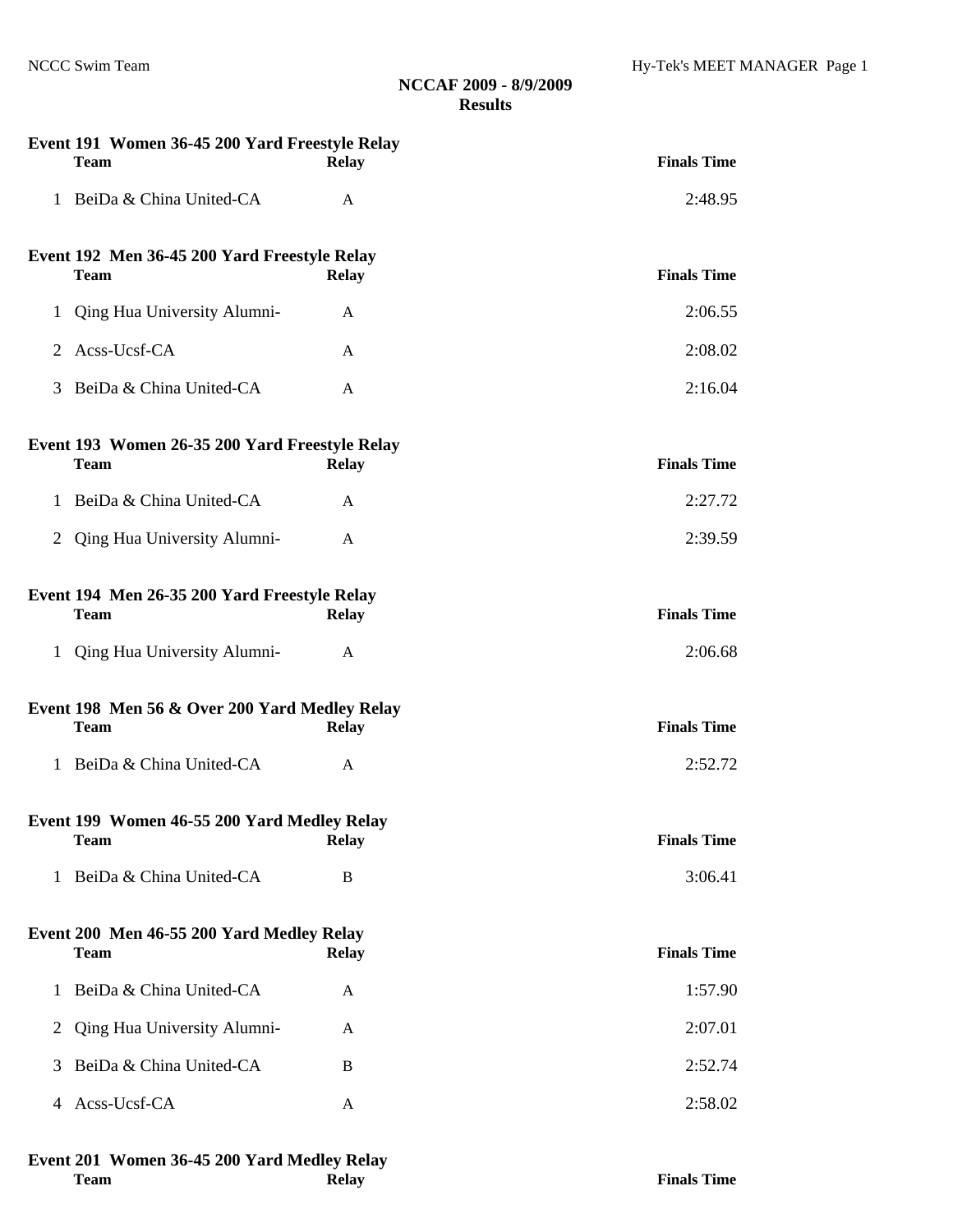**NCCAF 2009 - 8/9/2009**
**Results**

### Event 191 Women 36-45 200 Yard Freestyle Relay

| | Team | Relay | Finals Time |
|---|---|---|---|
| 1 | BeiDa & China United-CA | A | 2:48.95 |

### Event 192 Men 36-45 200 Yard Freestyle Relay

| | Team | Relay | Finals Time |
|---|---|---|---|
| 1 | Qing Hua University Alumni- | A | 2:06.55 |
| 2 | Acss-Ucsf-CA | A | 2:08.02 |
| 3 | BeiDa & China United-CA | A | 2:16.04 |

### Event 193 Women 26-35 200 Yard Freestyle Relay

| | Team | Relay | Finals Time |
|---|---|---|---|
| 1 | BeiDa & China United-CA | A | 2:27.72 |
| 2 | Qing Hua University Alumni- | A | 2:39.59 |

### Event 194 Men 26-35 200 Yard Freestyle Relay

| | Team | Relay | Finals Time |
|---|---|---|---|
| 1 | Qing Hua University Alumni- | A | 2:06.68 |

### Event 198 Men 56 & Over 200 Yard Medley Relay

| | Team | Relay | Finals Time |
|---|---|---|---|
| 1 | BeiDa & China United-CA | A | 2:52.72 |

### Event 199 Women 46-55 200 Yard Medley Relay

| | Team | Relay | Finals Time |
|---|---|---|---|
| 1 | BeiDa & China United-CA | B | 3:06.41 |

### Event 200 Men 46-55 200 Yard Medley Relay

| | Team | Relay | Finals Time |
|---|---|---|---|
| 1 | BeiDa & China United-CA | A | 1:57.90 |
| 2 | Qing Hua University Alumni- | A | 2:07.01 |
| 3 | BeiDa & China United-CA | B | 2:52.74 |
| 4 | Acss-Ucsf-CA | A | 2:58.02 |

### Event 201 Women 36-45 200 Yard Medley Relay

| | Team | Relay | Finals Time |
|---|---|---|---|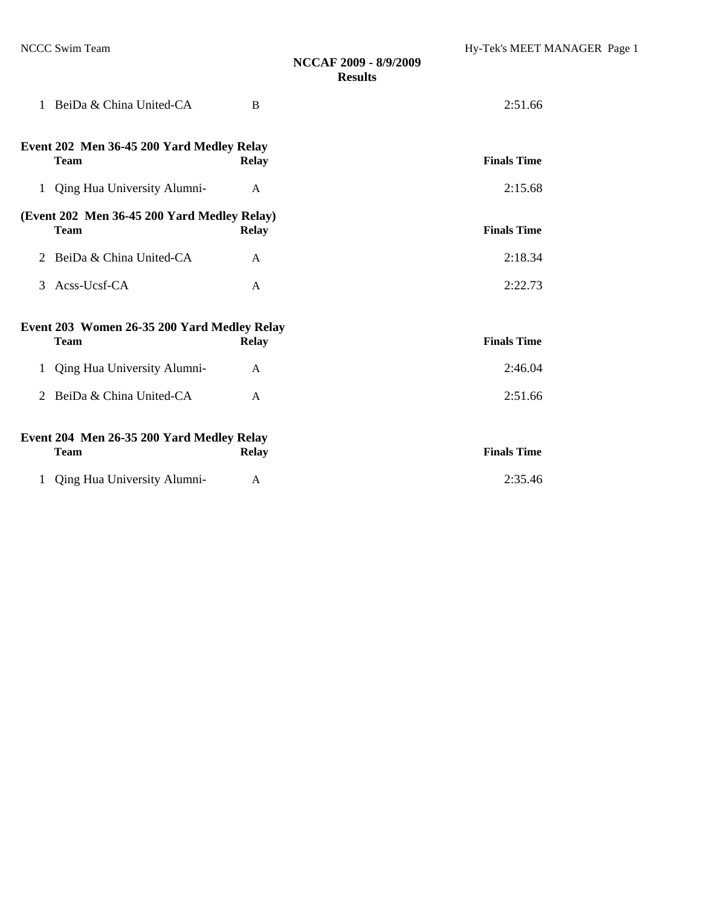| | | | |
|---|---|---|---|
| 1 | BeiDa & China United-CA | B | 2:51.66 |

**Event 202 Men 36-45 200 Yard Medley Relay**

| | Team | Relay | Finals Time |
|---|---|---|---|
| 1 | Qing Hua University Alumni- | A | 2:15.68 |
| 2 | BeiDa & China United-CA | A | 2:18.34 |
| 3 | Acss-Ucsf-CA | A | 2:22.73 |

**Event 203 Women 26-35 200 Yard Medley Relay**

| | Team | Relay | Finals Time |
|---|---|---|---|
| 1 | Qing Hua University Alumni- | A | 2:46.04 |
| 2 | BeiDa & China United-CA | A | 2:51.66 |

**Event 204 Men 26-35 200 Yard Medley Relay**

| | Team | Relay | Finals Time |
|---|---|---|---|
| 1 | Qing Hua University Alumni- | A | 2:35.46 |